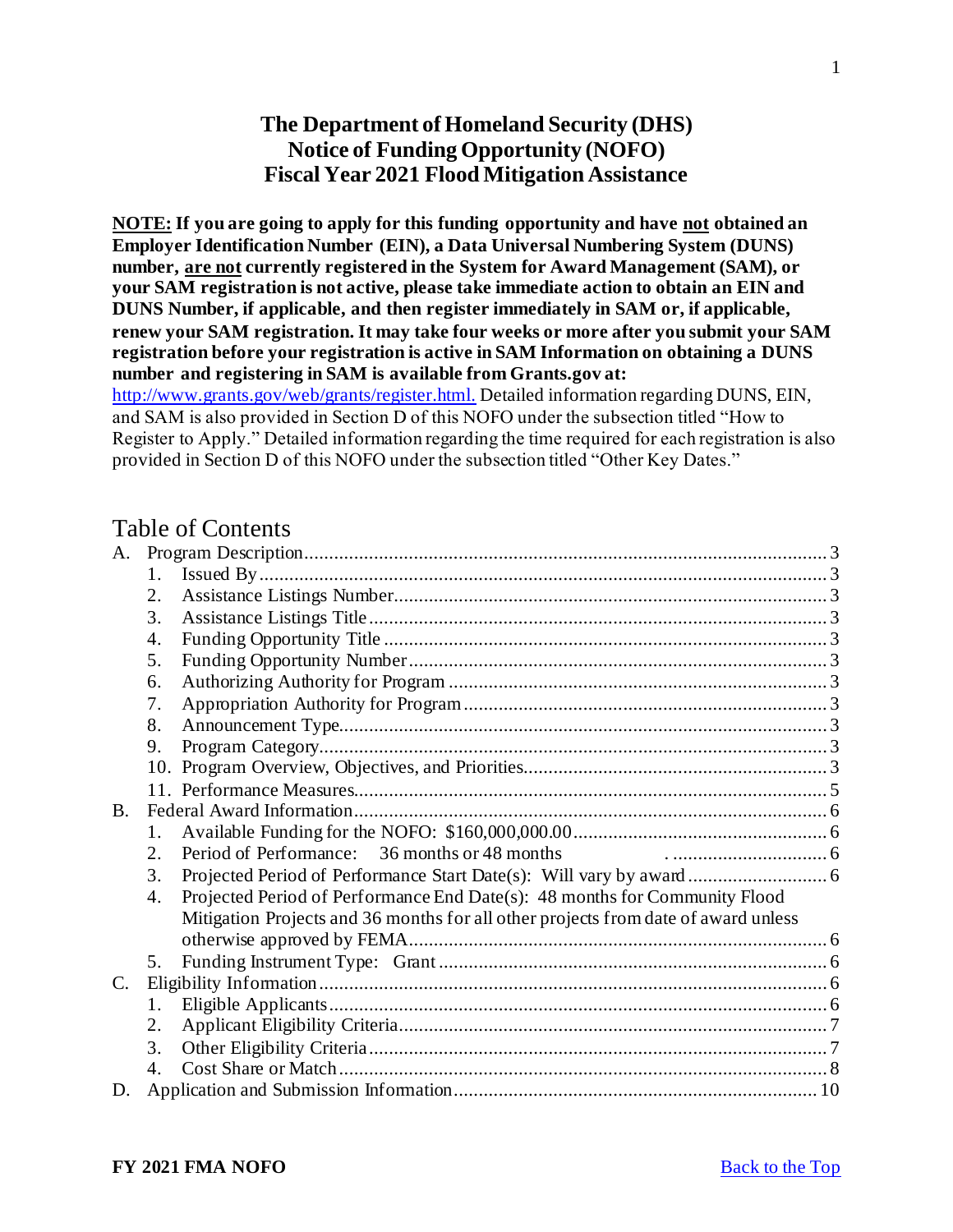# The Department of Homeland Security (DHS) Notice of Funding Opportunity (NOFO) Fiscal Year 2021 Flood Mitigation Assistance

**NOTE: If you are going to apply for this funding opportunity and have not obtained an Employer Identification Number (EIN), a Data Universal Numbering System (DUNS) number, are not currently registered in the System for Award Management (SAM), or your SAM registration is not active, please take immediate action to obtain an EIN and DUNS Number, if applicable, and then register immediately in SAM or, if applicable, renew your SAM registration. It may take four weeks or more after you submit your SAM registration before your registration is active in SAM Information on obtaining a DUNS number and registering in SAM is available from Grants.gov at:** http://www.grants.gov/web/grants/register.html. Detailed information regarding DUNS, EIN, and SAM is also provided in Section D of this NOFO under the subsection titled "How to Register to Apply." Detailed information regarding the time required for each registration is also provided in Section D of this NOFO under the subsection titled "Other Key Dates."

## Table of Contents

A. Program Description ..... 3
   1. Issued By ..... 3
   2. Assistance Listings Number ..... 3
   3. Assistance Listings Title ..... 3
   4. Funding Opportunity Title ..... 3
   5. Funding Opportunity Number ..... 3
   6. Authorizing Authority for Program ..... 3
   7. Appropriation Authority for Program ..... 3
   8. Announcement Type ..... 3
   9. Program Category ..... 3
   10. Program Overview, Objectives, and Priorities ..... 3
   11. Performance Measures ..... 5

B. Federal Award Information ..... 6
   1. Available Funding for the NOFO: $160,000,000.00 ..... 6
   2. Period of Performance: 36 months or 48 months ..... 6
   3. Projected Period of Performance Start Date(s): Will vary by award ..... 6
   4. Projected Period of Performance End Date(s): 48 months for Community Flood Mitigation Projects and 36 months for all other projects from date of award unless otherwise approved by FEMA ..... 6
   5. Funding Instrument Type: Grant ..... 6

C. Eligibility Information ..... 6
   1. Eligible Applicants ..... 6
   2. Applicant Eligibility Criteria ..... 7
   3. Other Eligibility Criteria ..... 7
   4. Cost Share or Match ..... 8

D. Application and Submission Information ..... 10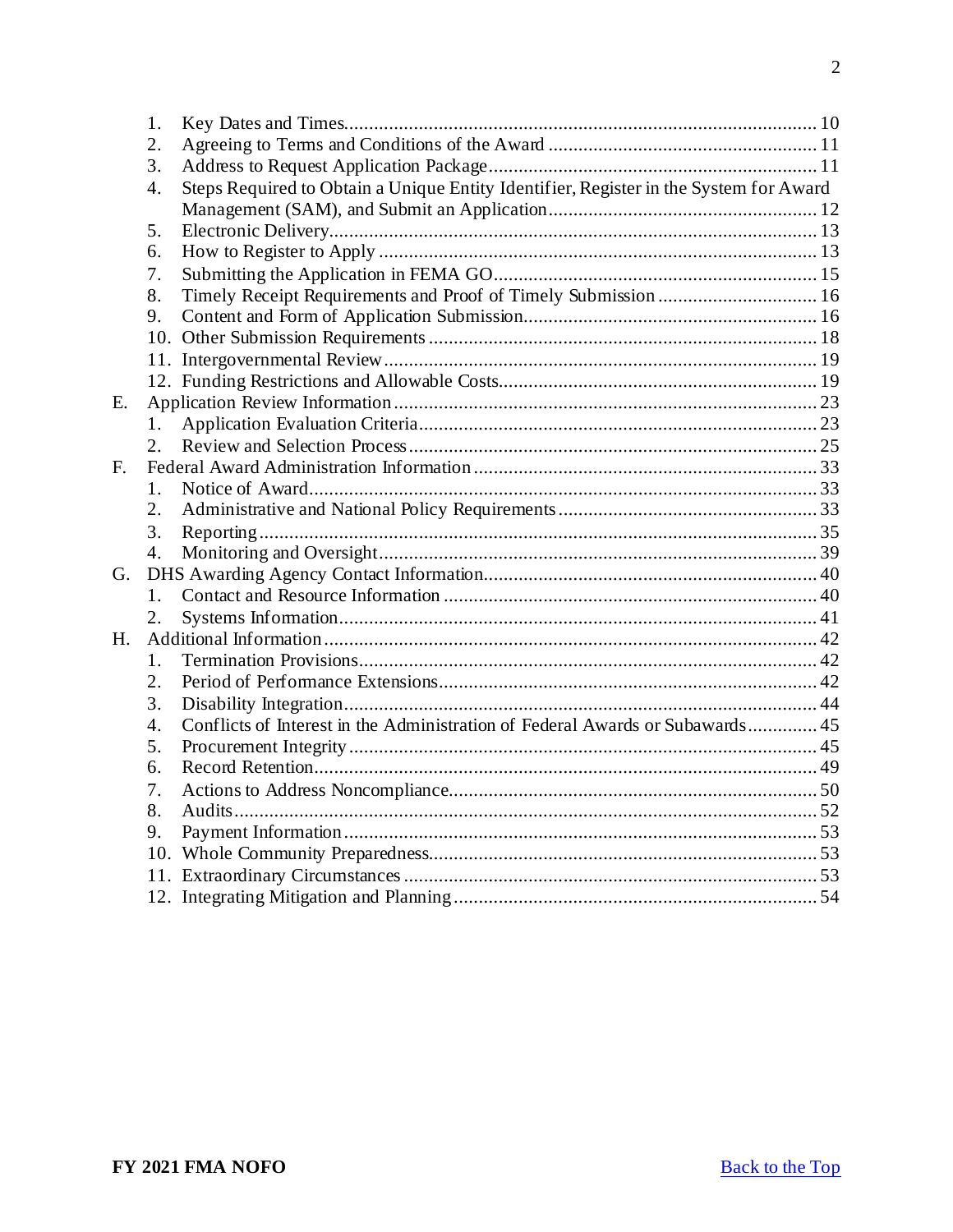1. Key Dates and Times....................................................................................... 10
2. Agreeing to Terms and Conditions of the Award ....................................................... 11
3. Address to Request Application Package.................................................................. 11
4. Steps Required to Obtain a Unique Entity Identifier, Register in the System for Award Management (SAM), and Submit an Application...................................................... 12
5. Electronic Delivery.................................................................................................. 13
6. How to Register to Apply ........................................................................................ 13
7. Submitting the Application in FEMA GO................................................................. 15
8. Timely Receipt Requirements and Proof of Timely Submission ................................ 16
9. Content and Form of Application Submission........................................................... 16
10. Other Submission Requirements ............................................................................. 18
11. Intergovernmental Review....................................................................................... 19
12. Funding Restrictions and Allowable Costs................................................................ 19

E. Application Review Information.................................................................................... 23
   1. Application Evaluation Criteria................................................................................ 23
   2. Review and Selection Process.................................................................................. 25

F. Federal Award Administration Information.................................................................... 33
   1. Notice of Award...................................................................................................... 33
   2. Administrative and National Policy Requirements.................................................... 33
   3. Reporting................................................................................................................ 35
   4. Monitoring and Oversight........................................................................................ 39

G. DHS Awarding Agency Contact Information.................................................................. 40
   1. Contact and Resource Information ........................................................................... 40
   2. Systems Information................................................................................................ 41

H. Additional Information.................................................................................................. 42
   1. Termination Provisions............................................................................................ 42
   2. Period of Performance Extensions............................................................................ 42
   3. Disability Integration............................................................................................... 44
   4. Conflicts of Interest in the Administration of Federal Awards or Subawards.............. 45
   5. Procurement Integrity.............................................................................................. 45
   6. Record Retention..................................................................................................... 49
   7. Actions to Address Noncompliance.......................................................................... 50
   8. Audits..................................................................................................................... 52
   9. Payment Information............................................................................................... 53
   10. Whole Community Preparedness............................................................................. 53
   11. Extraordinary Circumstances .................................................................................. 53
   12. Integrating Mitigation and Planning......................................................................... 54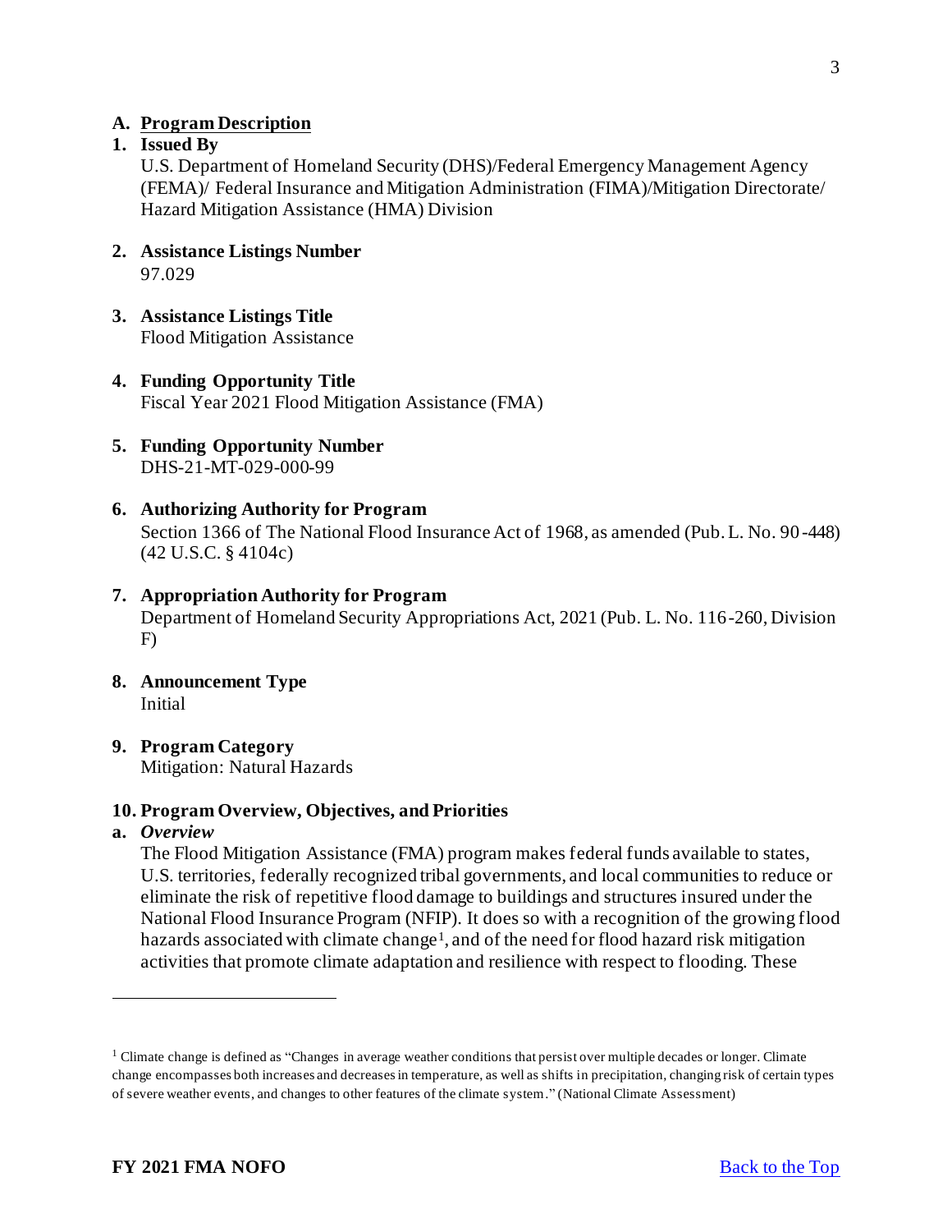## A. Program Description

### 1. Issued By

U.S. Department of Homeland Security (DHS)/Federal Emergency Management Agency (FEMA)/ Federal Insurance and Mitigation Administration (FIMA)/Mitigation Directorate/ Hazard Mitigation Assistance (HMA) Division

### 2. Assistance Listings Number

97.029

### 3. Assistance Listings Title

Flood Mitigation Assistance

### 4. Funding Opportunity Title

Fiscal Year 2021 Flood Mitigation Assistance (FMA)

### 5. Funding Opportunity Number

DHS-21-MT-029-000-99

### 6. Authorizing Authority for Program

Section 1366 of The National Flood Insurance Act of 1968, as amended (Pub. L. No. 90-448) (42 U.S.C. § 4104c)

### 7. Appropriation Authority for Program

Department of Homeland Security Appropriations Act, 2021 (Pub. L. No. 116-260, Division F)

### 8. Announcement Type

Initial

### 9. Program Category

Mitigation: Natural Hazards

### 10. Program Overview, Objectives, and Priorities

#### a. *Overview*

The Flood Mitigation Assistance (FMA) program makes federal funds available to states, U.S. territories, federally recognized tribal governments, and local communities to reduce or eliminate the risk of repetitive flood damage to buildings and structures insured under the National Flood Insurance Program (NFIP). It does so with a recognition of the growing flood hazards associated with climate change[1], and of the need for flood hazard risk mitigation activities that promote climate adaptation and resilience with respect to flooding. These

[1] Climate change is defined as "Changes in average weather conditions that persist over multiple decades or longer. Climate change encompasses both increases and decreases in temperature, as well as shifts in precipitation, changing risk of certain types of severe weather events, and changes to other features of the climate system." (National Climate Assessment)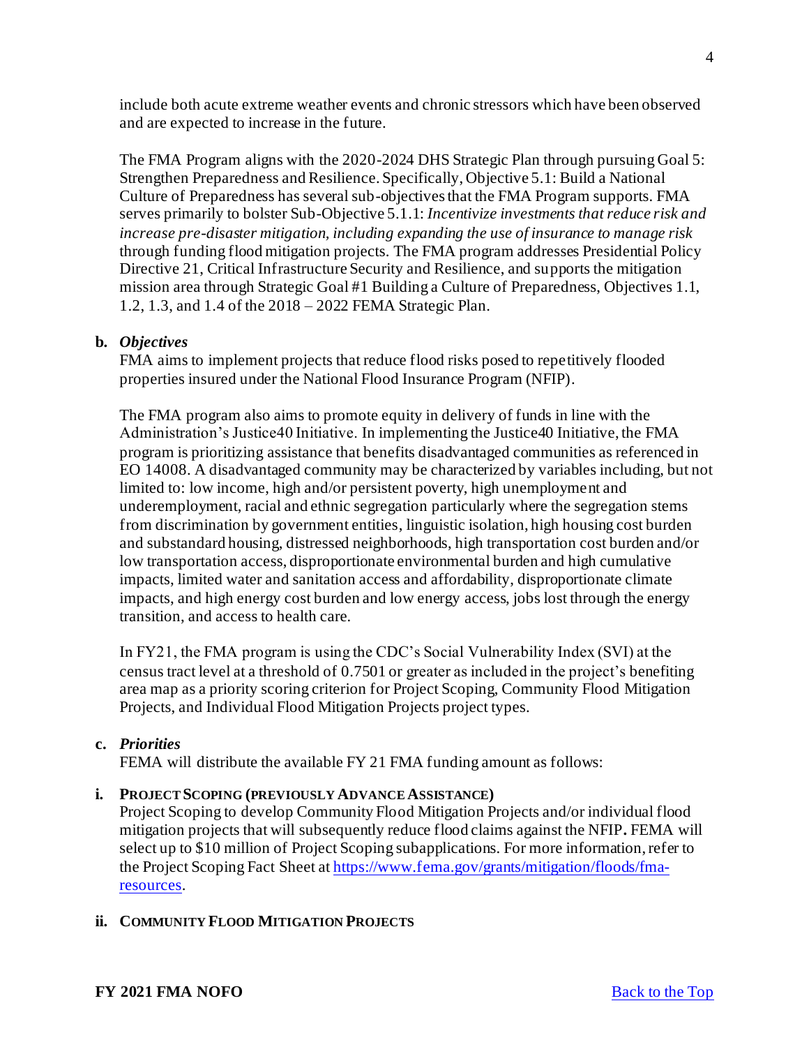include both acute extreme weather events and chronic stressors which have been observed and are expected to increase in the future.

The FMA Program aligns with the 2020-2024 DHS Strategic Plan through pursuing Goal 5: Strengthen Preparedness and Resilience. Specifically, Objective 5.1: Build a National Culture of Preparedness has several sub-objectives that the FMA Program supports. FMA serves primarily to bolster Sub-Objective 5.1.1: *Incentivize investments that reduce risk and increase pre-disaster mitigation, including expanding the use of insurance to manage risk* through funding flood mitigation projects. The FMA program addresses Presidential Policy Directive 21, Critical Infrastructure Security and Resilience, and supports the mitigation mission area through Strategic Goal #1 Building a Culture of Preparedness, Objectives 1.1, 1.2, 1.3, and 1.4 of the 2018 – 2022 FEMA Strategic Plan.

**b.** ***Objectives***

FMA aims to implement projects that reduce flood risks posed to repetitively flooded properties insured under the National Flood Insurance Program (NFIP).

The FMA program also aims to promote equity in delivery of funds in line with the Administration's Justice40 Initiative. In implementing the Justice40 Initiative, the FMA program is prioritizing assistance that benefits disadvantaged communities as referenced in EO 14008. A disadvantaged community may be characterized by variables including, but not limited to: low income, high and/or persistent poverty, high unemployment and underemployment, racial and ethnic segregation particularly where the segregation stems from discrimination by government entities, linguistic isolation, high housing cost burden and substandard housing, distressed neighborhoods, high transportation cost burden and/or low transportation access, disproportionate environmental burden and high cumulative impacts, limited water and sanitation access and affordability, disproportionate climate impacts, and high energy cost burden and low energy access, jobs lost through the energy transition, and access to health care.

In FY21, the FMA program is using the CDC's Social Vulnerability Index (SVI) at the census tract level at a threshold of 0.7501 or greater as included in the project's benefiting area map as a priority scoring criterion for Project Scoping, Community Flood Mitigation Projects, and Individual Flood Mitigation Projects project types.

**c.** ***Priorities***

FEMA will distribute the available FY 21 FMA funding amount as follows:

**i. PROJECT SCOPING (PREVIOUSLY ADVANCE ASSISTANCE)**

Project Scoping to develop Community Flood Mitigation Projects and/or individual flood mitigation projects that will subsequently reduce flood claims against the NFIP**.** FEMA will select up to $10 million of Project Scoping subapplications. For more information, refer to the Project Scoping Fact Sheet at [https://www.fema.gov/grants/mitigation/floods/fma-resources](https://www.fema.gov/grants/mitigation/floods/fma-resources).

**ii. COMMUNITY FLOOD MITIGATION PROJECTS**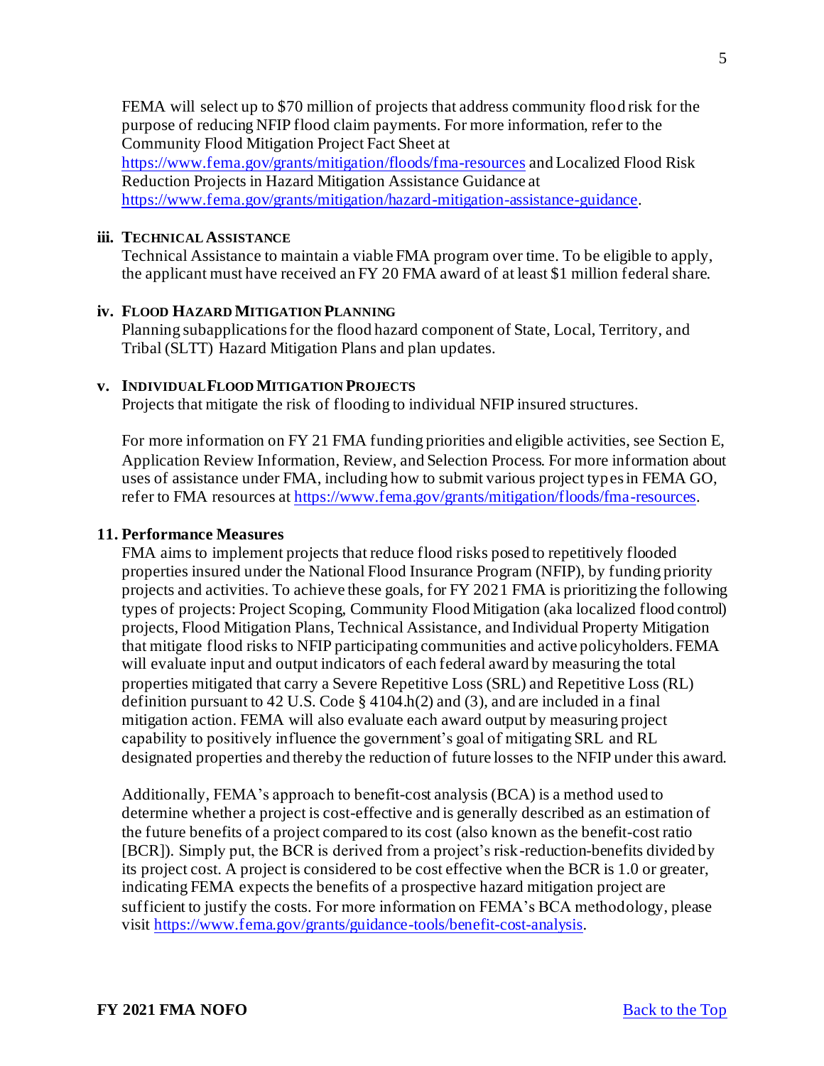FEMA will select up to $70 million of projects that address community flood risk for the purpose of reducing NFIP flood claim payments. For more information, refer to the Community Flood Mitigation Project Fact Sheet at https://www.fema.gov/grants/mitigation/floods/fma-resources and Localized Flood Risk Reduction Projects in Hazard Mitigation Assistance Guidance at https://www.fema.gov/grants/mitigation/hazard-mitigation-assistance-guidance.

**iii. TECHNICAL ASSISTANCE**

Technical Assistance to maintain a viable FMA program over time. To be eligible to apply, the applicant must have received an FY 20 FMA award of at least $1 million federal share.

**iv. FLOOD HAZARD MITIGATION PLANNING**

Planning subapplications for the flood hazard component of State, Local, Territory, and Tribal (SLTT) Hazard Mitigation Plans and plan updates.

**v. INDIVIDUAL FLOOD MITIGATION PROJECTS**

Projects that mitigate the risk of flooding to individual NFIP insured structures.

For more information on FY 21 FMA funding priorities and eligible activities, see Section E, Application Review Information, Review, and Selection Process. For more information about uses of assistance under FMA, including how to submit various project types in FEMA GO, refer to FMA resources at https://www.fema.gov/grants/mitigation/floods/fma-resources.

**11. Performance Measures**

FMA aims to implement projects that reduce flood risks posed to repetitively flooded properties insured under the National Flood Insurance Program (NFIP), by funding priority projects and activities. To achieve these goals, for FY 2021 FMA is prioritizing the following types of projects: Project Scoping, Community Flood Mitigation (aka localized flood control) projects, Flood Mitigation Plans, Technical Assistance, and Individual Property Mitigation that mitigate flood risks to NFIP participating communities and active policyholders. FEMA will evaluate input and output indicators of each federal award by measuring the total properties mitigated that carry a Severe Repetitive Loss (SRL) and Repetitive Loss (RL) definition pursuant to 42 U.S. Code § 4104.h(2) and (3), and are included in a final mitigation action. FEMA will also evaluate each award output by measuring project capability to positively influence the government's goal of mitigating SRL and RL designated properties and thereby the reduction of future losses to the NFIP under this award.

Additionally, FEMA's approach to benefit-cost analysis (BCA) is a method used to determine whether a project is cost-effective and is generally described as an estimation of the future benefits of a project compared to its cost (also known as the benefit-cost ratio [BCR]). Simply put, the BCR is derived from a project's risk-reduction-benefits divided by its project cost. A project is considered to be cost effective when the BCR is 1.0 or greater, indicating FEMA expects the benefits of a prospective hazard mitigation project are sufficient to justify the costs. For more information on FEMA's BCA methodology, please visit https://www.fema.gov/grants/guidance-tools/benefit-cost-analysis.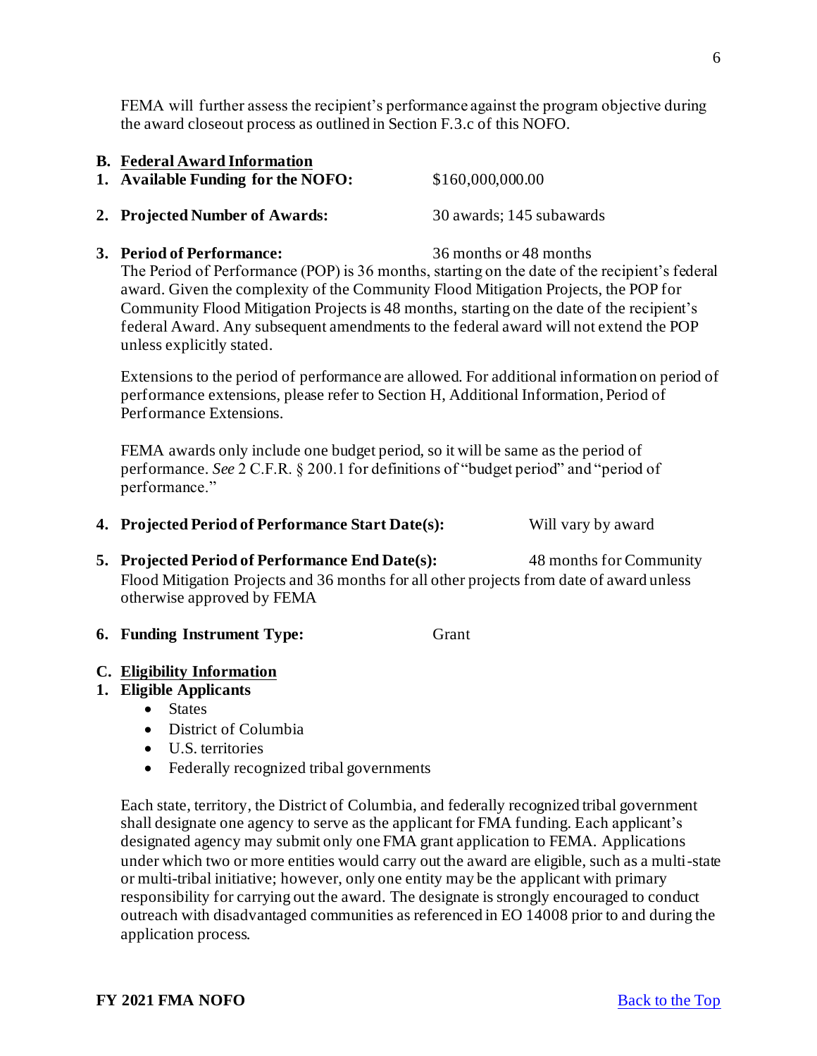FEMA will further assess the recipient's performance against the program objective during the award closeout process as outlined in Section F.3.c of this NOFO.

## B. Federal Award Information

**1. Available Funding for the NOFO:** $160,000,000.00

**2. Projected Number of Awards:** 30 awards; 145 subawards

**3. Period of Performance:** 36 months or 48 months

The Period of Performance (POP) is 36 months, starting on the date of the recipient's federal award. Given the complexity of the Community Flood Mitigation Projects, the POP for Community Flood Mitigation Projects is 48 months, starting on the date of the recipient's federal Award. Any subsequent amendments to the federal award will not extend the POP unless explicitly stated.

Extensions to the period of performance are allowed. For additional information on period of performance extensions, please refer to Section H, Additional Information, Period of Performance Extensions.

FEMA awards only include one budget period, so it will be same as the period of performance. *See* 2 C.F.R. § 200.1 for definitions of "budget period" and "period of performance."

**4. Projected Period of Performance Start Date(s):** Will vary by award

**5. Projected Period of Performance End Date(s):** 48 months for Community Flood Mitigation Projects and 36 months for all other projects from date of award unless otherwise approved by FEMA

**6. Funding Instrument Type:** Grant

## C. Eligibility Information

**1. Eligible Applicants**

- States
- District of Columbia
- U.S. territories
- Federally recognized tribal governments

Each state, territory, the District of Columbia, and federally recognized tribal government shall designate one agency to serve as the applicant for FMA funding. Each applicant's designated agency may submit only one FMA grant application to FEMA. Applications under which two or more entities would carry out the award are eligible, such as a multi-state or multi-tribal initiative; however, only one entity may be the applicant with primary responsibility for carrying out the award. The designate is strongly encouraged to conduct outreach with disadvantaged communities as referenced in EO 14008 prior to and during the application process.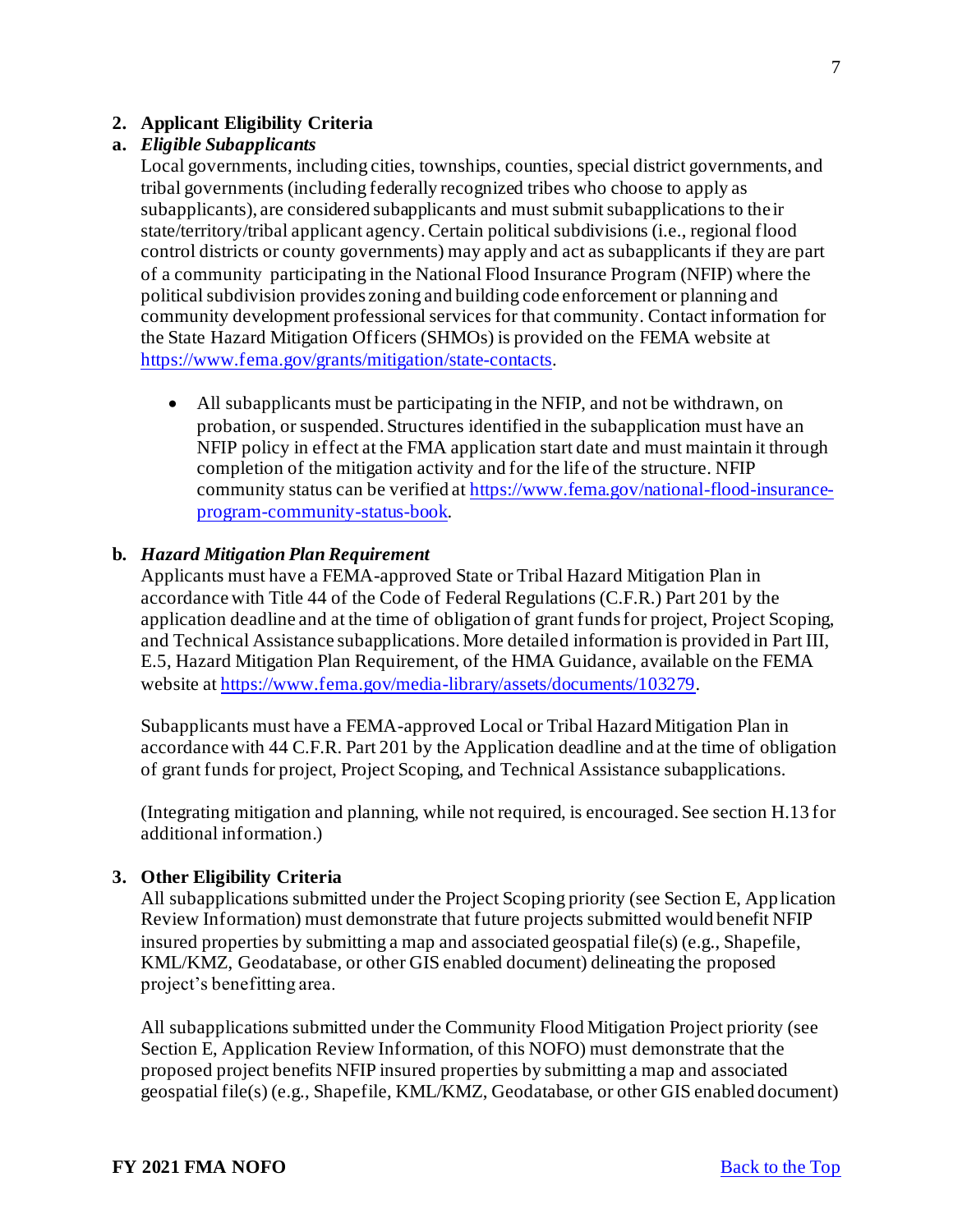## 2. Applicant Eligibility Criteria

### a. *Eligible Subapplicants*

Local governments, including cities, townships, counties, special district governments, and tribal governments (including federally recognized tribes who choose to apply as subapplicants), are considered subapplicants and must submit subapplications to their state/territory/tribal applicant agency. Certain political subdivisions (i.e., regional flood control districts or county governments) may apply and act as subapplicants if they are part of a community participating in the National Flood Insurance Program (NFIP) where the political subdivision provides zoning and building code enforcement or planning and community development professional services for that community. Contact information for the State Hazard Mitigation Officers (SHMOs) is provided on the FEMA website at https://www.fema.gov/grants/mitigation/state-contacts.

- All subapplicants must be participating in the NFIP, and not be withdrawn, on probation, or suspended. Structures identified in the subapplication must have an NFIP policy in effect at the FMA application start date and must maintain it through completion of the mitigation activity and for the life of the structure. NFIP community status can be verified at https://www.fema.gov/national-flood-insurance-program-community-status-book.

### b. *Hazard Mitigation Plan Requirement*

Applicants must have a FEMA-approved State or Tribal Hazard Mitigation Plan in accordance with Title 44 of the Code of Federal Regulations (C.F.R.) Part 201 by the application deadline and at the time of obligation of grant funds for project, Project Scoping, and Technical Assistance subapplications. More detailed information is provided in Part III, E.5, Hazard Mitigation Plan Requirement, of the HMA Guidance, available on the FEMA website at https://www.fema.gov/media-library/assets/documents/103279.

Subapplicants must have a FEMA-approved Local or Tribal Hazard Mitigation Plan in accordance with 44 C.F.R. Part 201 by the Application deadline and at the time of obligation of grant funds for project, Project Scoping, and Technical Assistance subapplications.

(Integrating mitigation and planning, while not required, is encouraged. See section H.13 for additional information.)

## 3. Other Eligibility Criteria

All subapplications submitted under the Project Scoping priority (see Section E, Application Review Information) must demonstrate that future projects submitted would benefit NFIP insured properties by submitting a map and associated geospatial file(s) (e.g., Shapefile, KML/KMZ, Geodatabase, or other GIS enabled document) delineating the proposed project's benefitting area.

All subapplications submitted under the Community Flood Mitigation Project priority (see Section E, Application Review Information, of this NOFO) must demonstrate that the proposed project benefits NFIP insured properties by submitting a map and associated geospatial file(s) (e.g., Shapefile, KML/KMZ, Geodatabase, or other GIS enabled document)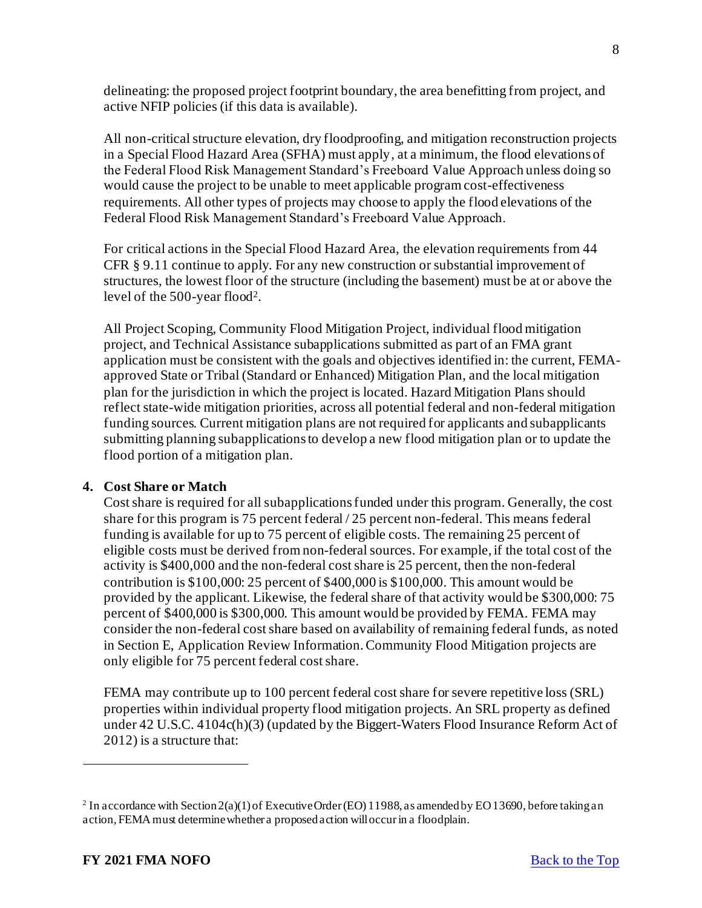delineating: the proposed project footprint boundary, the area benefitting from project, and active NFIP policies (if this data is available).

All non-critical structure elevation, dry floodproofing, and mitigation reconstruction projects in a Special Flood Hazard Area (SFHA) must apply, at a minimum, the flood elevations of the Federal Flood Risk Management Standard's Freeboard Value Approach unless doing so would cause the project to be unable to meet applicable program cost-effectiveness requirements. All other types of projects may choose to apply the flood elevations of the Federal Flood Risk Management Standard's Freeboard Value Approach.

For critical actions in the Special Flood Hazard Area, the elevation requirements from 44 CFR § 9.11 continue to apply. For any new construction or substantial improvement of structures, the lowest floor of the structure (including the basement) must be at or above the level of the 500-year flood[2].

All Project Scoping, Community Flood Mitigation Project, individual flood mitigation project, and Technical Assistance subapplications submitted as part of an FMA grant application must be consistent with the goals and objectives identified in: the current, FEMA-approved State or Tribal (Standard or Enhanced) Mitigation Plan, and the local mitigation plan for the jurisdiction in which the project is located. Hazard Mitigation Plans should reflect state-wide mitigation priorities, across all potential federal and non-federal mitigation funding sources. Current mitigation plans are not required for applicants and subapplicants submitting planning subapplications to develop a new flood mitigation plan or to update the flood portion of a mitigation plan.

**4. Cost Share or Match**

Cost share is required for all subapplications funded under this program. Generally, the cost share for this program is 75 percent federal / 25 percent non-federal. This means federal funding is available for up to 75 percent of eligible costs. The remaining 25 percent of eligible costs must be derived from non-federal sources. For example, if the total cost of the activity is $400,000 and the non-federal cost share is 25 percent, then the non-federal contribution is $100,000: 25 percent of $400,000 is $100,000. This amount would be provided by the applicant. Likewise, the federal share of that activity would be $300,000: 75 percent of $400,000 is $300,000. This amount would be provided by FEMA. FEMA may consider the non-federal cost share based on availability of remaining federal funds, as noted in Section E, Application Review Information. Community Flood Mitigation projects are only eligible for 75 percent federal cost share.

FEMA may contribute up to 100 percent federal cost share for severe repetitive loss (SRL) properties within individual property flood mitigation projects. An SRL property as defined under 42 U.S.C. 4104c(h)(3) (updated by the Biggert-Waters Flood Insurance Reform Act of 2012) is a structure that:

---

[2] In accordance with Section 2(a)(1) of Executive Order (EO) 11988, as amended by EO 13690, before taking an action, FEMA must determine whether a proposed action will occur in a floodplain.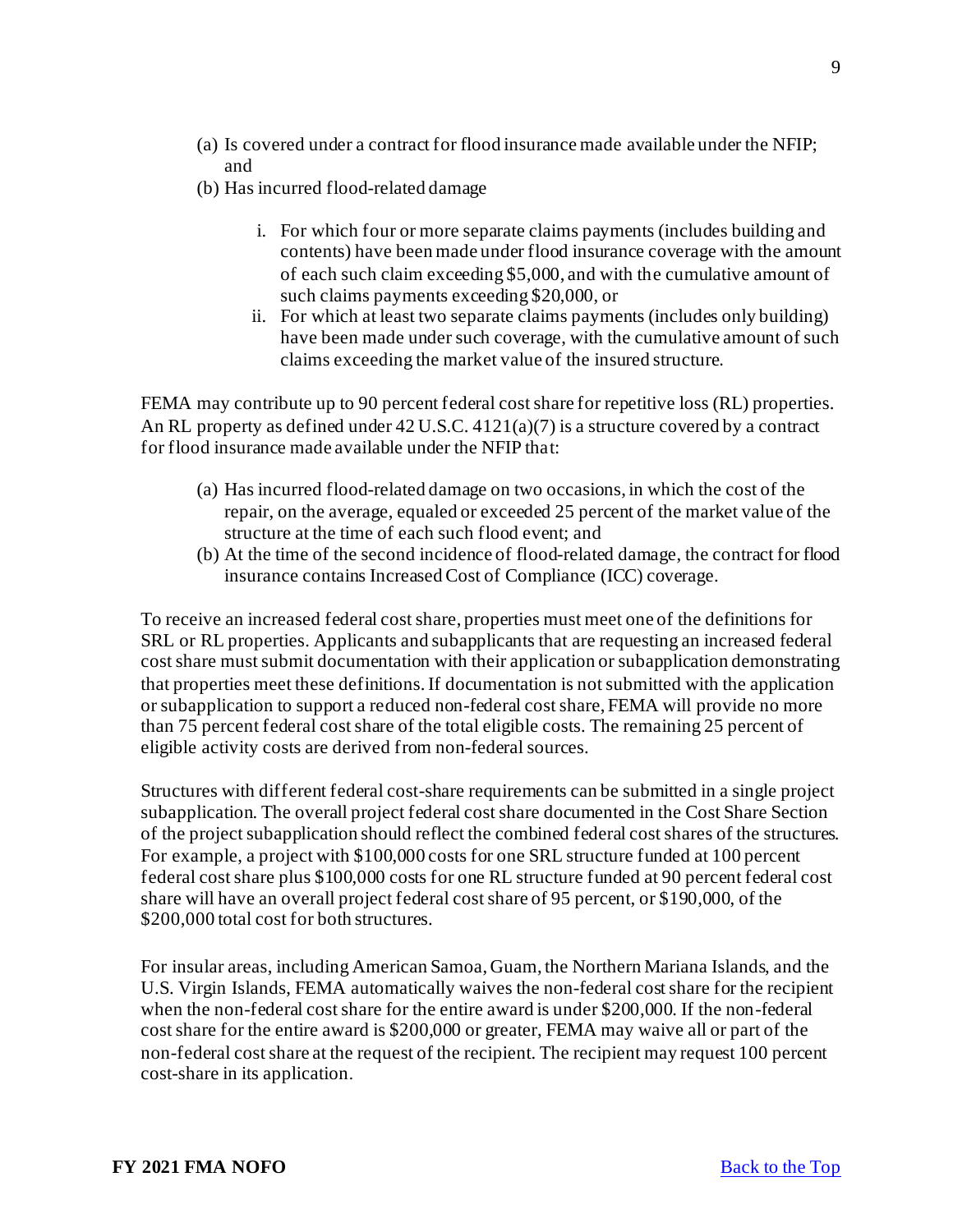(a) Is covered under a contract for flood insurance made available under the NFIP; and
(b) Has incurred flood-related damage

  i. For which four or more separate claims payments (includes building and contents) have been made under flood insurance coverage with the amount of each such claim exceeding $5,000, and with the cumulative amount of such claims payments exceeding $20,000, or
  ii. For which at least two separate claims payments (includes only building) have been made under such coverage, with the cumulative amount of such claims exceeding the market value of the insured structure.

FEMA may contribute up to 90 percent federal cost share for repetitive loss (RL) properties. An RL property as defined under 42 U.S.C. 4121(a)(7) is a structure covered by a contract for flood insurance made available under the NFIP that:

(a) Has incurred flood-related damage on two occasions, in which the cost of the repair, on the average, equaled or exceeded 25 percent of the market value of the structure at the time of each such flood event; and
(b) At the time of the second incidence of flood-related damage, the contract for flood insurance contains Increased Cost of Compliance (ICC) coverage.

To receive an increased federal cost share, properties must meet one of the definitions for SRL or RL properties. Applicants and subapplicants that are requesting an increased federal cost share must submit documentation with their application or subapplication demonstrating that properties meet these definitions. If documentation is not submitted with the application or subapplication to support a reduced non-federal cost share, FEMA will provide no more than 75 percent federal cost share of the total eligible costs. The remaining 25 percent of eligible activity costs are derived from non-federal sources.

Structures with different federal cost-share requirements can be submitted in a single project subapplication. The overall project federal cost share documented in the Cost Share Section of the project subapplication should reflect the combined federal cost shares of the structures. For example, a project with $100,000 costs for one SRL structure funded at 100 percent federal cost share plus $100,000 costs for one RL structure funded at 90 percent federal cost share will have an overall project federal cost share of 95 percent, or $190,000, of the $200,000 total cost for both structures.

For insular areas, including American Samoa, Guam, the Northern Mariana Islands, and the U.S. Virgin Islands, FEMA automatically waives the non-federal cost share for the recipient when the non-federal cost share for the entire award is under $200,000. If the non-federal cost share for the entire award is $200,000 or greater, FEMA may waive all or part of the non-federal cost share at the request of the recipient. The recipient may request 100 percent cost-share in its application.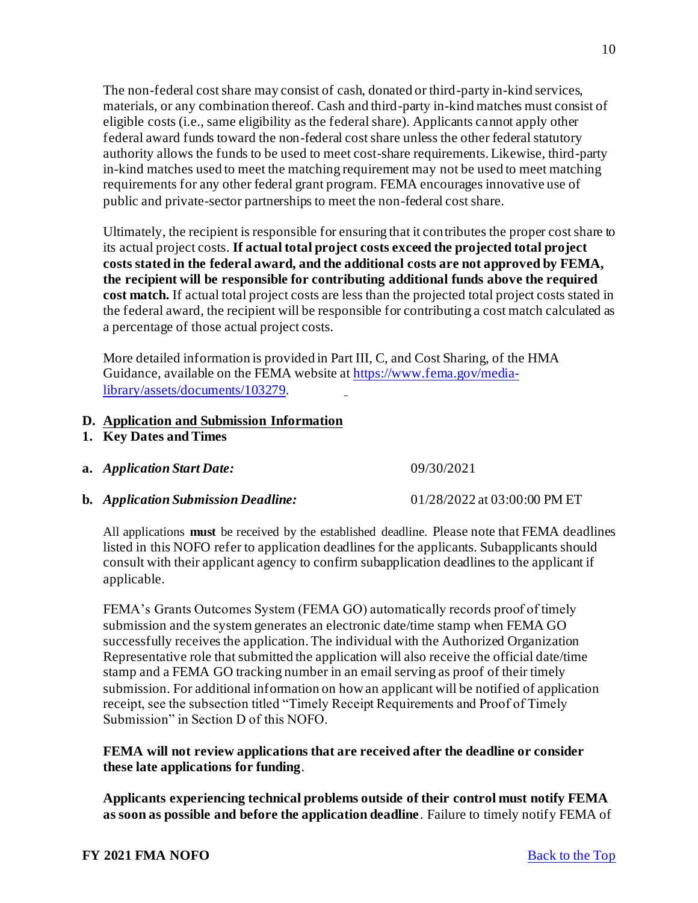The non-federal cost share may consist of cash, donated or third-party in-kind services, materials, or any combination thereof. Cash and third-party in-kind matches must consist of eligible costs (i.e., same eligibility as the federal share). Applicants cannot apply other federal award funds toward the non-federal cost share unless the other federal statutory authority allows the funds to be used to meet cost-share requirements. Likewise, third-party in-kind matches used to meet the matching requirement may not be used to meet matching requirements for any other federal grant program. FEMA encourages innovative use of public and private-sector partnerships to meet the non-federal cost share.

Ultimately, the recipient is responsible for ensuring that it contributes the proper cost share to its actual project costs. **If actual total project costs exceed the projected total project costs stated in the federal award, and the additional costs are not approved by FEMA, the recipient will be responsible for contributing additional funds above the required cost match.** If actual total project costs are less than the projected total project costs stated in the federal award, the recipient will be responsible for contributing a cost match calculated as a percentage of those actual project costs.

More detailed information is provided in Part III, C, and Cost Sharing, of the HMA Guidance, available on the FEMA website at [https://www.fema.gov/media-library/assets/documents/103279](https://www.fema.gov/media-library/assets/documents/103279).

## D. Application and Submission Information

### 1. Key Dates and Times

**a.** ***Application Start Date:*** 09/30/2021

**b.** ***Application Submission Deadline:*** 01/28/2022 at 03:00:00 PM ET

All applications **must** be received by the established deadline. Please note that FEMA deadlines listed in this NOFO refer to application deadlines for the applicants. Subapplicants should consult with their applicant agency to confirm subapplication deadlines to the applicant if applicable.

FEMA's Grants Outcomes System (FEMA GO) automatically records proof of timely submission and the system generates an electronic date/time stamp when FEMA GO successfully receives the application. The individual with the Authorized Organization Representative role that submitted the application will also receive the official date/time stamp and a FEMA GO tracking number in an email serving as proof of their timely submission. For additional information on how an applicant will be notified of application receipt, see the subsection titled "Timely Receipt Requirements and Proof of Timely Submission" in Section D of this NOFO.

**FEMA will not review applications that are received after the deadline or consider these late applications for funding**.

**Applicants experiencing technical problems outside of their control must notify FEMA as soon as possible and before the application deadline**. Failure to timely notify FEMA of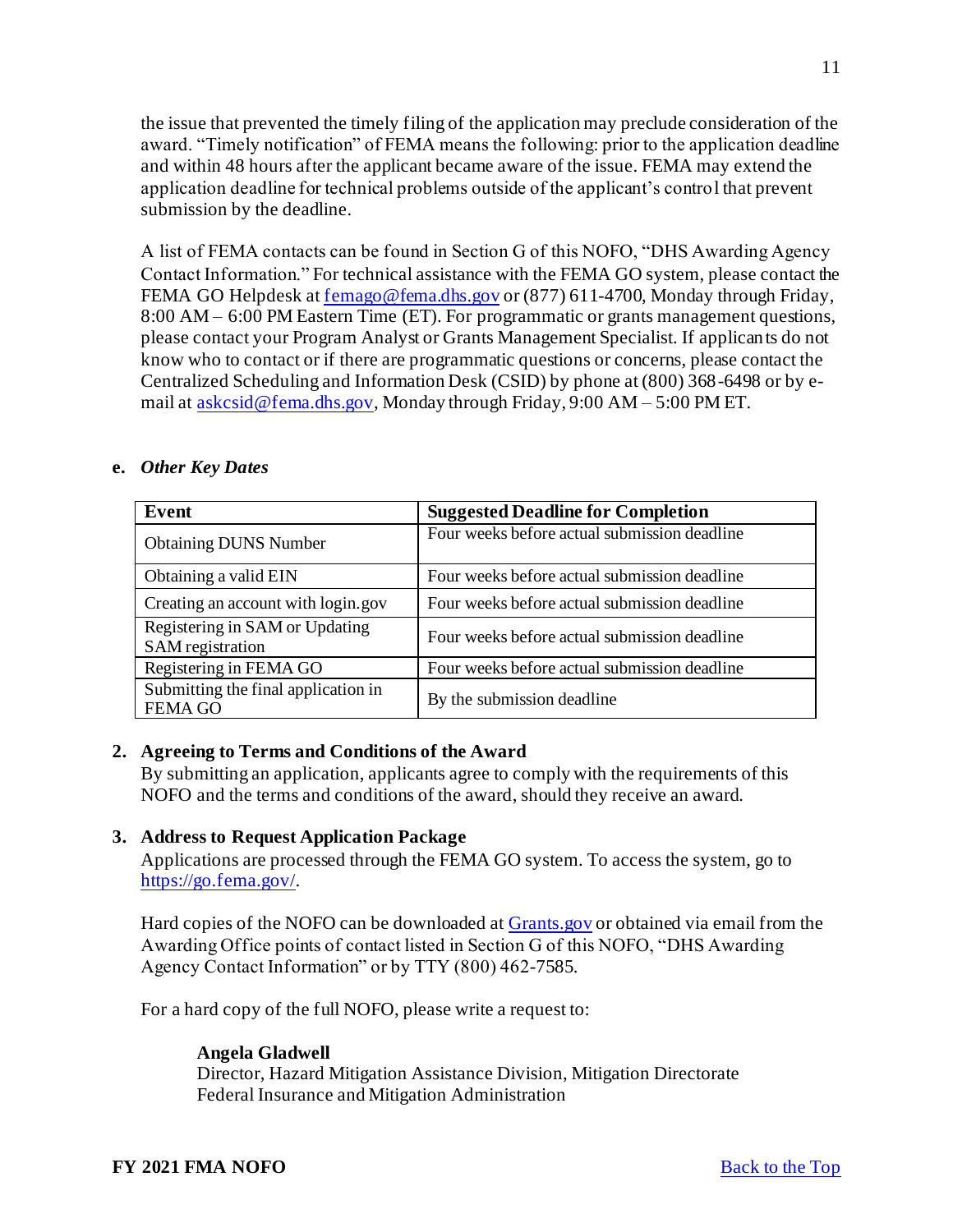the issue that prevented the timely filing of the application may preclude consideration of the award. "Timely notification" of FEMA means the following: prior to the application deadline and within 48 hours after the applicant became aware of the issue. FEMA may extend the application deadline for technical problems outside of the applicant's control that prevent submission by the deadline.

A list of FEMA contacts can be found in Section G of this NOFO, "DHS Awarding Agency Contact Information." For technical assistance with the FEMA GO system, please contact the FEMA GO Helpdesk at [femago@fema.dhs.gov](mailto:femago@fema.dhs.gov) or (877) 611-4700, Monday through Friday, 8:00 AM – 6:00 PM Eastern Time (ET). For programmatic or grants management questions, please contact your Program Analyst or Grants Management Specialist. If applicants do not know who to contact or if there are programmatic questions or concerns, please contact the Centralized Scheduling and Information Desk (CSID) by phone at (800) 368-6498 or by e-mail at [askcsid@fema.dhs.gov](mailto:askcsid@fema.dhs.gov), Monday through Friday, 9:00 AM – 5:00 PM ET.

**e. *Other Key Dates***

| Event | Suggested Deadline for Completion |
|---|---|
| Obtaining DUNS Number | Four weeks before actual submission deadline |
| Obtaining a valid EIN | Four weeks before actual submission deadline |
| Creating an account with login.gov | Four weeks before actual submission deadline |
| Registering in SAM or Updating SAM registration | Four weeks before actual submission deadline |
| Registering in FEMA GO | Four weeks before actual submission deadline |
| Submitting the final application in FEMA GO | By the submission deadline |

**2. Agreeing to Terms and Conditions of the Award**

By submitting an application, applicants agree to comply with the requirements of this NOFO and the terms and conditions of the award, should they receive an award.

**3. Address to Request Application Package**

Applications are processed through the FEMA GO system. To access the system, go to [https://go.fema.gov/](https://go.fema.gov/).

Hard copies of the NOFO can be downloaded at [Grants.gov](https://www.grants.gov) or obtained via email from the Awarding Office points of contact listed in Section G of this NOFO, "DHS Awarding Agency Contact Information" or by TTY (800) 462-7585.

For a hard copy of the full NOFO, please write a request to:

**Angela Gladwell**
Director, Hazard Mitigation Assistance Division, Mitigation Directorate
Federal Insurance and Mitigation Administration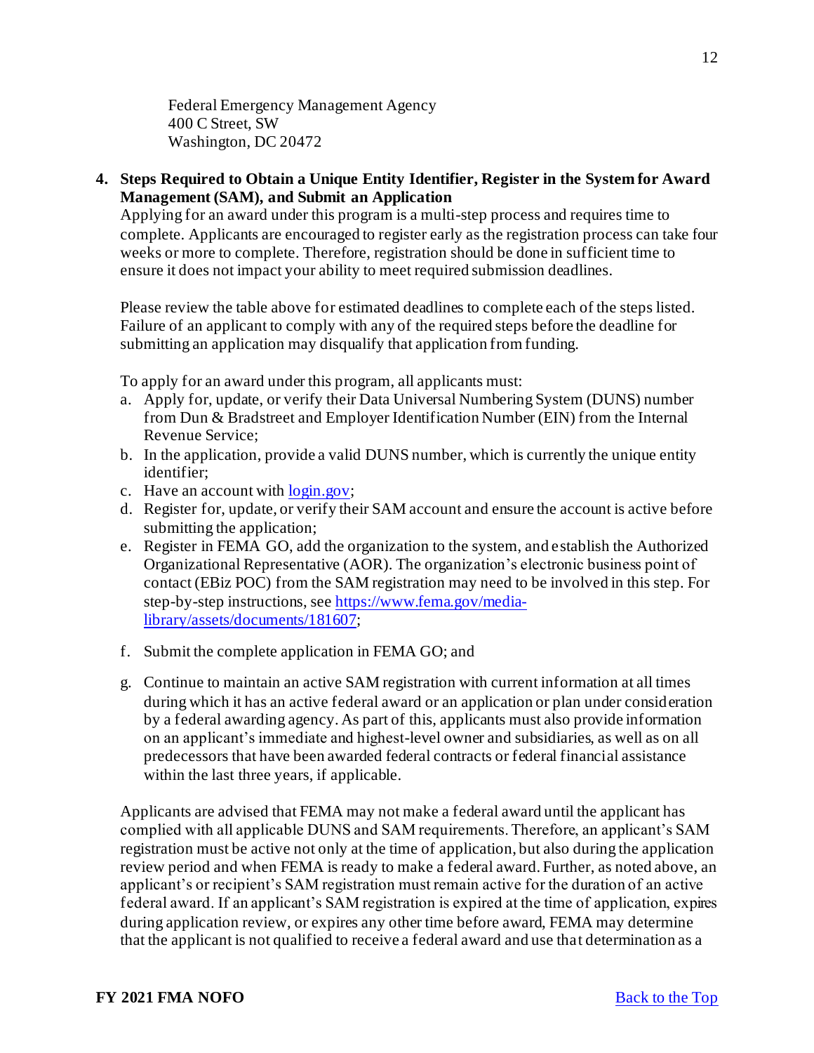Federal Emergency Management Agency
400 C Street, SW
Washington, DC 20472

**4. Steps Required to Obtain a Unique Entity Identifier, Register in the System for Award Management (SAM), and Submit an Application**

Applying for an award under this program is a multi-step process and requires time to complete. Applicants are encouraged to register early as the registration process can take four weeks or more to complete. Therefore, registration should be done in sufficient time to ensure it does not impact your ability to meet required submission deadlines.

Please review the table above for estimated deadlines to complete each of the steps listed. Failure of an applicant to comply with any of the required steps before the deadline for submitting an application may disqualify that application from funding.

To apply for an award under this program, all applicants must:

a. Apply for, update, or verify their Data Universal Numbering System (DUNS) number from Dun & Bradstreet and Employer Identification Number (EIN) from the Internal Revenue Service;
b. In the application, provide a valid DUNS number, which is currently the unique entity identifier;
c. Have an account with [login.gov](login.gov);
d. Register for, update, or verify their SAM account and ensure the account is active before submitting the application;
e. Register in FEMA GO, add the organization to the system, and establish the Authorized Organizational Representative (AOR). The organization's electronic business point of contact (EBiz POC) from the SAM registration may need to be involved in this step. For step-by-step instructions, see [https://www.fema.gov/media-library/assets/documents/181607](https://www.fema.gov/media-library/assets/documents/181607);
f. Submit the complete application in FEMA GO; and
g. Continue to maintain an active SAM registration with current information at all times during which it has an active federal award or an application or plan under consideration by a federal awarding agency. As part of this, applicants must also provide information on an applicant's immediate and highest-level owner and subsidiaries, as well as on all predecessors that have been awarded federal contracts or federal financial assistance within the last three years, if applicable.

Applicants are advised that FEMA may not make a federal award until the applicant has complied with all applicable DUNS and SAM requirements. Therefore, an applicant's SAM registration must be active not only at the time of application, but also during the application review period and when FEMA is ready to make a federal award. Further, as noted above, an applicant's or recipient's SAM registration must remain active for the duration of an active federal award. If an applicant's SAM registration is expired at the time of application, expires during application review, or expires any other time before award, FEMA may determine that the applicant is not qualified to receive a federal award and use that determination as a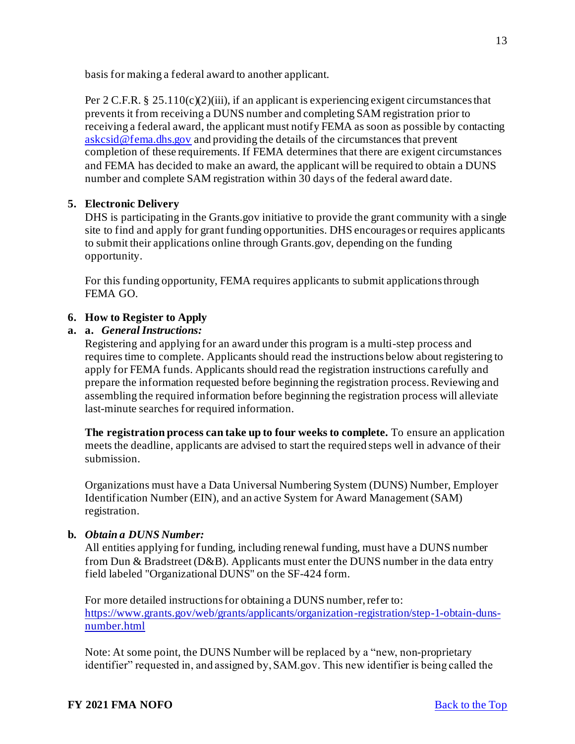basis for making a federal award to another applicant.

Per 2 C.F.R. § 25.110(c)(2)(iii), if an applicant is experiencing exigent circumstances that prevents it from receiving a DUNS number and completing SAM registration prior to receiving a federal award, the applicant must notify FEMA as soon as possible by contacting [askcsid@fema.dhs.gov](mailto:askcsid@fema.dhs.gov) and providing the details of the circumstances that prevent completion of these requirements. If FEMA determines that there are exigent circumstances and FEMA has decided to make an award, the applicant will be required to obtain a DUNS number and complete SAM registration within 30 days of the federal award date.

**5. Electronic Delivery**

DHS is participating in the Grants.gov initiative to provide the grant community with a single site to find and apply for grant funding opportunities. DHS encourages or requires applicants to submit their applications online through Grants.gov, depending on the funding opportunity.

For this funding opportunity, FEMA requires applicants to submit applications through FEMA GO.

**6. How to Register to Apply**

**a. a.** ***General Instructions:***

Registering and applying for an award under this program is a multi-step process and requires time to complete. Applicants should read the instructions below about registering to apply for FEMA funds. Applicants should read the registration instructions carefully and prepare the information requested before beginning the registration process. Reviewing and assembling the required information before beginning the registration process will alleviate last-minute searches for required information.

**The registration process can take up to four weeks to complete.** To ensure an application meets the deadline, applicants are advised to start the required steps well in advance of their submission.

Organizations must have a Data Universal Numbering System (DUNS) Number, Employer Identification Number (EIN), and an active System for Award Management (SAM) registration.

**b.** ***Obtain a DUNS Number:***

All entities applying for funding, including renewal funding, must have a DUNS number from Dun & Bradstreet (D&B). Applicants must enter the DUNS number in the data entry field labeled "Organizational DUNS" on the SF-424 form.

For more detailed instructions for obtaining a DUNS number, refer to: [https://www.grants.gov/web/grants/applicants/organization-registration/step-1-obtain-duns-number.html](https://www.grants.gov/web/grants/applicants/organization-registration/step-1-obtain-duns-number.html)

Note: At some point, the DUNS Number will be replaced by a "new, non-proprietary identifier" requested in, and assigned by, SAM.gov. This new identifier is being called the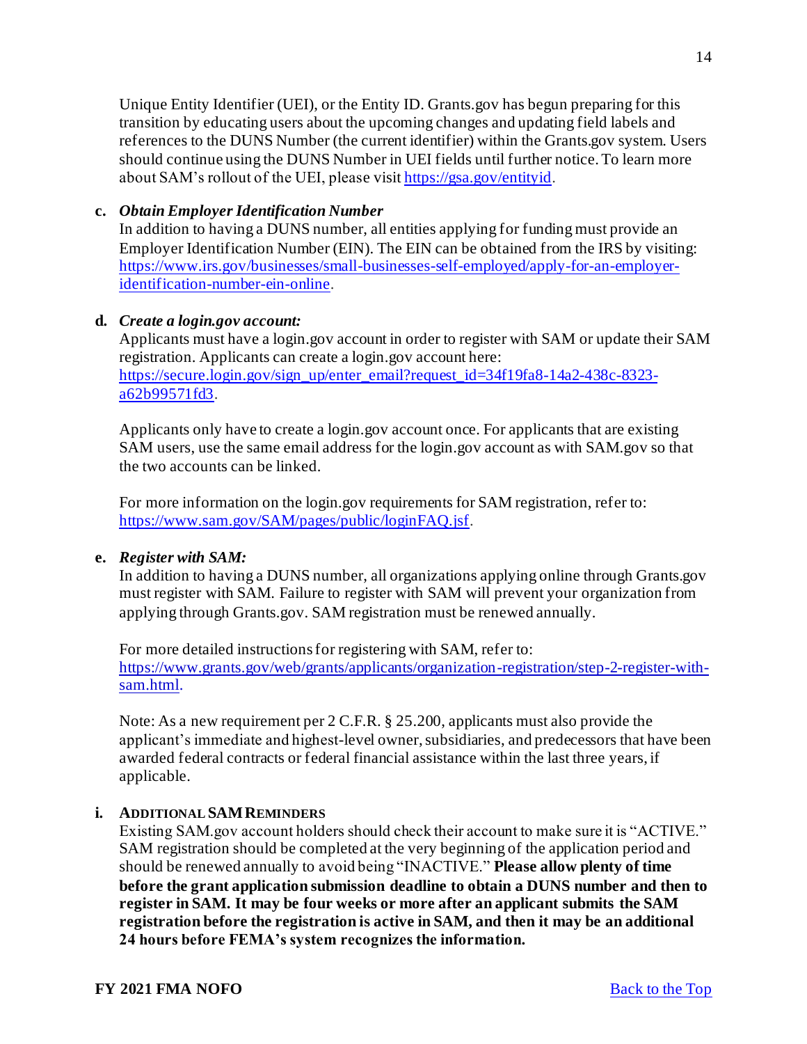Unique Entity Identifier (UEI), or the Entity ID. Grants.gov has begun preparing for this transition by educating users about the upcoming changes and updating field labels and references to the DUNS Number (the current identifier) within the Grants.gov system. Users should continue using the DUNS Number in UEI fields until further notice. To learn more about SAM's rollout of the UEI, please visit https://gsa.gov/entityid.

**c.** ***Obtain Employer Identification Number***

In addition to having a DUNS number, all entities applying for funding must provide an Employer Identification Number (EIN). The EIN can be obtained from the IRS by visiting: https://www.irs.gov/businesses/small-businesses-self-employed/apply-for-an-employer-identification-number-ein-online.

**d.** ***Create a login.gov account:***

Applicants must have a login.gov account in order to register with SAM or update their SAM registration. Applicants can create a login.gov account here: https://secure.login.gov/sign_up/enter_email?request_id=34f19fa8-14a2-438c-8323-a62b99571fd3.

Applicants only have to create a login.gov account once. For applicants that are existing SAM users, use the same email address for the login.gov account as with SAM.gov so that the two accounts can be linked.

For more information on the login.gov requirements for SAM registration, refer to: https://www.sam.gov/SAM/pages/public/loginFAQ.jsf.

**e.** ***Register with SAM:***

In addition to having a DUNS number, all organizations applying online through Grants.gov must register with SAM. Failure to register with SAM will prevent your organization from applying through Grants.gov. SAM registration must be renewed annually.

For more detailed instructions for registering with SAM, refer to: https://www.grants.gov/web/grants/applicants/organization-registration/step-2-register-with-sam.html.

Note: As a new requirement per 2 C.F.R. § 25.200, applicants must also provide the applicant's immediate and highest-level owner, subsidiaries, and predecessors that have been awarded federal contracts or federal financial assistance within the last three years, if applicable.

**i.** **ADDITIONAL SAM REMINDERS**

Existing SAM.gov account holders should check their account to make sure it is "ACTIVE." SAM registration should be completed at the very beginning of the application period and should be renewed annually to avoid being "INACTIVE." **Please allow plenty of time before the grant application submission deadline to obtain a DUNS number and then to register in SAM. It may be four weeks or more after an applicant submits the SAM registration before the registration is active in SAM, and then it may be an additional 24 hours before FEMA's system recognizes the information.**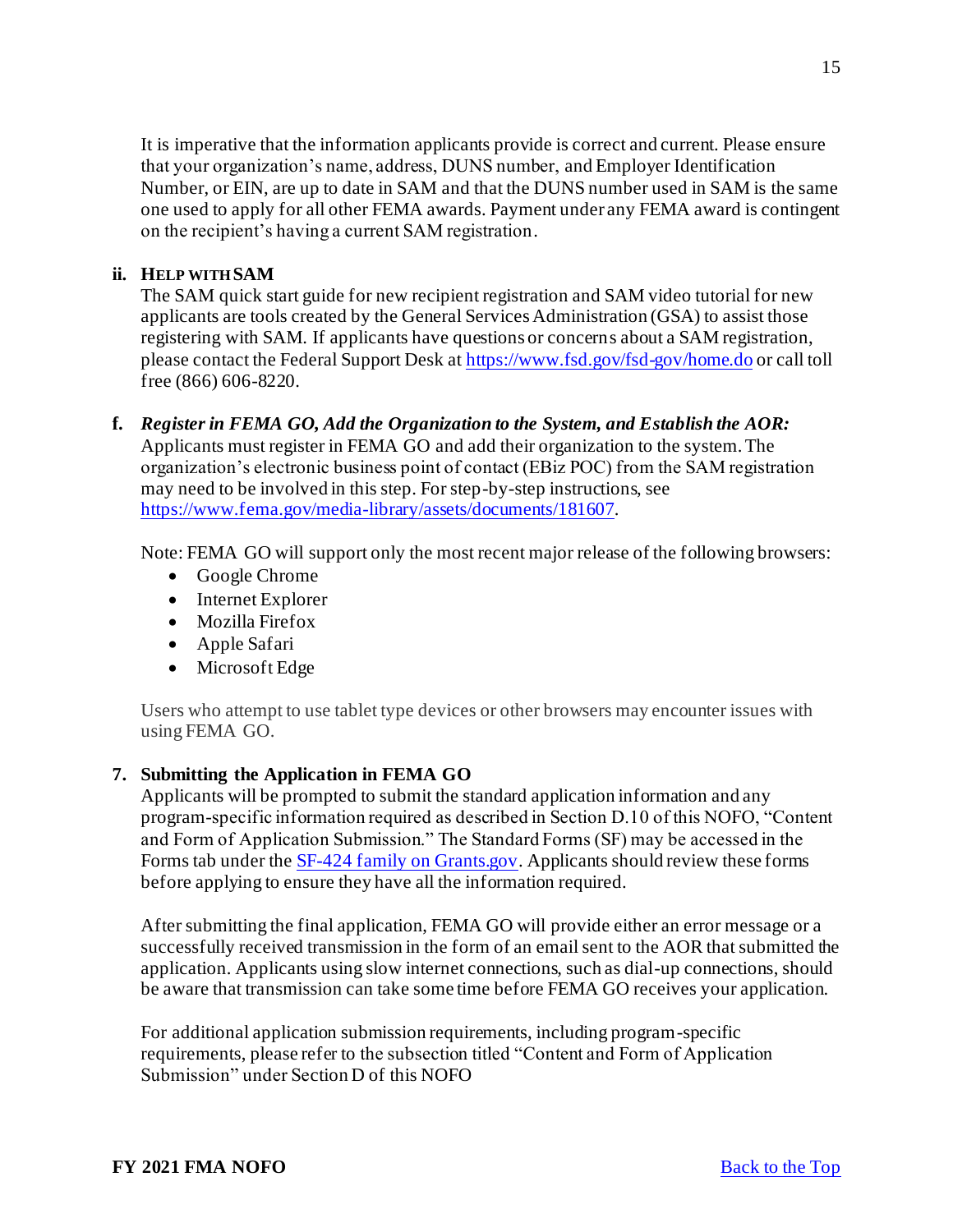It is imperative that the information applicants provide is correct and current. Please ensure that your organization's name, address, DUNS number, and Employer Identification Number, or EIN, are up to date in SAM and that the DUNS number used in SAM is the same one used to apply for all other FEMA awards. Payment under any FEMA award is contingent on the recipient's having a current SAM registration.

**ii. HELP WITH SAM**

The SAM quick start guide for new recipient registration and SAM video tutorial for new applicants are tools created by the General Services Administration (GSA) to assist those registering with SAM. If applicants have questions or concerns about a SAM registration, please contact the Federal Support Desk at https://www.fsd.gov/fsd-gov/home.do or call toll free (866) 606-8220.

**f.** ***Register in FEMA GO, Add the Organization to the System, and Establish the AOR:*** Applicants must register in FEMA GO and add their organization to the system. The organization's electronic business point of contact (EBiz POC) from the SAM registration may need to be involved in this step. For step-by-step instructions, see https://www.fema.gov/media-library/assets/documents/181607.

Note: FEMA GO will support only the most recent major release of the following browsers:

- Google Chrome
- Internet Explorer
- Mozilla Firefox
- Apple Safari
- Microsoft Edge

Users who attempt to use tablet type devices or other browsers may encounter issues with using FEMA GO.

**7. Submitting the Application in FEMA GO**

Applicants will be prompted to submit the standard application information and any program-specific information required as described in Section D.10 of this NOFO, "Content and Form of Application Submission." The Standard Forms (SF) may be accessed in the Forms tab under the SF-424 family on Grants.gov. Applicants should review these forms before applying to ensure they have all the information required.

After submitting the final application, FEMA GO will provide either an error message or a successfully received transmission in the form of an email sent to the AOR that submitted the application. Applicants using slow internet connections, such as dial-up connections, should be aware that transmission can take some time before FEMA GO receives your application.

For additional application submission requirements, including program-specific requirements, please refer to the subsection titled "Content and Form of Application Submission" under Section D of this NOFO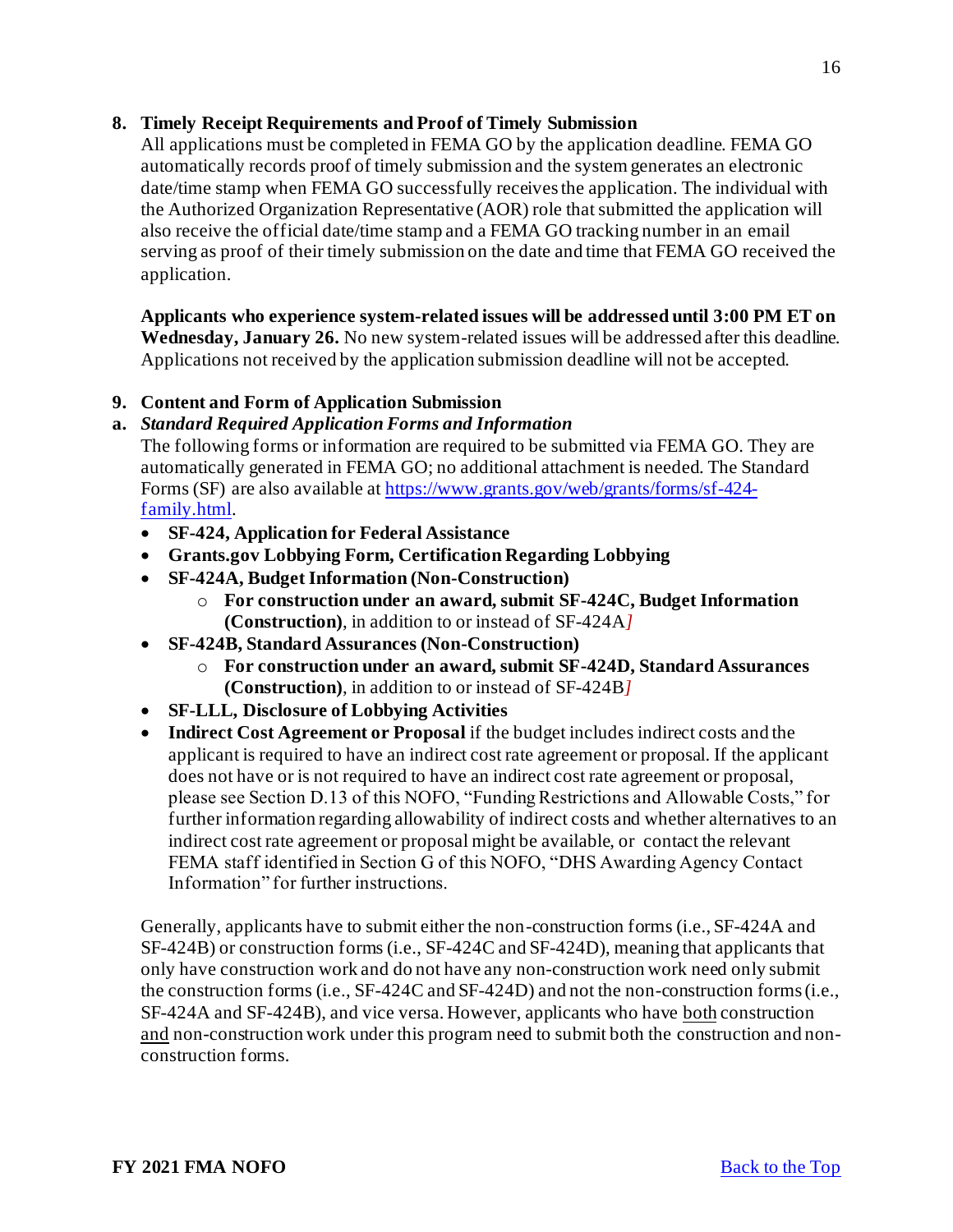**8. Timely Receipt Requirements and Proof of Timely Submission**

All applications must be completed in FEMA GO by the application deadline. FEMA GO automatically records proof of timely submission and the system generates an electronic date/time stamp when FEMA GO successfully receives the application. The individual with the Authorized Organization Representative (AOR) role that submitted the application will also receive the official date/time stamp and a FEMA GO tracking number in an email serving as proof of their timely submission on the date and time that FEMA GO received the application.

**Applicants who experience system-related issues will be addressed until 3:00 PM ET on Wednesday, January 26.** No new system-related issues will be addressed after this deadline. Applications not received by the application submission deadline will not be accepted.

**9. Content and Form of Application Submission**

**a.** ***Standard Required Application Forms and Information***

The following forms or information are required to be submitted via FEMA GO. They are automatically generated in FEMA GO; no additional attachment is needed. The Standard Forms (SF) are also available at https://www.grants.gov/web/grants/forms/sf-424-family.html.

- **SF-424, Application for Federal Assistance**
- **Grants.gov Lobbying Form, Certification Regarding Lobbying**
- **SF-424A, Budget Information (Non-Construction)**
  - **For construction under an award, submit SF-424C, Budget Information (Construction)**, in addition to or instead of SF-424A*]*
- **SF-424B, Standard Assurances (Non-Construction)**
  - **For construction under an award, submit SF-424D, Standard Assurances (Construction)**, in addition to or instead of SF-424B*]*
- **SF-LLL, Disclosure of Lobbying Activities**
- **Indirect Cost Agreement or Proposal** if the budget includes indirect costs and the applicant is required to have an indirect cost rate agreement or proposal. If the applicant does not have or is not required to have an indirect cost rate agreement or proposal, please see Section D.13 of this NOFO, "Funding Restrictions and Allowable Costs," for further information regarding allowability of indirect costs and whether alternatives to an indirect cost rate agreement or proposal might be available, or contact the relevant FEMA staff identified in Section G of this NOFO, "DHS Awarding Agency Contact Information" for further instructions.

Generally, applicants have to submit either the non-construction forms (i.e., SF-424A and SF-424B) or construction forms (i.e., SF-424C and SF-424D), meaning that applicants that only have construction work and do not have any non-construction work need only submit the construction forms (i.e., SF-424C and SF-424D) and not the non-construction forms (i.e., SF-424A and SF-424B), and vice versa. However, applicants who have both construction and non-construction work under this program need to submit both the construction and non-construction forms.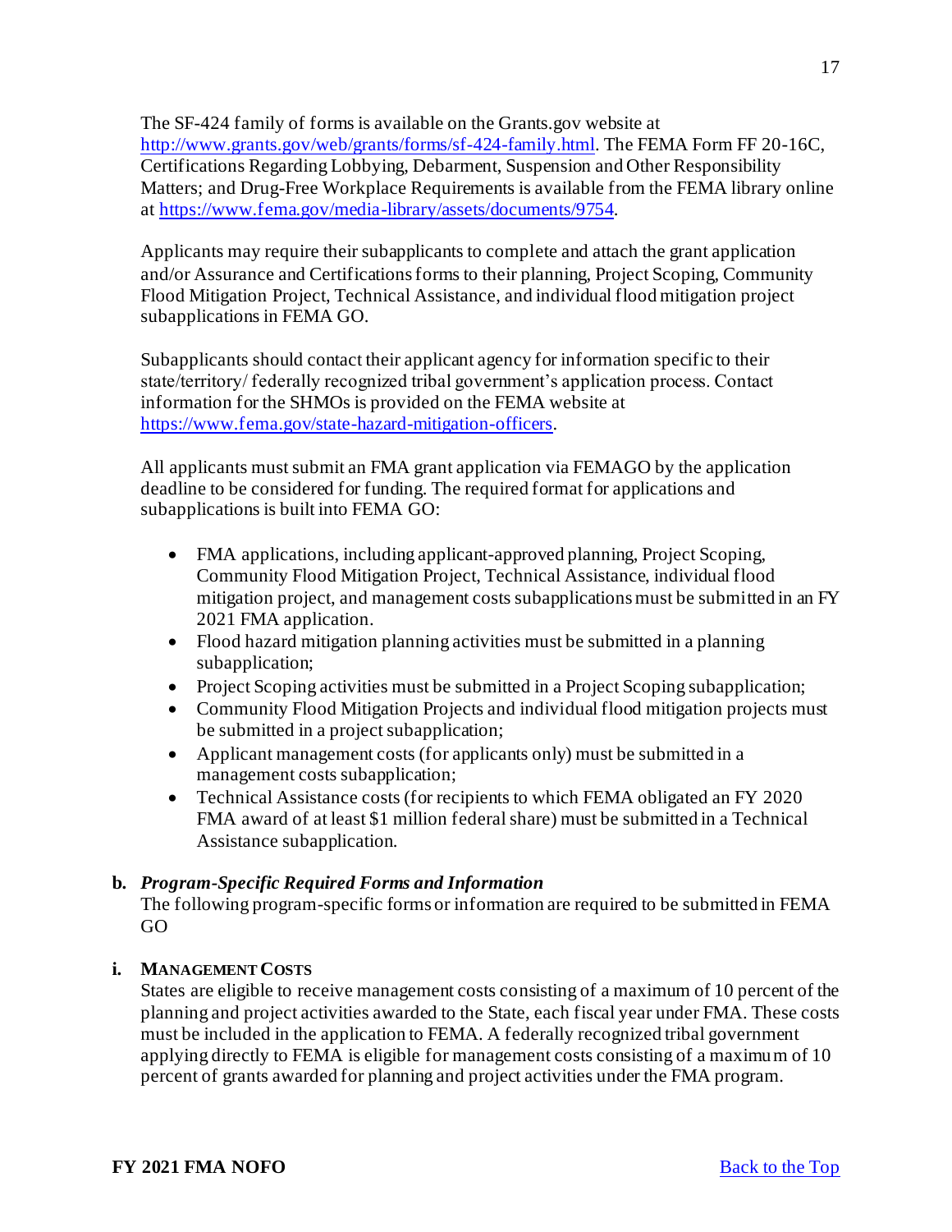The SF-424 family of forms is available on the Grants.gov website at http://www.grants.gov/web/grants/forms/sf-424-family.html. The FEMA Form FF 20-16C, Certifications Regarding Lobbying, Debarment, Suspension and Other Responsibility Matters; and Drug-Free Workplace Requirements is available from the FEMA library online at https://www.fema.gov/media-library/assets/documents/9754.

Applicants may require their subapplicants to complete and attach the grant application and/or Assurance and Certifications forms to their planning, Project Scoping, Community Flood Mitigation Project, Technical Assistance, and individual flood mitigation project subapplications in FEMA GO.

Subapplicants should contact their applicant agency for information specific to their state/territory/ federally recognized tribal government's application process. Contact information for the SHMOs is provided on the FEMA website at https://www.fema.gov/state-hazard-mitigation-officers.

All applicants must submit an FMA grant application via FEMAGO by the application deadline to be considered for funding. The required format for applications and subapplications is built into FEMA GO:

- FMA applications, including applicant-approved planning, Project Scoping, Community Flood Mitigation Project, Technical Assistance, individual flood mitigation project, and management costs subapplications must be submitted in an FY 2021 FMA application.
- Flood hazard mitigation planning activities must be submitted in a planning subapplication;
- Project Scoping activities must be submitted in a Project Scoping subapplication;
- Community Flood Mitigation Projects and individual flood mitigation projects must be submitted in a project subapplication;
- Applicant management costs (for applicants only) must be submitted in a management costs subapplication;
- Technical Assistance costs (for recipients to which FEMA obligated an FY 2020 FMA award of at least $1 million federal share) must be submitted in a Technical Assistance subapplication.

**b. *Program-Specific Required Forms and Information***

The following program-specific forms or information are required to be submitted in FEMA GO

**i. MANAGEMENT COSTS**

States are eligible to receive management costs consisting of a maximum of 10 percent of the planning and project activities awarded to the State, each fiscal year under FMA. These costs must be included in the application to FEMA. A federally recognized tribal government applying directly to FEMA is eligible for management costs consisting of a maximum of 10 percent of grants awarded for planning and project activities under the FMA program.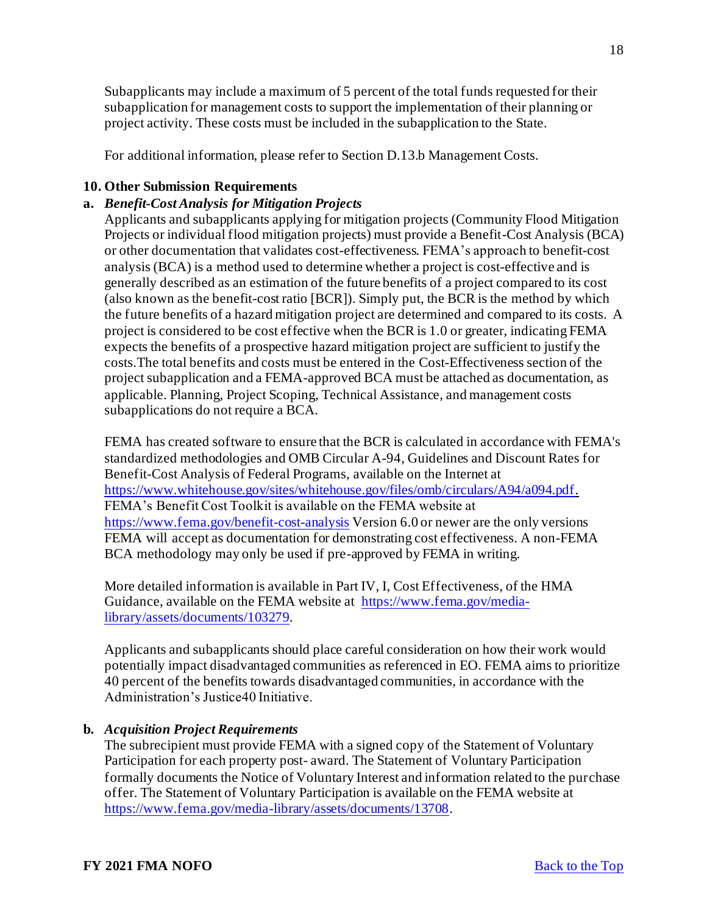Subapplicants may include a maximum of 5 percent of the total funds requested for their subapplication for management costs to support the implementation of their planning or project activity. These costs must be included in the subapplication to the State.

For additional information, please refer to Section D.13.b Management Costs.

## 10. Other Submission Requirements

### a. *Benefit-Cost Analysis for Mitigation Projects*

Applicants and subapplicants applying for mitigation projects (Community Flood Mitigation Projects or individual flood mitigation projects) must provide a Benefit-Cost Analysis (BCA) or other documentation that validates cost-effectiveness. FEMA's approach to benefit-cost analysis (BCA) is a method used to determine whether a project is cost-effective and is generally described as an estimation of the future benefits of a project compared to its cost (also known as the benefit-cost ratio [BCR]). Simply put, the BCR is the method by which the future benefits of a hazard mitigation project are determined and compared to its costs. A project is considered to be cost effective when the BCR is 1.0 or greater, indicating FEMA expects the benefits of a prospective hazard mitigation project are sufficient to justify the costs.The total benefits and costs must be entered in the Cost-Effectiveness section of the project subapplication and a FEMA-approved BCA must be attached as documentation, as applicable. Planning, Project Scoping, Technical Assistance, and management costs subapplications do not require a BCA.

FEMA has created software to ensure that the BCR is calculated in accordance with FEMA's standardized methodologies and OMB Circular A-94, Guidelines and Discount Rates for Benefit-Cost Analysis of Federal Programs, available on the Internet at https://www.whitehouse.gov/sites/whitehouse.gov/files/omb/circulars/A94/a094.pdf. FEMA's Benefit Cost Toolkit is available on the FEMA website at https://www.fema.gov/benefit-cost-analysis Version 6.0 or newer are the only versions FEMA will accept as documentation for demonstrating cost effectiveness. A non-FEMA BCA methodology may only be used if pre-approved by FEMA in writing.

More detailed information is available in Part IV, I, Cost Effectiveness, of the HMA Guidance, available on the FEMA website at https://www.fema.gov/media-library/assets/documents/103279.

Applicants and subapplicants should place careful consideration on how their work would potentially impact disadvantaged communities as referenced in EO. FEMA aims to prioritize 40 percent of the benefits towards disadvantaged communities, in accordance with the Administration's Justice40 Initiative.

### b. *Acquisition Project Requirements*

The subrecipient must provide FEMA with a signed copy of the Statement of Voluntary Participation for each property post- award. The Statement of Voluntary Participation formally documents the Notice of Voluntary Interest and information related to the purchase offer. The Statement of Voluntary Participation is available on the FEMA website at https://www.fema.gov/media-library/assets/documents/13708.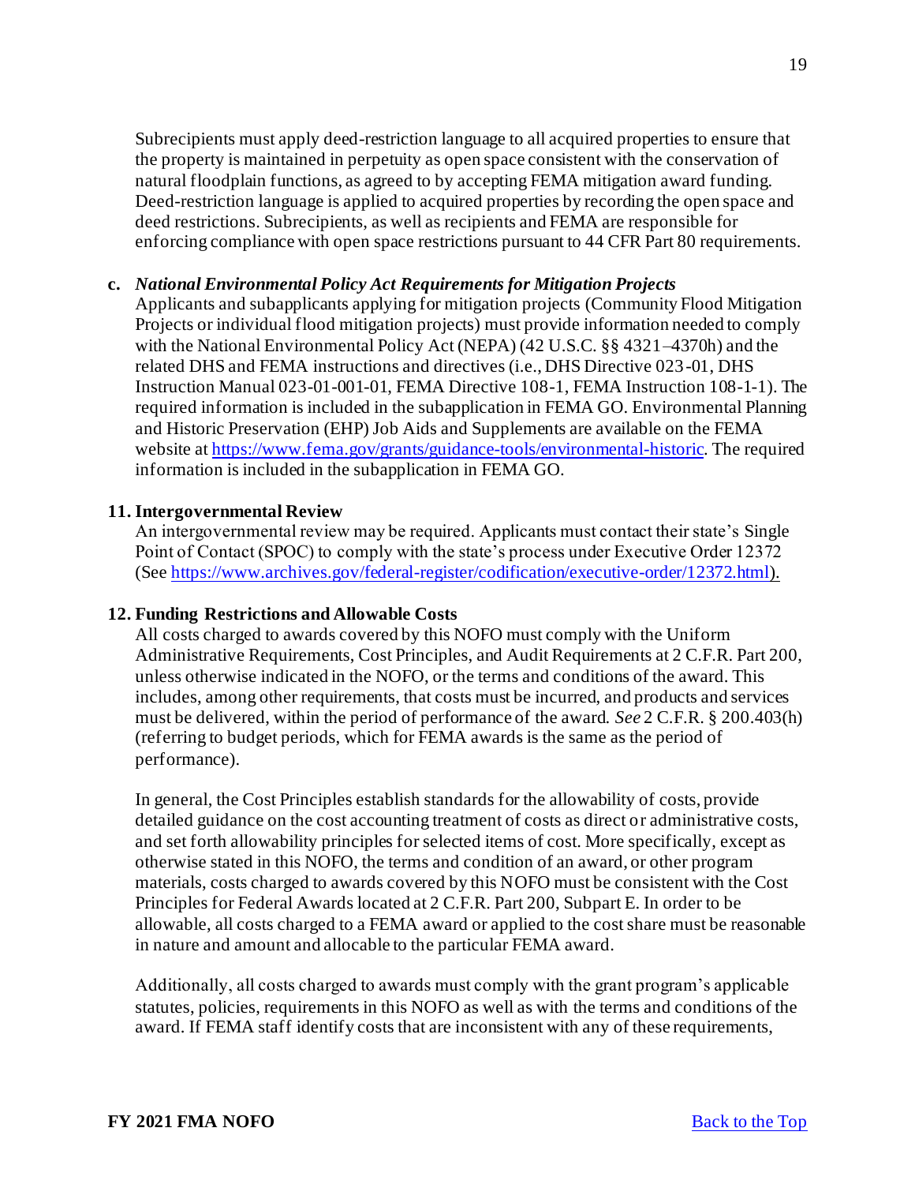Subrecipients must apply deed-restriction language to all acquired properties to ensure that the property is maintained in perpetuity as open space consistent with the conservation of natural floodplain functions, as agreed to by accepting FEMA mitigation award funding. Deed-restriction language is applied to acquired properties by recording the open space and deed restrictions. Subrecipients, as well as recipients and FEMA are responsible for enforcing compliance with open space restrictions pursuant to 44 CFR Part 80 requirements.

**c.** ***National Environmental Policy Act Requirements for Mitigation Projects***

Applicants and subapplicants applying for mitigation projects (Community Flood Mitigation Projects or individual flood mitigation projects) must provide information needed to comply with the National Environmental Policy Act (NEPA) (42 U.S.C. §§ 4321–4370h) and the related DHS and FEMA instructions and directives (i.e., DHS Directive 023-01, DHS Instruction Manual 023-01-001-01, FEMA Directive 108-1, FEMA Instruction 108-1-1). The required information is included in the subapplication in FEMA GO. Environmental Planning and Historic Preservation (EHP) Job Aids and Supplements are available on the FEMA website at https://www.fema.gov/grants/guidance-tools/environmental-historic. The required information is included in the subapplication in FEMA GO.

### 11. Intergovernmental Review

An intergovernmental review may be required. Applicants must contact their state's Single Point of Contact (SPOC) to comply with the state's process under Executive Order 12372 (See https://www.archives.gov/federal-register/codification/executive-order/12372.html).

### 12. Funding Restrictions and Allowable Costs

All costs charged to awards covered by this NOFO must comply with the Uniform Administrative Requirements, Cost Principles, and Audit Requirements at 2 C.F.R. Part 200, unless otherwise indicated in the NOFO, or the terms and conditions of the award. This includes, among other requirements, that costs must be incurred, and products and services must be delivered, within the period of performance of the award. *See* 2 C.F.R. § 200.403(h) (referring to budget periods, which for FEMA awards is the same as the period of performance).

In general, the Cost Principles establish standards for the allowability of costs, provide detailed guidance on the cost accounting treatment of costs as direct or administrative costs, and set forth allowability principles for selected items of cost. More specifically, except as otherwise stated in this NOFO, the terms and condition of an award, or other program materials, costs charged to awards covered by this NOFO must be consistent with the Cost Principles for Federal Awards located at 2 C.F.R. Part 200, Subpart E. In order to be allowable, all costs charged to a FEMA award or applied to the cost share must be reasonable in nature and amount and allocable to the particular FEMA award.

Additionally, all costs charged to awards must comply with the grant program's applicable statutes, policies, requirements in this NOFO as well as with the terms and conditions of the award. If FEMA staff identify costs that are inconsistent with any of these requirements,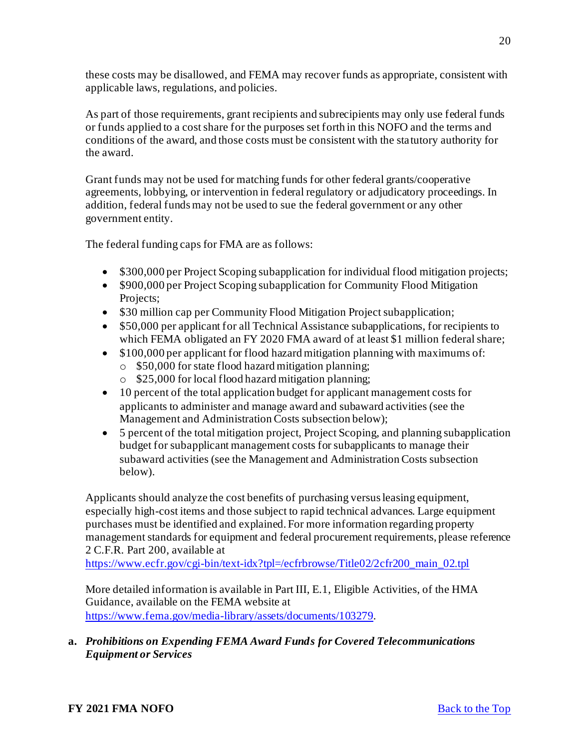these costs may be disallowed, and FEMA may recover funds as appropriate, consistent with applicable laws, regulations, and policies.

As part of those requirements, grant recipients and subrecipients may only use federal funds or funds applied to a cost share for the purposes set forth in this NOFO and the terms and conditions of the award, and those costs must be consistent with the statutory authority for the award.

Grant funds may not be used for matching funds for other federal grants/cooperative agreements, lobbying, or intervention in federal regulatory or adjudicatory proceedings. In addition, federal funds may not be used to sue the federal government or any other government entity.

The federal funding caps for FMA are as follows:

- $300,000 per Project Scoping subapplication for individual flood mitigation projects;
- $900,000 per Project Scoping subapplication for Community Flood Mitigation Projects;
- $30 million cap per Community Flood Mitigation Project subapplication;
- $50,000 per applicant for all Technical Assistance subapplications, for recipients to which FEMA obligated an FY 2020 FMA award of at least $1 million federal share;
- $100,000 per applicant for flood hazard mitigation planning with maximums of:
  - $50,000 for state flood hazard mitigation planning;
  - $25,000 for local flood hazard mitigation planning;
- 10 percent of the total application budget for applicant management costs for applicants to administer and manage award and subaward activities (see the Management and Administration Costs subsection below);
- 5 percent of the total mitigation project, Project Scoping, and planning subapplication budget for subapplicant management costs for subapplicants to manage their subaward activities (see the Management and Administration Costs subsection below).

Applicants should analyze the cost benefits of purchasing versus leasing equipment, especially high-cost items and those subject to rapid technical advances. Large equipment purchases must be identified and explained. For more information regarding property management standards for equipment and federal procurement requirements, please reference 2 C.F.R. Part 200, available at https://www.ecfr.gov/cgi-bin/text-idx?tpl=/ecfrbrowse/Title02/2cfr200_main_02.tpl

More detailed information is available in Part III, E.1, Eligible Activities, of the HMA Guidance, available on the FEMA website at https://www.fema.gov/media-library/assets/documents/103279.

**a. *Prohibitions on Expending FEMA Award Funds for Covered Telecommunications Equipment or Services***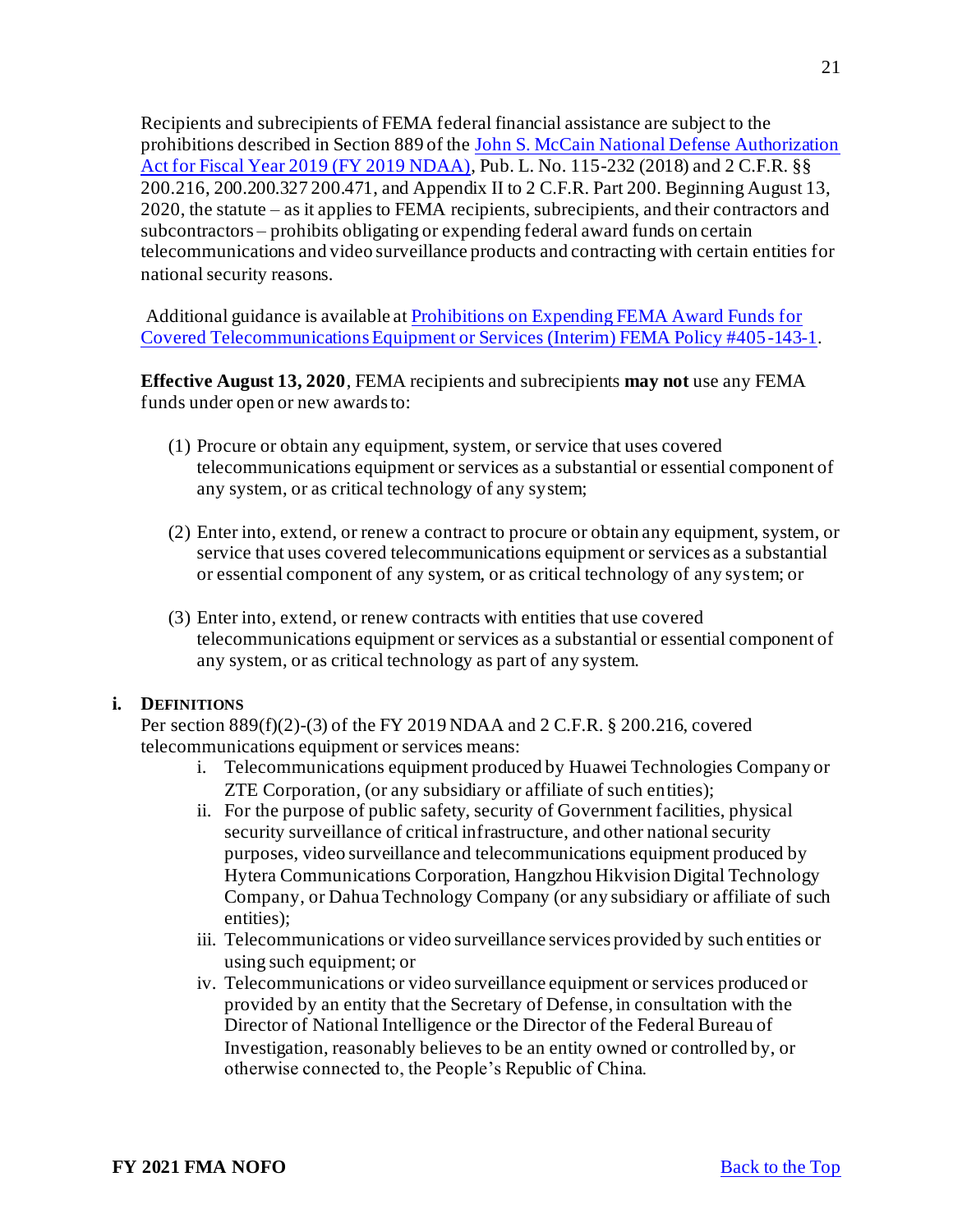Recipients and subrecipients of FEMA federal financial assistance are subject to the prohibitions described in Section 889 of the [John S. McCain National Defense Authorization Act for Fiscal Year 2019 (FY 2019 NDAA)](), Pub. L. No. 115-232 (2018) and 2 C.F.R. §§ 200.216, 200.200.327 200.471, and Appendix II to 2 C.F.R. Part 200. Beginning August 13, 2020, the statute – as it applies to FEMA recipients, subrecipients, and their contractors and subcontractors – prohibits obligating or expending federal award funds on certain telecommunications and video surveillance products and contracting with certain entities for national security reasons.

Additional guidance is available at [Prohibitions on Expending FEMA Award Funds for Covered Telecommunications Equipment or Services (Interim) FEMA Policy #405-143-1]().

**Effective August 13, 2020**, FEMA recipients and subrecipients **may not** use any FEMA funds under open or new awards to:

(1) Procure or obtain any equipment, system, or service that uses covered telecommunications equipment or services as a substantial or essential component of any system, or as critical technology of any system;

(2) Enter into, extend, or renew a contract to procure or obtain any equipment, system, or service that uses covered telecommunications equipment or services as a substantial or essential component of any system, or as critical technology of any system; or

(3) Enter into, extend, or renew contracts with entities that use covered telecommunications equipment or services as a substantial or essential component of any system, or as critical technology as part of any system.

**i. DEFINITIONS**

Per section 889(f)(2)-(3) of the FY 2019 NDAA and 2 C.F.R. § 200.216, covered telecommunications equipment or services means:

i. Telecommunications equipment produced by Huawei Technologies Company or ZTE Corporation, (or any subsidiary or affiliate of such entities);
ii. For the purpose of public safety, security of Government facilities, physical security surveillance of critical infrastructure, and other national security purposes, video surveillance and telecommunications equipment produced by Hytera Communications Corporation, Hangzhou Hikvision Digital Technology Company, or Dahua Technology Company (or any subsidiary or affiliate of such entities);
iii. Telecommunications or video surveillance services provided by such entities or using such equipment; or
iv. Telecommunications or video surveillance equipment or services produced or provided by an entity that the Secretary of Defense, in consultation with the Director of National Intelligence or the Director of the Federal Bureau of Investigation, reasonably believes to be an entity owned or controlled by, or otherwise connected to, the People's Republic of China.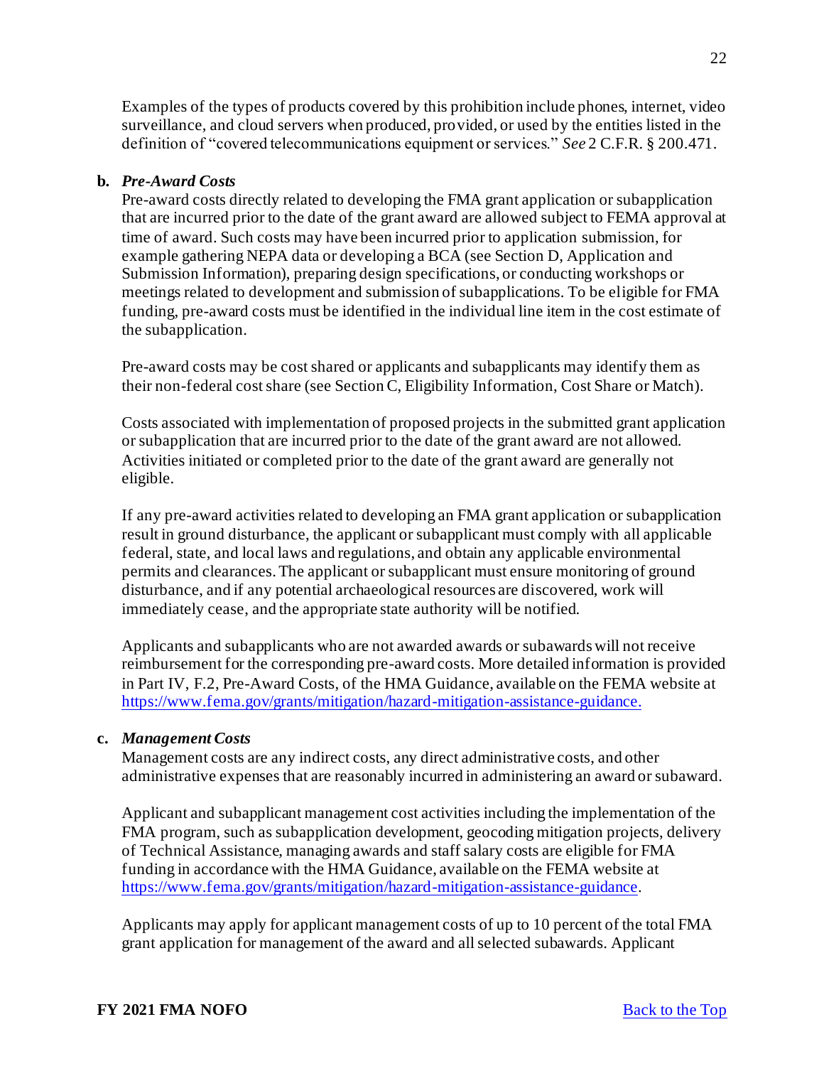Examples of the types of products covered by this prohibition include phones, internet, video surveillance, and cloud servers when produced, provided, or used by the entities listed in the definition of "covered telecommunications equipment or services." *See* 2 C.F.R. § 200.471.

**b. *Pre-Award Costs***

Pre-award costs directly related to developing the FMA grant application or subapplication that are incurred prior to the date of the grant award are allowed subject to FEMA approval at time of award. Such costs may have been incurred prior to application submission, for example gathering NEPA data or developing a BCA (see Section D, Application and Submission Information), preparing design specifications, or conducting workshops or meetings related to development and submission of subapplications. To be eligible for FMA funding, pre-award costs must be identified in the individual line item in the cost estimate of the subapplication.

Pre-award costs may be cost shared or applicants and subapplicants may identify them as their non-federal cost share (see Section C, Eligibility Information, Cost Share or Match).

Costs associated with implementation of proposed projects in the submitted grant application or subapplication that are incurred prior to the date of the grant award are not allowed. Activities initiated or completed prior to the date of the grant award are generally not eligible.

If any pre-award activities related to developing an FMA grant application or subapplication result in ground disturbance, the applicant or subapplicant must comply with all applicable federal, state, and local laws and regulations, and obtain any applicable environmental permits and clearances. The applicant or subapplicant must ensure monitoring of ground disturbance, and if any potential archaeological resources are discovered, work will immediately cease, and the appropriate state authority will be notified.

Applicants and subapplicants who are not awarded awards or subawards will not receive reimbursement for the corresponding pre-award costs. More detailed information is provided in Part IV, F.2, Pre-Award Costs, of the HMA Guidance, available on the FEMA website at https://www.fema.gov/grants/mitigation/hazard-mitigation-assistance-guidance.

**c. *Management Costs***

Management costs are any indirect costs, any direct administrative costs, and other administrative expenses that are reasonably incurred in administering an award or subaward.

Applicant and subapplicant management cost activities including the implementation of the FMA program, such as subapplication development, geocoding mitigation projects, delivery of Technical Assistance, managing awards and staff salary costs are eligible for FMA funding in accordance with the HMA Guidance, available on the FEMA website at https://www.fema.gov/grants/mitigation/hazard-mitigation-assistance-guidance.

Applicants may apply for applicant management costs of up to 10 percent of the total FMA grant application for management of the award and all selected subawards. Applicant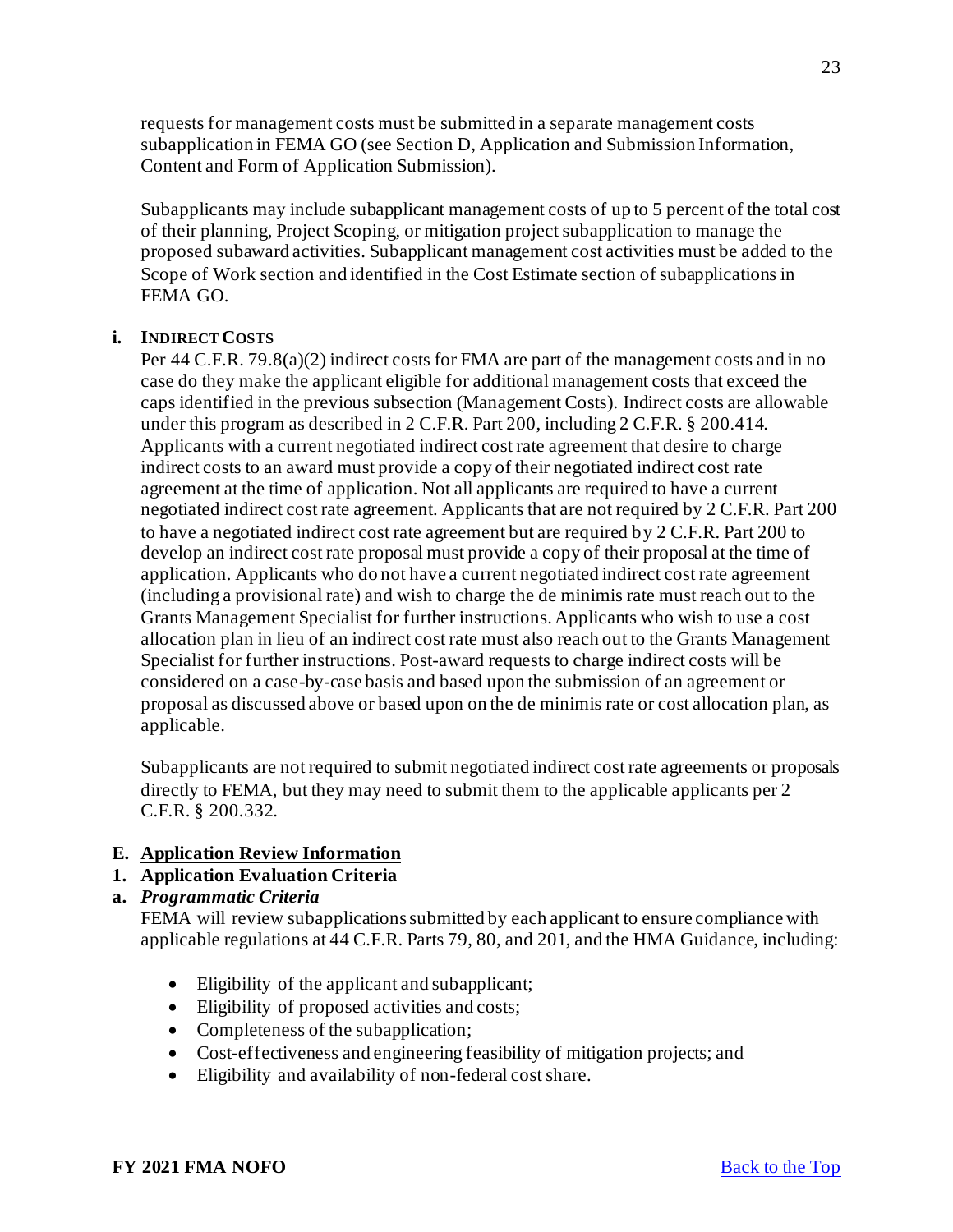requests for management costs must be submitted in a separate management costs subapplication in FEMA GO (see Section D, Application and Submission Information, Content and Form of Application Submission).

Subapplicants may include subapplicant management costs of up to 5 percent of the total cost of their planning, Project Scoping, or mitigation project subapplication to manage the proposed subaward activities. Subapplicant management cost activities must be added to the Scope of Work section and identified in the Cost Estimate section of subapplications in FEMA GO.

**i. INDIRECT COSTS**

Per 44 C.F.R. 79.8(a)(2) indirect costs for FMA are part of the management costs and in no case do they make the applicant eligible for additional management costs that exceed the caps identified in the previous subsection (Management Costs). Indirect costs are allowable under this program as described in 2 C.F.R. Part 200, including 2 C.F.R. § 200.414. Applicants with a current negotiated indirect cost rate agreement that desire to charge indirect costs to an award must provide a copy of their negotiated indirect cost rate agreement at the time of application. Not all applicants are required to have a current negotiated indirect cost rate agreement. Applicants that are not required by 2 C.F.R. Part 200 to have a negotiated indirect cost rate agreement but are required by 2 C.F.R. Part 200 to develop an indirect cost rate proposal must provide a copy of their proposal at the time of application. Applicants who do not have a current negotiated indirect cost rate agreement (including a provisional rate) and wish to charge the de minimis rate must reach out to the Grants Management Specialist for further instructions. Applicants who wish to use a cost allocation plan in lieu of an indirect cost rate must also reach out to the Grants Management Specialist for further instructions. Post-award requests to charge indirect costs will be considered on a case-by-case basis and based upon the submission of an agreement or proposal as discussed above or based upon on the de minimis rate or cost allocation plan, as applicable.

Subapplicants are not required to submit negotiated indirect cost rate agreements or proposals directly to FEMA, but they may need to submit them to the applicable applicants per 2 C.F.R. § 200.332.

## E. Application Review Information

### 1. Application Evaluation Criteria

#### a. *Programmatic Criteria*

FEMA will review subapplications submitted by each applicant to ensure compliance with applicable regulations at 44 C.F.R. Parts 79, 80, and 201, and the HMA Guidance, including:

- Eligibility of the applicant and subapplicant;
- Eligibility of proposed activities and costs;
- Completeness of the subapplication;
- Cost-effectiveness and engineering feasibility of mitigation projects; and
- Eligibility and availability of non-federal cost share.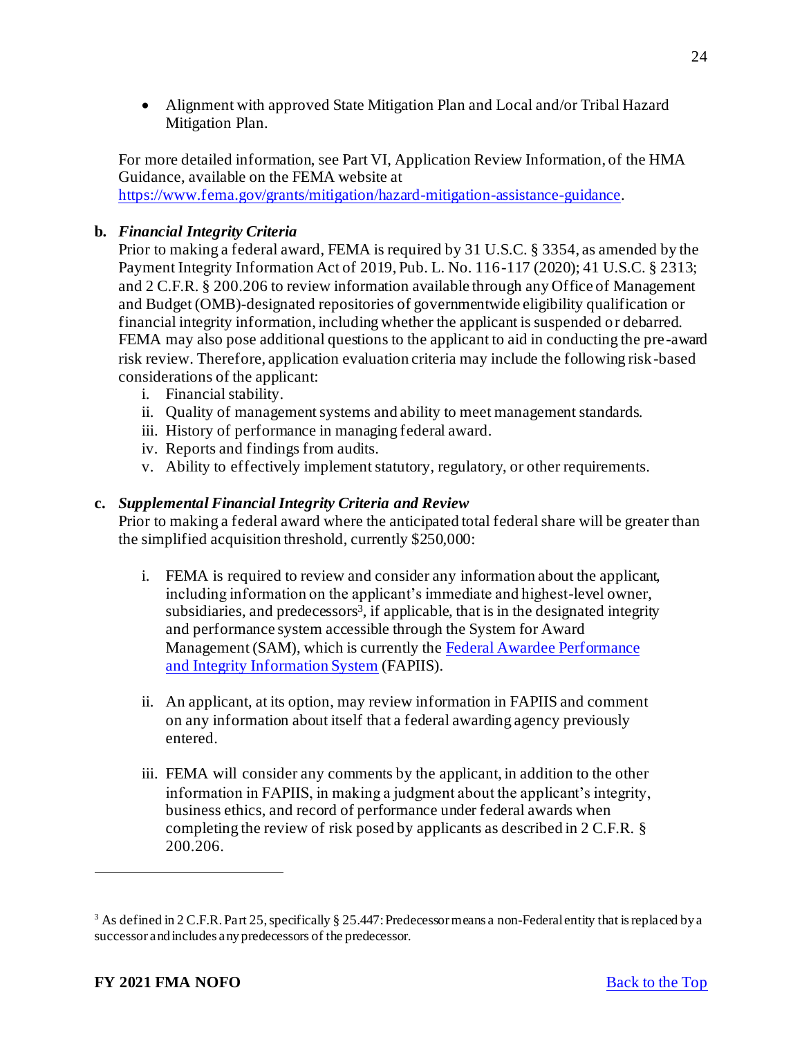- Alignment with approved State Mitigation Plan and Local and/or Tribal Hazard Mitigation Plan.

For more detailed information, see Part VI, Application Review Information, of the HMA Guidance, available on the FEMA website at [https://www.fema.gov/grants/mitigation/hazard-mitigation-assistance-guidance](https://www.fema.gov/grants/mitigation/hazard-mitigation-assistance-guidance).

**b. *Financial Integrity Criteria***

Prior to making a federal award, FEMA is required by 31 U.S.C. § 3354, as amended by the Payment Integrity Information Act of 2019, Pub. L. No. 116-117 (2020); 41 U.S.C. § 2313; and 2 C.F.R. § 200.206 to review information available through any Office of Management and Budget (OMB)-designated repositories of governmentwide eligibility qualification or financial integrity information, including whether the applicant is suspended or debarred. FEMA may also pose additional questions to the applicant to aid in conducting the pre-award risk review. Therefore, application evaluation criteria may include the following risk-based considerations of the applicant:

i. Financial stability.
ii. Quality of management systems and ability to meet management standards.
iii. History of performance in managing federal award.
iv. Reports and findings from audits.
v. Ability to effectively implement statutory, regulatory, or other requirements.

**c. *Supplemental Financial Integrity Criteria and Review***

Prior to making a federal award where the anticipated total federal share will be greater than the simplified acquisition threshold, currently $250,000:

i. FEMA is required to review and consider any information about the applicant, including information on the applicant's immediate and highest-level owner, subsidiaries, and predecessors[3], if applicable, that is in the designated integrity and performance system accessible through the System for Award Management (SAM), which is currently the Federal Awardee Performance and Integrity Information System (FAPIIS).

ii. An applicant, at its option, may review information in FAPIIS and comment on any information about itself that a federal awarding agency previously entered.

iii. FEMA will consider any comments by the applicant, in addition to the other information in FAPIIS, in making a judgment about the applicant's integrity, business ethics, and record of performance under federal awards when completing the review of risk posed by applicants as described in 2 C.F.R. § 200.206.

---

[3] As defined in 2 C.F.R. Part 25, specifically § 25.447: Predecessor means a non-Federal entity that is replaced by a successor and includes any predecessors of the predecessor.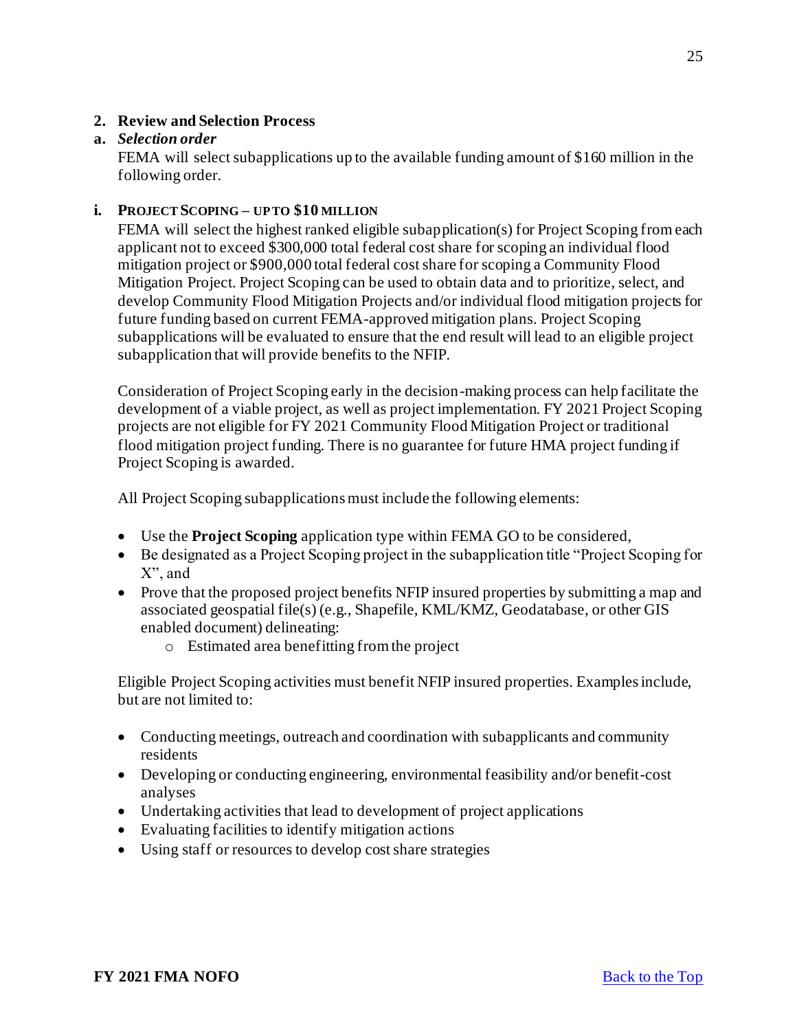## 2. Review and Selection Process

### a. *Selection order*

FEMA will select subapplications up to the available funding amount of $160 million in the following order.

#### i. PROJECT SCOPING – UP TO $10 MILLION

FEMA will select the highest ranked eligible subapplication(s) for Project Scoping from each applicant not to exceed $300,000 total federal cost share for scoping an individual flood mitigation project or $900,000 total federal cost share for scoping a Community Flood Mitigation Project. Project Scoping can be used to obtain data and to prioritize, select, and develop Community Flood Mitigation Projects and/or individual flood mitigation projects for future funding based on current FEMA-approved mitigation plans. Project Scoping subapplications will be evaluated to ensure that the end result will lead to an eligible project subapplication that will provide benefits to the NFIP.

Consideration of Project Scoping early in the decision-making process can help facilitate the development of a viable project, as well as project implementation. FY 2021 Project Scoping projects are not eligible for FY 2021 Community Flood Mitigation Project or traditional flood mitigation project funding. There is no guarantee for future HMA project funding if Project Scoping is awarded.

All Project Scoping subapplications must include the following elements:

- Use the **Project Scoping** application type within FEMA GO to be considered,
- Be designated as a Project Scoping project in the subapplication title "Project Scoping for X", and
- Prove that the proposed project benefits NFIP insured properties by submitting a map and associated geospatial file(s) (e.g., Shapefile, KML/KMZ, Geodatabase, or other GIS enabled document) delineating:
  - Estimated area benefitting from the project

Eligible Project Scoping activities must benefit NFIP insured properties. Examples include, but are not limited to:

- Conducting meetings, outreach and coordination with subapplicants and community residents
- Developing or conducting engineering, environmental feasibility and/or benefit-cost analyses
- Undertaking activities that lead to development of project applications
- Evaluating facilities to identify mitigation actions
- Using staff or resources to develop cost share strategies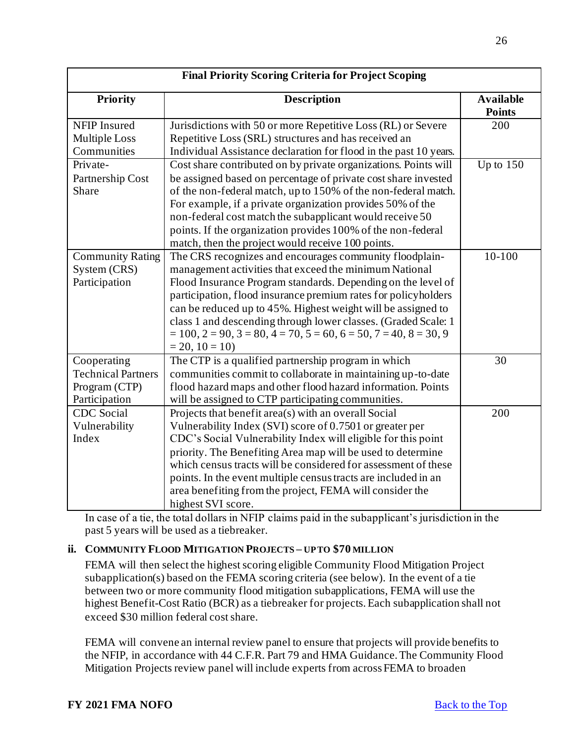| Final Priority Scoring Criteria for Project Scoping | | |
|---|---|---|
| **Priority** | **Description** | **Available Points** |
| NFIP Insured Multiple Loss Communities | Jurisdictions with 50 or more Repetitive Loss (RL) or Severe Repetitive Loss (SRL) structures and has received an Individual Assistance declaration for flood in the past 10 years. | 200 |
| Private-Partnership Cost Share | Cost share contributed on by private organizations. Points will be assigned based on percentage of private cost share invested of the non-federal match, up to 150% of the non-federal match. For example, if a private organization provides 50% of the non-federal cost match the subapplicant would receive 50 points. If the organization provides 100% of the non-federal match, then the project would receive 100 points. | Up to 150 |
| Community Rating System (CRS) Participation | The CRS recognizes and encourages community floodplain-management activities that exceed the minimum National Flood Insurance Program standards. Depending on the level of participation, flood insurance premium rates for policyholders can be reduced up to 45%. Highest weight will be assigned to class 1 and descending through lower classes. (Graded Scale: 1 = 100, 2 = 90, 3 = 80, 4 = 70, 5 = 60, 6 = 50, 7 = 40, 8 = 30, 9 = 20, 10 = 10) | 10-100 |
| Cooperating Technical Partners Program (CTP) Participation | The CTP is a qualified partnership program in which communities commit to collaborate in maintaining up-to-date flood hazard maps and other flood hazard information. Points will be assigned to CTP participating communities. | 30 |
| CDC Social Vulnerability Index | Projects that benefit area(s) with an overall Social Vulnerability Index (SVI) score of 0.7501 or greater per CDC's Social Vulnerability Index will eligible for this point priority. The Benefiting Area map will be used to determine which census tracts will be considered for assessment of these points. In the event multiple census tracts are included in an area benefiting from the project, FEMA will consider the highest SVI score. | 200 |

In case of a tie, the total dollars in NFIP claims paid in the subapplicant's jurisdiction in the past 5 years will be used as a tiebreaker.

### ii. Community Flood Mitigation Projects – up to $70 million

FEMA will then select the highest scoring eligible Community Flood Mitigation Project subapplication(s) based on the FEMA scoring criteria (see below). In the event of a tie between two or more community flood mitigation subapplications, FEMA will use the highest Benefit-Cost Ratio (BCR) as a tiebreaker for projects. Each subapplication shall not exceed $30 million federal cost share.

FEMA will convene an internal review panel to ensure that projects will provide benefits to the NFIP, in accordance with 44 C.F.R. Part 79 and HMA Guidance. The Community Flood Mitigation Projects review panel will include experts from across FEMA to broaden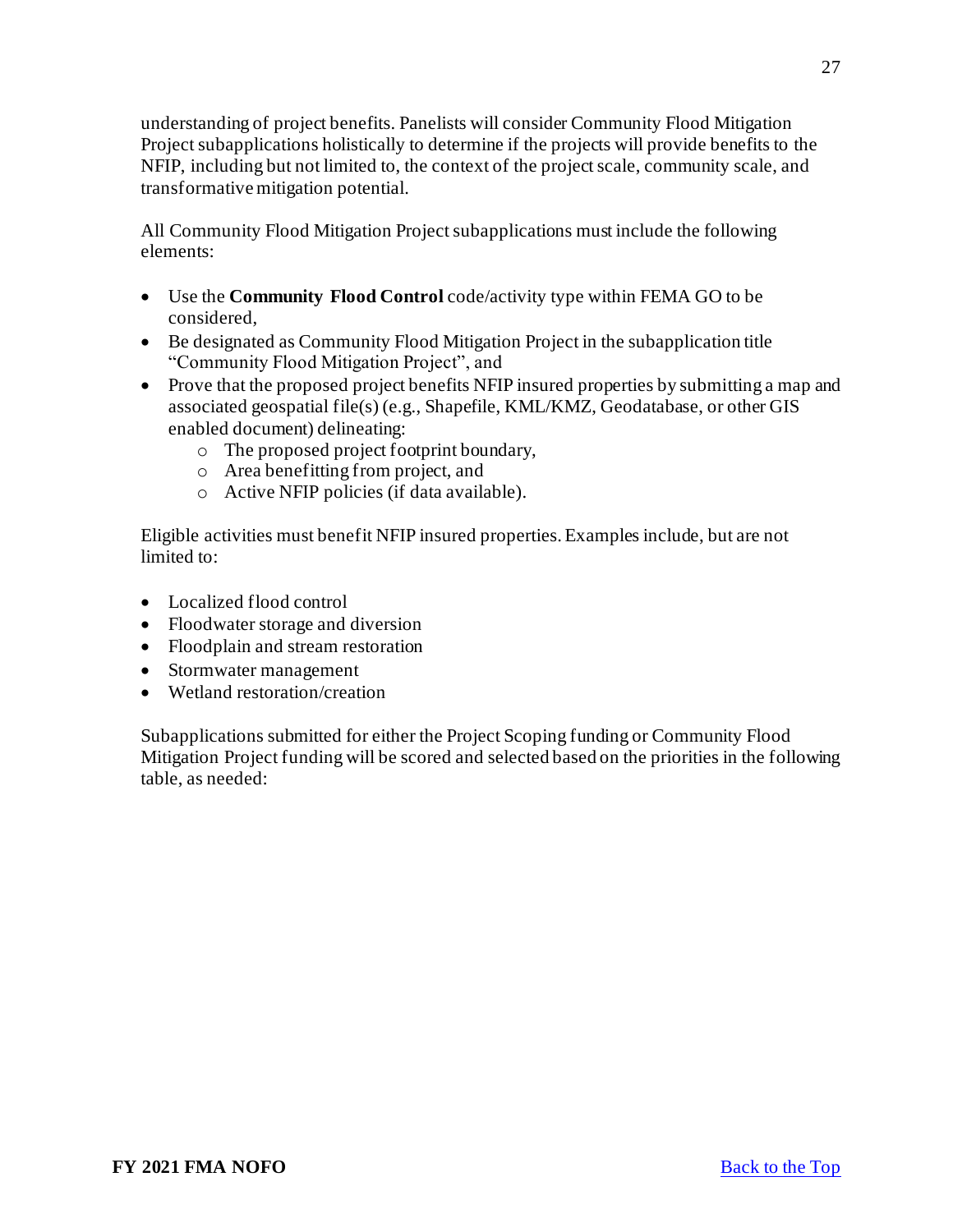understanding of project benefits. Panelists will consider Community Flood Mitigation Project subapplications holistically to determine if the projects will provide benefits to the NFIP, including but not limited to, the context of the project scale, community scale, and transformative mitigation potential.

All Community Flood Mitigation Project subapplications must include the following elements:

- Use the **Community Flood Control** code/activity type within FEMA GO to be considered,
- Be designated as Community Flood Mitigation Project in the subapplication title "Community Flood Mitigation Project", and
- Prove that the proposed project benefits NFIP insured properties by submitting a map and associated geospatial file(s) (e.g., Shapefile, KML/KMZ, Geodatabase, or other GIS enabled document) delineating:
  - The proposed project footprint boundary,
  - Area benefitting from project, and
  - Active NFIP policies (if data available).

Eligible activities must benefit NFIP insured properties. Examples include, but are not limited to:

- Localized flood control
- Floodwater storage and diversion
- Floodplain and stream restoration
- Stormwater management
- Wetland restoration/creation

Subapplications submitted for either the Project Scoping funding or Community Flood Mitigation Project funding will be scored and selected based on the priorities in the following table, as needed: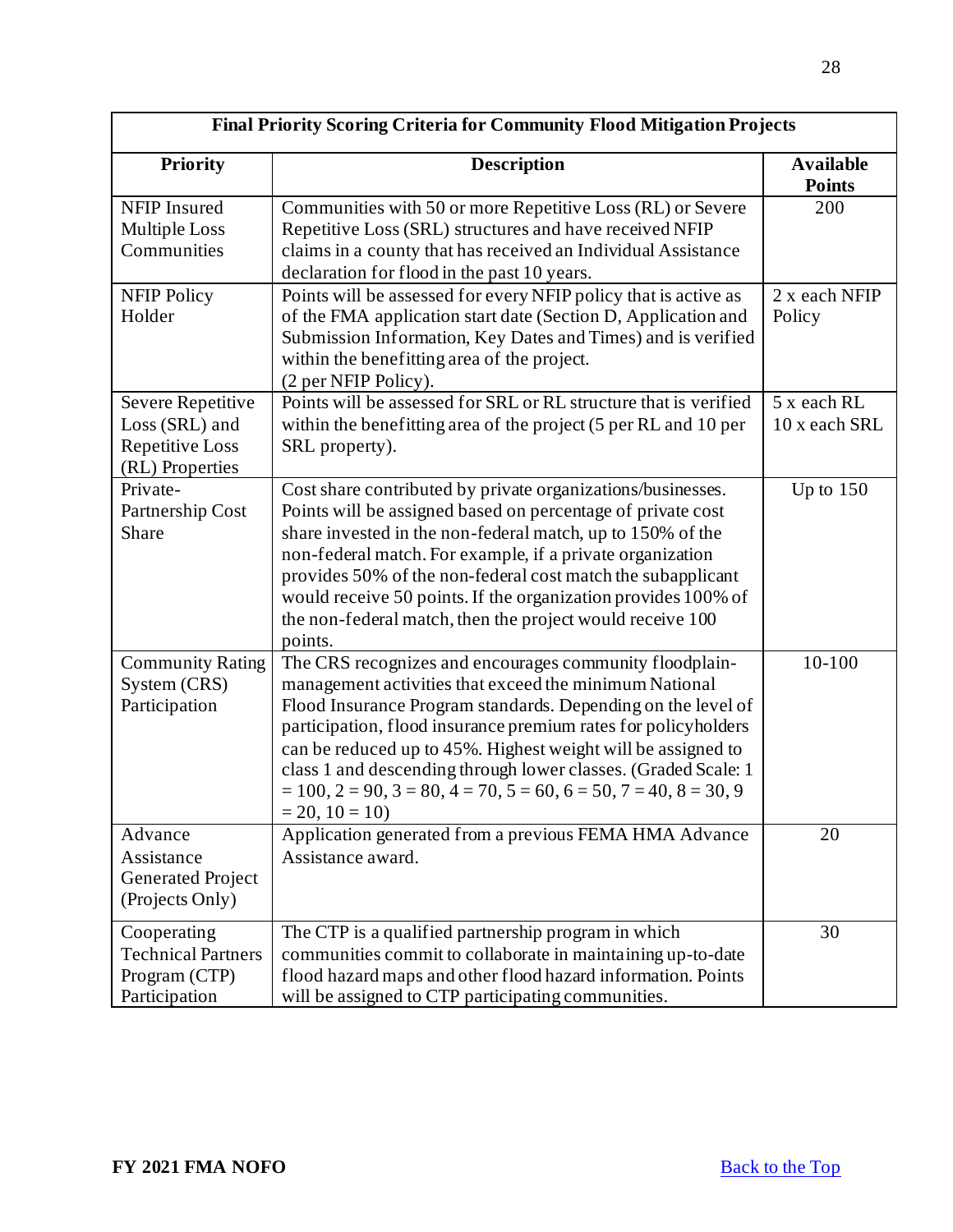| Final Priority Scoring Criteria for Community Flood Mitigation Projects | | |
|---|---|---|
| **Priority** | **Description** | **Available Points** |
| NFIP Insured Multiple Loss Communities | Communities with 50 or more Repetitive Loss (RL) or Severe Repetitive Loss (SRL) structures and have received NFIP claims in a county that has received an Individual Assistance declaration for flood in the past 10 years. | 200 |
| NFIP Policy Holder | Points will be assessed for every NFIP policy that is active as of the FMA application start date (Section D, Application and Submission Information, Key Dates and Times) and is verified within the benefitting area of the project. (2 per NFIP Policy). | 2 x each NFIP Policy |
| Severe Repetitive Loss (SRL) and Repetitive Loss (RL) Properties | Points will be assessed for SRL or RL structure that is verified within the benefitting area of the project (5 per RL and 10 per SRL property). | 5 x each RL 10 x each SRL |
| Private-Partnership Cost Share | Cost share contributed by private organizations/businesses. Points will be assigned based on percentage of private cost share invested in the non-federal match, up to 150% of the non-federal match. For example, if a private organization provides 50% of the non-federal cost match the subapplicant would receive 50 points. If the organization provides 100% of the non-federal match, then the project would receive 100 points. | Up to 150 |
| Community Rating System (CRS) Participation | The CRS recognizes and encourages community floodplain-management activities that exceed the minimum National Flood Insurance Program standards. Depending on the level of participation, flood insurance premium rates for policyholders can be reduced up to 45%. Highest weight will be assigned to class 1 and descending through lower classes. (Graded Scale: 1 = 100, 2 = 90, 3 = 80, 4 = 70, 5 = 60, 6 = 50, 7 = 40, 8 = 30, 9 = 20, 10 = 10) | 10-100 |
| Advance Assistance Generated Project (Projects Only) | Application generated from a previous FEMA HMA Advance Assistance award. | 20 |
| Cooperating Technical Partners Program (CTP) Participation | The CTP is a qualified partnership program in which communities commit to collaborate in maintaining up-to-date flood hazard maps and other flood hazard information. Points will be assigned to CTP participating communities. | 30 |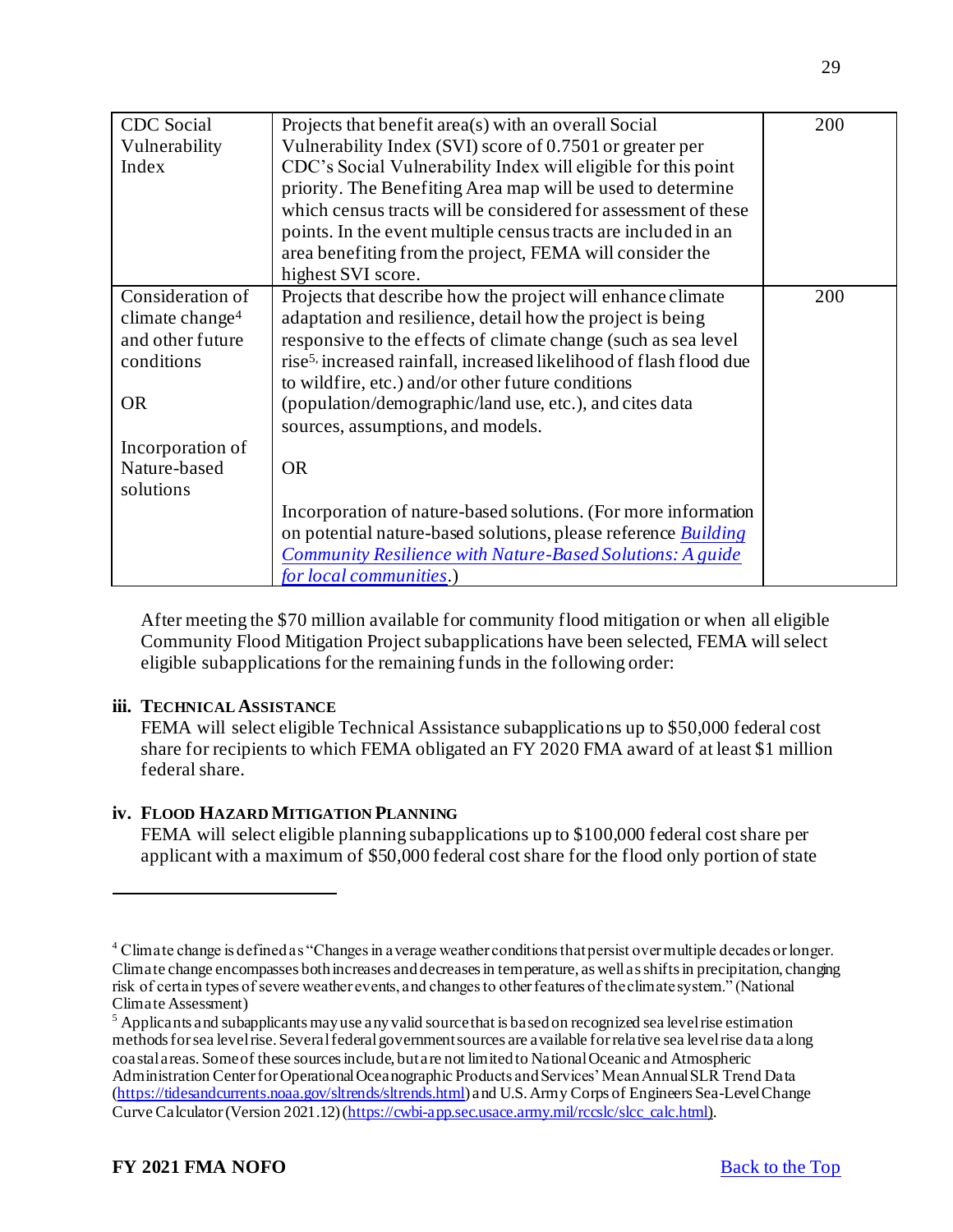| CDC Social Vulnerability Index | Projects that benefit area(s) with an overall Social Vulnerability Index (SVI) score of 0.7501 or greater per CDC's Social Vulnerability Index will eligible for this point priority. The Benefiting Area map will be used to determine which census tracts will be considered for assessment of these points. In the event multiple census tracts are included in an area benefiting from the project, FEMA will consider the highest SVI score. | 200 |
|---|---|---|
| Consideration of climate change[4] and other future conditions<br><br>OR<br><br>Incorporation of Nature-based solutions | Projects that describe how the project will enhance climate adaptation and resilience, detail how the project is being responsive to the effects of climate change (such as sea level rise[5], increased rainfall, increased likelihood of flash flood due to wildfire, etc.) and/or other future conditions (population/demographic/land use, etc.), and cites data sources, assumptions, and models.<br><br>OR<br><br>Incorporation of nature-based solutions. (For more information on potential nature-based solutions, please reference *Building Community Resilience with Nature-Based Solutions: A guide for local communities*.) | 200 |

After meeting the $70 million available for community flood mitigation or when all eligible Community Flood Mitigation Project subapplications have been selected, FEMA will select eligible subapplications for the remaining funds in the following order:

**iii. TECHNICAL ASSISTANCE**

FEMA will select eligible Technical Assistance subapplications up to $50,000 federal cost share for recipients to which FEMA obligated an FY 2020 FMA award of at least $1 million federal share.

**iv. FLOOD HAZARD MITIGATION PLANNING**

FEMA will select eligible planning subapplications up to $100,000 federal cost share per applicant with a maximum of $50,000 federal cost share for the flood only portion of state

---

[4] Climate change is defined as "Changes in average weather conditions that persist over multiple decades or longer. Climate change encompasses both increases and decreases in temperature, as well as shifts in precipitation, changing risk of certain types of severe weather events, and changes to other features of the climate system." (National Climate Assessment)

[5] Applicants and subapplicants may use any valid source that is based on recognized sea level rise estimation methods for sea level rise. Several federal government sources are available for relative sea level rise data along coastal areas. Some of these sources include, but are not limited to National Oceanic and Atmospheric Administration Center for Operational Oceanographic Products and Services' Mean Annual SLR Trend Data (https://tidesandcurrents.noaa.gov/sltrends/sltrends.html) and U.S. Army Corps of Engineers Sea-Level Change Curve Calculator (Version 2021.12) (https://cwbi-app.sec.usace.army.mil/rccslc/slcc_calc.html).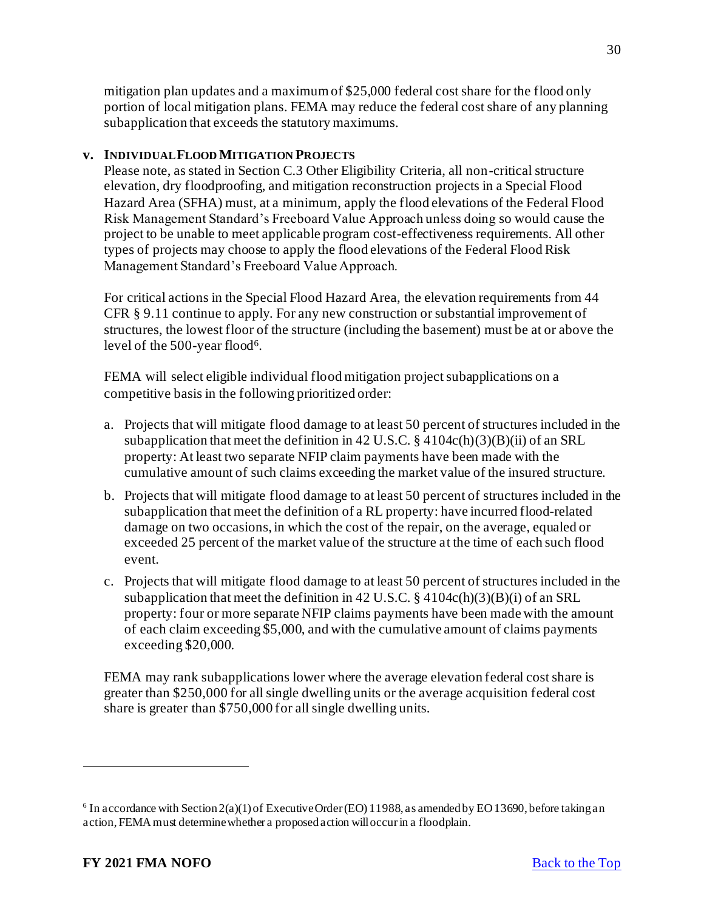mitigation plan updates and a maximum of $25,000 federal cost share for the flood only portion of local mitigation plans. FEMA may reduce the federal cost share of any planning subapplication that exceeds the statutory maximums.

**v. INDIVIDUAL FLOOD MITIGATION PROJECTS**

Please note, as stated in Section C.3 Other Eligibility Criteria, all non-critical structure elevation, dry floodproofing, and mitigation reconstruction projects in a Special Flood Hazard Area (SFHA) must, at a minimum, apply the flood elevations of the Federal Flood Risk Management Standard's Freeboard Value Approach unless doing so would cause the project to be unable to meet applicable program cost-effectiveness requirements. All other types of projects may choose to apply the flood elevations of the Federal Flood Risk Management Standard's Freeboard Value Approach.

For critical actions in the Special Flood Hazard Area, the elevation requirements from 44 CFR § 9.11 continue to apply. For any new construction or substantial improvement of structures, the lowest floor of the structure (including the basement) must be at or above the level of the 500-year flood[6].

FEMA will select eligible individual flood mitigation project subapplications on a competitive basis in the following prioritized order:

a. Projects that will mitigate flood damage to at least 50 percent of structures included in the subapplication that meet the definition in 42 U.S.C. § 4104c(h)(3)(B)(ii) of an SRL property: At least two separate NFIP claim payments have been made with the cumulative amount of such claims exceeding the market value of the insured structure.

b. Projects that will mitigate flood damage to at least 50 percent of structures included in the subapplication that meet the definition of a RL property: have incurred flood-related damage on two occasions, in which the cost of the repair, on the average, equaled or exceeded 25 percent of the market value of the structure at the time of each such flood event.

c. Projects that will mitigate flood damage to at least 50 percent of structures included in the subapplication that meet the definition in 42 U.S.C. § 4104c(h)(3)(B)(i) of an SRL property: four or more separate NFIP claims payments have been made with the amount of each claim exceeding $5,000, and with the cumulative amount of claims payments exceeding $20,000.

FEMA may rank subapplications lower where the average elevation federal cost share is greater than $250,000 for all single dwelling units or the average acquisition federal cost share is greater than $750,000 for all single dwelling units.

---

[6] In accordance with Section 2(a)(1) of Executive Order (EO) 11988, as amended by EO 13690, before taking an action, FEMA must determine whether a proposed action will occur in a floodplain.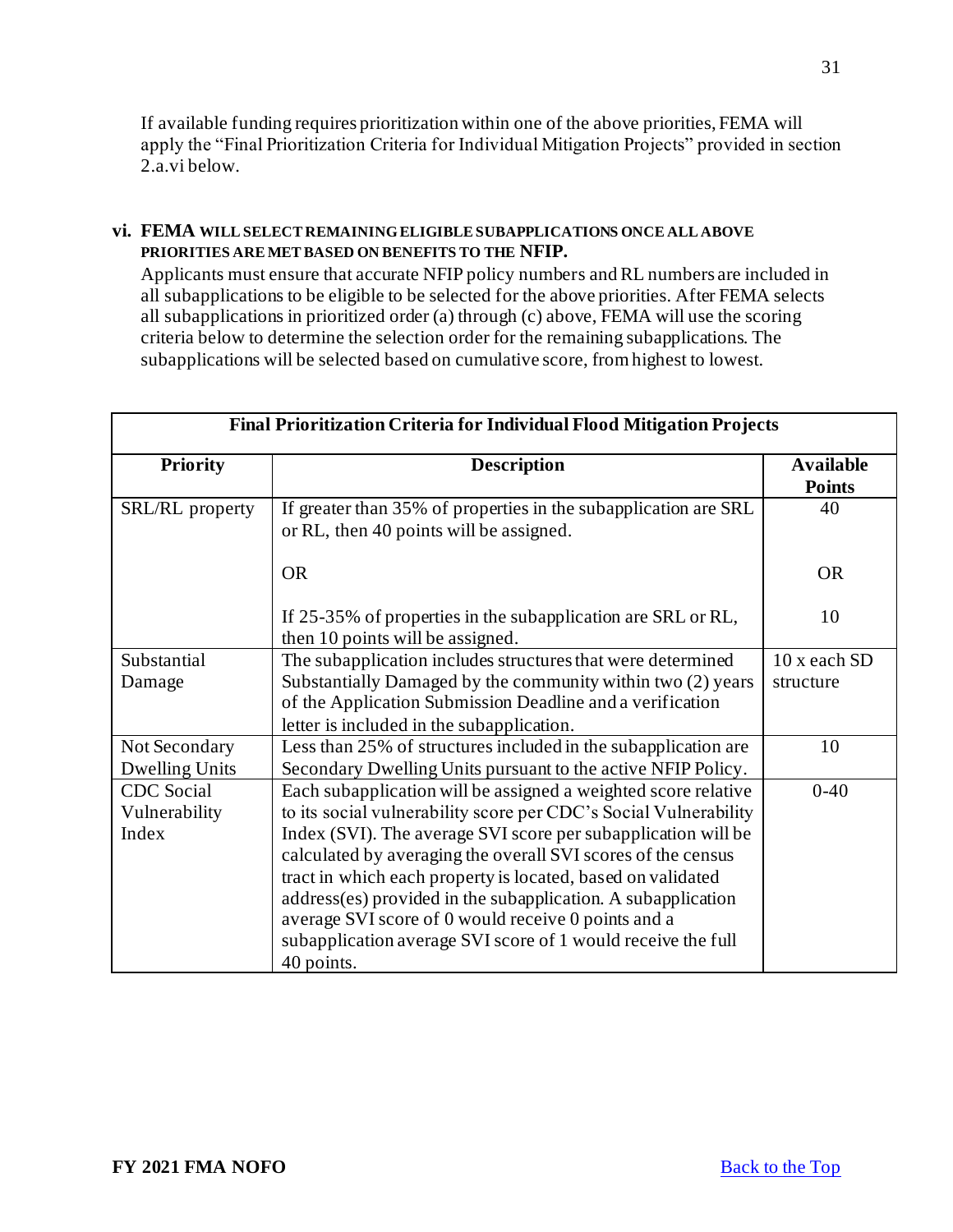If available funding requires prioritization within one of the above priorities, FEMA will apply the "Final Prioritization Criteria for Individual Mitigation Projects" provided in section 2.a.vi below.

### vi. FEMA WILL SELECT REMAINING ELIGIBLE SUBAPPLICATIONS ONCE ALL ABOVE PRIORITIES ARE MET BASED ON BENEFITS TO THE NFIP.

Applicants must ensure that accurate NFIP policy numbers and RL numbers are included in all subapplications to be eligible to be selected for the above priorities. After FEMA selects all subapplications in prioritized order (a) through (c) above, FEMA will use the scoring criteria below to determine the selection order for the remaining subapplications. The subapplications will be selected based on cumulative score, from highest to lowest.

| Final Prioritization Criteria for Individual Flood Mitigation Projects | | |
|---|---|---|
| **Priority** | **Description** | **Available Points** |
| SRL/RL property | If greater than 35% of properties in the subapplication are SRL or RL, then 40 points will be assigned.<br><br>OR<br><br>If 25-35% of properties in the subapplication are SRL or RL, then 10 points will be assigned. | 40<br><br>OR<br><br>10 |
| Substantial Damage | The subapplication includes structures that were determined Substantially Damaged by the community within two (2) years of the Application Submission Deadline and a verification letter is included in the subapplication. | 10 x each SD structure |
| Not Secondary Dwelling Units | Less than 25% of structures included in the subapplication are Secondary Dwelling Units pursuant to the active NFIP Policy. | 10 |
| CDC Social Vulnerability Index | Each subapplication will be assigned a weighted score relative to its social vulnerability score per CDC's Social Vulnerability Index (SVI). The average SVI score per subapplication will be calculated by averaging the overall SVI scores of the census tract in which each property is located, based on validated address(es) provided in the subapplication. A subapplication average SVI score of 0 would receive 0 points and a subapplication average SVI score of 1 would receive the full 40 points. | 0-40 |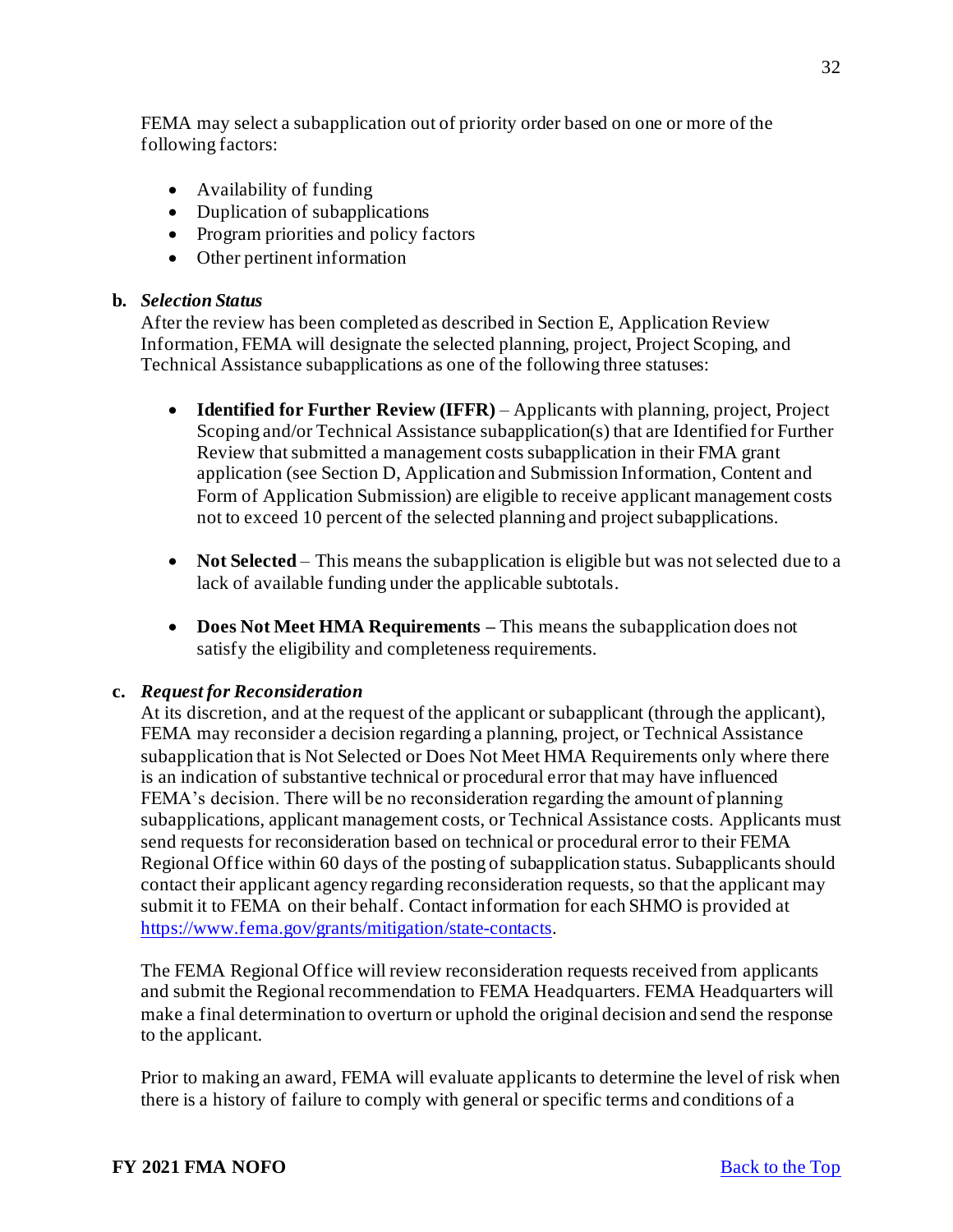FEMA may select a subapplication out of priority order based on one or more of the following factors:

- Availability of funding
- Duplication of subapplications
- Program priorities and policy factors
- Other pertinent information

**b.** ***Selection Status***

After the review has been completed as described in Section E, Application Review Information, FEMA will designate the selected planning, project, Project Scoping, and Technical Assistance subapplications as one of the following three statuses:

- **Identified for Further Review (IFFR)** – Applicants with planning, project, Project Scoping and/or Technical Assistance subapplication(s) that are Identified for Further Review that submitted a management costs subapplication in their FMA grant application (see Section D, Application and Submission Information, Content and Form of Application Submission) are eligible to receive applicant management costs not to exceed 10 percent of the selected planning and project subapplications.

- **Not Selected** – This means the subapplication is eligible but was not selected due to a lack of available funding under the applicable subtotals.

- **Does Not Meet HMA Requirements –** This means the subapplication does not satisfy the eligibility and completeness requirements.

**c.** ***Request for Reconsideration***

At its discretion, and at the request of the applicant or subapplicant (through the applicant), FEMA may reconsider a decision regarding a planning, project, or Technical Assistance subapplication that is Not Selected or Does Not Meet HMA Requirements only where there is an indication of substantive technical or procedural error that may have influenced FEMA's decision. There will be no reconsideration regarding the amount of planning subapplications, applicant management costs, or Technical Assistance costs. Applicants must send requests for reconsideration based on technical or procedural error to their FEMA Regional Office within 60 days of the posting of subapplication status. Subapplicants should contact their applicant agency regarding reconsideration requests, so that the applicant may submit it to FEMA on their behalf. Contact information for each SHMO is provided at https://www.fema.gov/grants/mitigation/state-contacts.

The FEMA Regional Office will review reconsideration requests received from applicants and submit the Regional recommendation to FEMA Headquarters. FEMA Headquarters will make a final determination to overturn or uphold the original decision and send the response to the applicant.

Prior to making an award, FEMA will evaluate applicants to determine the level of risk when there is a history of failure to comply with general or specific terms and conditions of a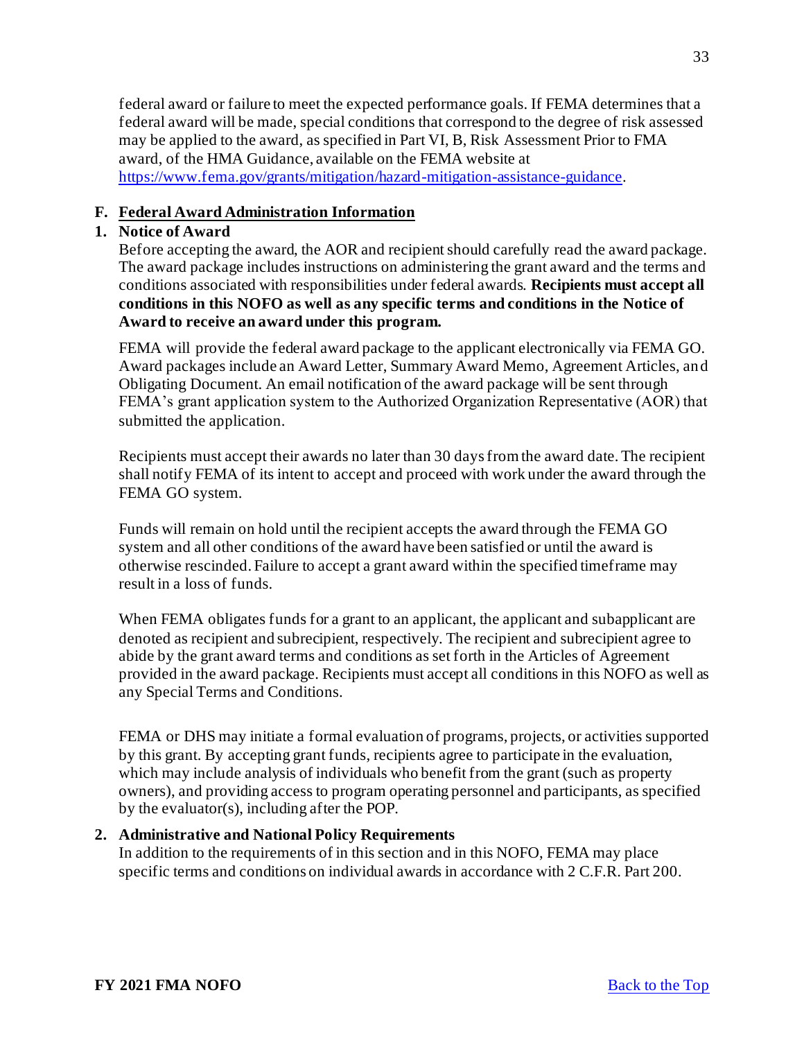federal award or failure to meet the expected performance goals. If FEMA determines that a federal award will be made, special conditions that correspond to the degree of risk assessed may be applied to the award, as specified in Part VI, B, Risk Assessment Prior to FMA award, of the HMA Guidance, available on the FEMA website at https://www.fema.gov/grants/mitigation/hazard-mitigation-assistance-guidance.

## F. Federal Award Administration Information

### 1. Notice of Award

Before accepting the award, the AOR and recipient should carefully read the award package. The award package includes instructions on administering the grant award and the terms and conditions associated with responsibilities under federal awards. **Recipients must accept all conditions in this NOFO as well as any specific terms and conditions in the Notice of Award to receive an award under this program.**

FEMA will provide the federal award package to the applicant electronically via FEMA GO. Award packages include an Award Letter, Summary Award Memo, Agreement Articles, and Obligating Document. An email notification of the award package will be sent through FEMA's grant application system to the Authorized Organization Representative (AOR) that submitted the application.

Recipients must accept their awards no later than 30 days from the award date. The recipient shall notify FEMA of its intent to accept and proceed with work under the award through the FEMA GO system.

Funds will remain on hold until the recipient accepts the award through the FEMA GO system and all other conditions of the award have been satisfied or until the award is otherwise rescinded. Failure to accept a grant award within the specified timeframe may result in a loss of funds.

When FEMA obligates funds for a grant to an applicant, the applicant and subapplicant are denoted as recipient and subrecipient, respectively. The recipient and subrecipient agree to abide by the grant award terms and conditions as set forth in the Articles of Agreement provided in the award package. Recipients must accept all conditions in this NOFO as well as any Special Terms and Conditions.

FEMA or DHS may initiate a formal evaluation of programs, projects, or activities supported by this grant. By accepting grant funds, recipients agree to participate in the evaluation, which may include analysis of individuals who benefit from the grant (such as property owners), and providing access to program operating personnel and participants, as specified by the evaluator(s), including after the POP.

### 2. Administrative and National Policy Requirements

In addition to the requirements of in this section and in this NOFO, FEMA may place specific terms and conditions on individual awards in accordance with 2 C.F.R. Part 200.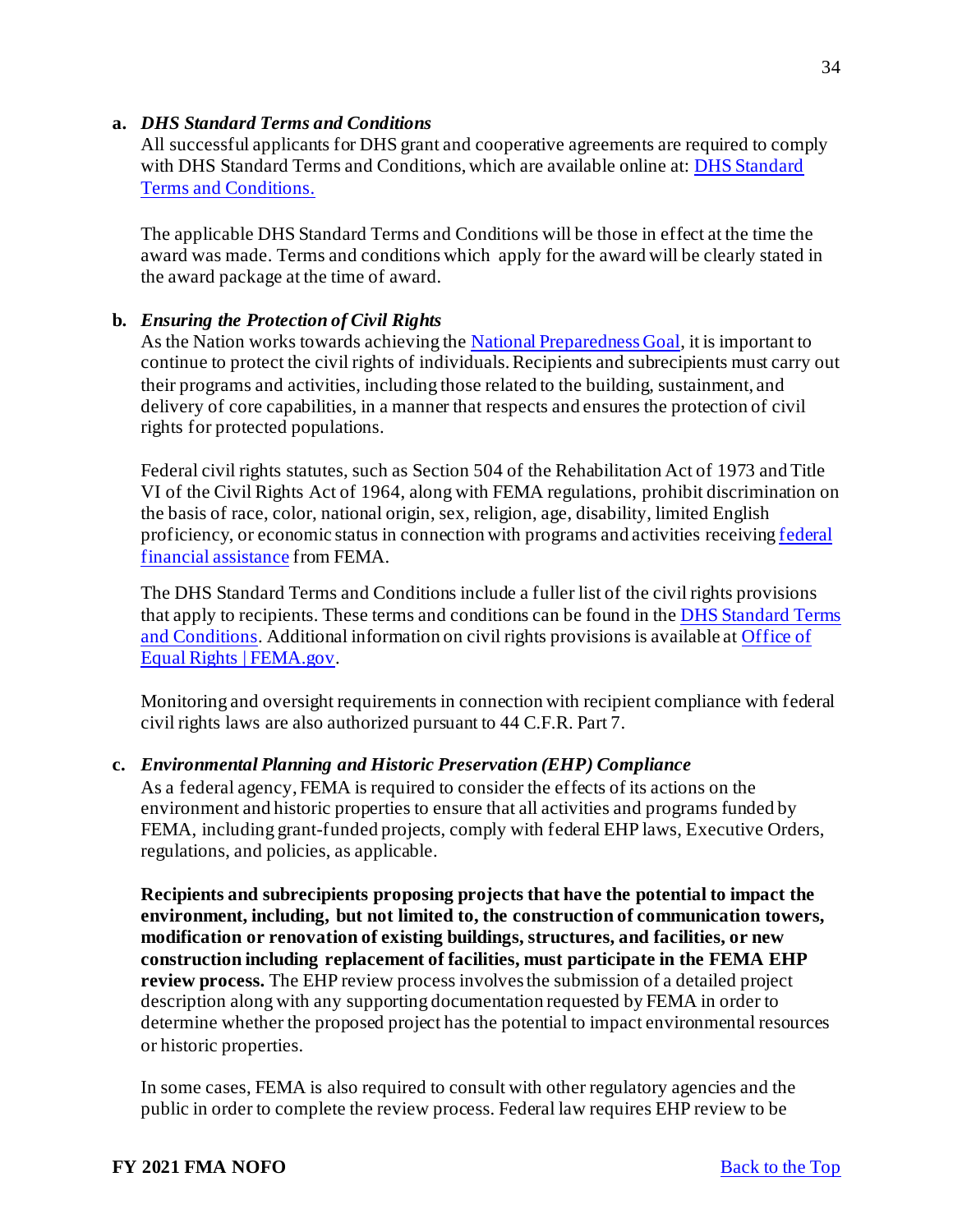**a. *DHS Standard Terms and Conditions***

All successful applicants for DHS grant and cooperative agreements are required to comply with DHS Standard Terms and Conditions, which are available online at: [DHS Standard Terms and Conditions.](#)

The applicable DHS Standard Terms and Conditions will be those in effect at the time the award was made. Terms and conditions which apply for the award will be clearly stated in the award package at the time of award.

**b. *Ensuring the Protection of Civil Rights***

As the Nation works towards achieving the [National Preparedness Goal](#), it is important to continue to protect the civil rights of individuals. Recipients and subrecipients must carry out their programs and activities, including those related to the building, sustainment, and delivery of core capabilities, in a manner that respects and ensures the protection of civil rights for protected populations.

Federal civil rights statutes, such as Section 504 of the Rehabilitation Act of 1973 and Title VI of the Civil Rights Act of 1964, along with FEMA regulations, prohibit discrimination on the basis of race, color, national origin, sex, religion, age, disability, limited English proficiency, or economic status in connection with programs and activities receiving [federal financial assistance](#) from FEMA.

The DHS Standard Terms and Conditions include a fuller list of the civil rights provisions that apply to recipients. These terms and conditions can be found in the [DHS Standard Terms and Conditions](#). Additional information on civil rights provisions is available at [Office of Equal Rights | FEMA.gov](#).

Monitoring and oversight requirements in connection with recipient compliance with federal civil rights laws are also authorized pursuant to 44 C.F.R. Part 7.

**c. *Environmental Planning and Historic Preservation (EHP) Compliance***

As a federal agency, FEMA is required to consider the effects of its actions on the environment and historic properties to ensure that all activities and programs funded by FEMA, including grant-funded projects, comply with federal EHP laws, Executive Orders, regulations, and policies, as applicable.

**Recipients and subrecipients proposing projects that have the potential to impact the environment, including, but not limited to, the construction of communication towers, modification or renovation of existing buildings, structures, and facilities, or new construction including replacement of facilities, must participate in the FEMA EHP review process.** The EHP review process involves the submission of a detailed project description along with any supporting documentation requested by FEMA in order to determine whether the proposed project has the potential to impact environmental resources or historic properties.

In some cases, FEMA is also required to consult with other regulatory agencies and the public in order to complete the review process. Federal law requires EHP review to be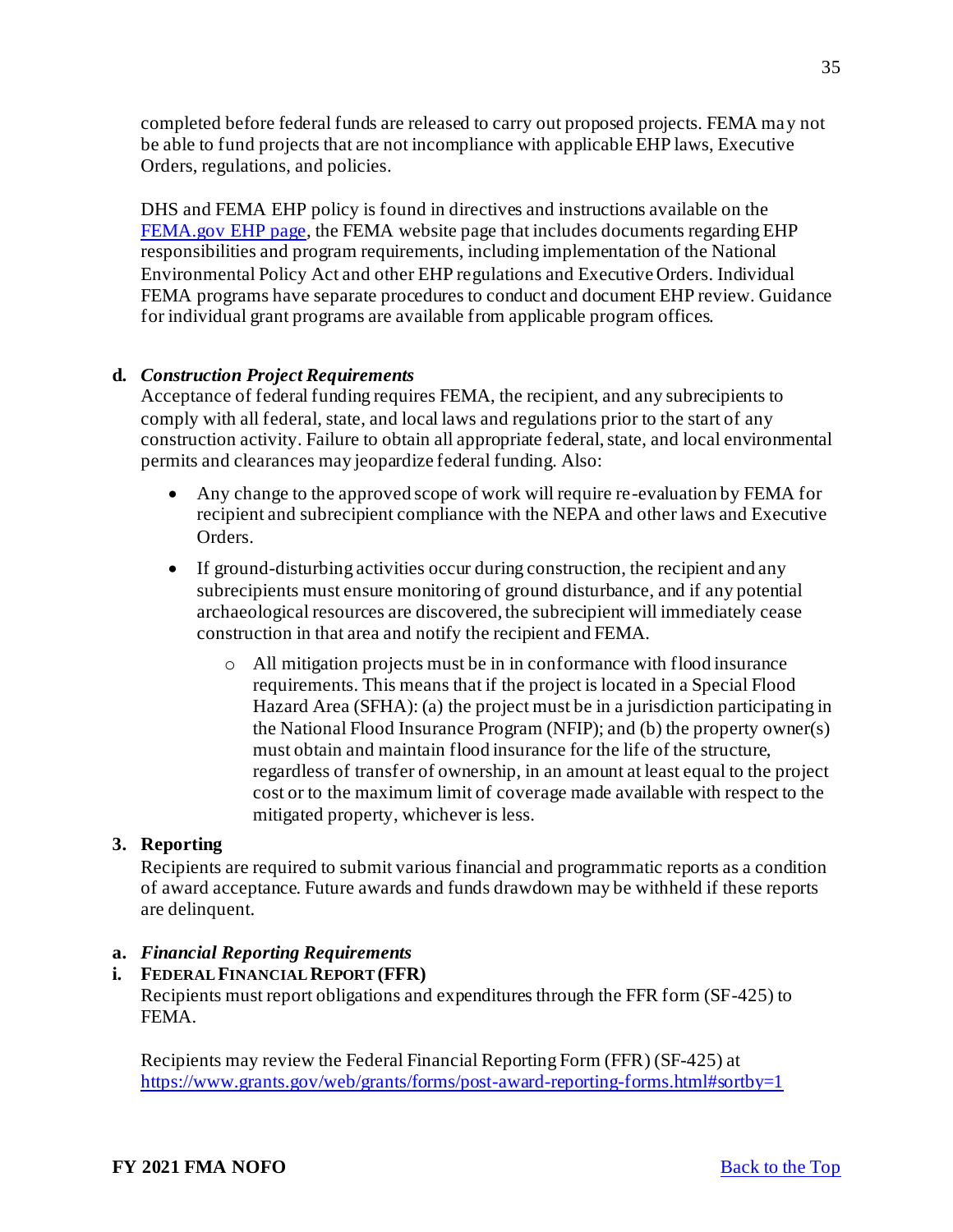completed before federal funds are released to carry out proposed projects. FEMA may not be able to fund projects that are not incompliance with applicable EHP laws, Executive Orders, regulations, and policies.

DHS and FEMA EHP policy is found in directives and instructions available on the [FEMA.gov EHP page](https://www.fema.gov), the FEMA website page that includes documents regarding EHP responsibilities and program requirements, including implementation of the National Environmental Policy Act and other EHP regulations and Executive Orders. Individual FEMA programs have separate procedures to conduct and document EHP review. Guidance for individual grant programs are available from applicable program offices.

**d. *Construction Project Requirements***

Acceptance of federal funding requires FEMA, the recipient, and any subrecipients to comply with all federal, state, and local laws and regulations prior to the start of any construction activity. Failure to obtain all appropriate federal, state, and local environmental permits and clearances may jeopardize federal funding. Also:

- Any change to the approved scope of work will require re-evaluation by FEMA for recipient and subrecipient compliance with the NEPA and other laws and Executive Orders.
- If ground-disturbing activities occur during construction, the recipient and any subrecipients must ensure monitoring of ground disturbance, and if any potential archaeological resources are discovered, the subrecipient will immediately cease construction in that area and notify the recipient and FEMA.
    - All mitigation projects must be in in conformance with flood insurance requirements. This means that if the project is located in a Special Flood Hazard Area (SFHA): (a) the project must be in a jurisdiction participating in the National Flood Insurance Program (NFIP); and (b) the property owner(s) must obtain and maintain flood insurance for the life of the structure, regardless of transfer of ownership, in an amount at least equal to the project cost or to the maximum limit of coverage made available with respect to the mitigated property, whichever is less.

## 3. Reporting

Recipients are required to submit various financial and programmatic reports as a condition of award acceptance. Future awards and funds drawdown may be withheld if these reports are delinquent.

**a. *Financial Reporting Requirements***

**i. FEDERAL FINANCIAL REPORT (FFR)**

Recipients must report obligations and expenditures through the FFR form (SF-425) to FEMA.

Recipients may review the Federal Financial Reporting Form (FFR) (SF-425) at [https://www.grants.gov/web/grants/forms/post-award-reporting-forms.html#sortby=1](https://www.grants.gov/web/grants/forms/post-award-reporting-forms.html#sortby=1)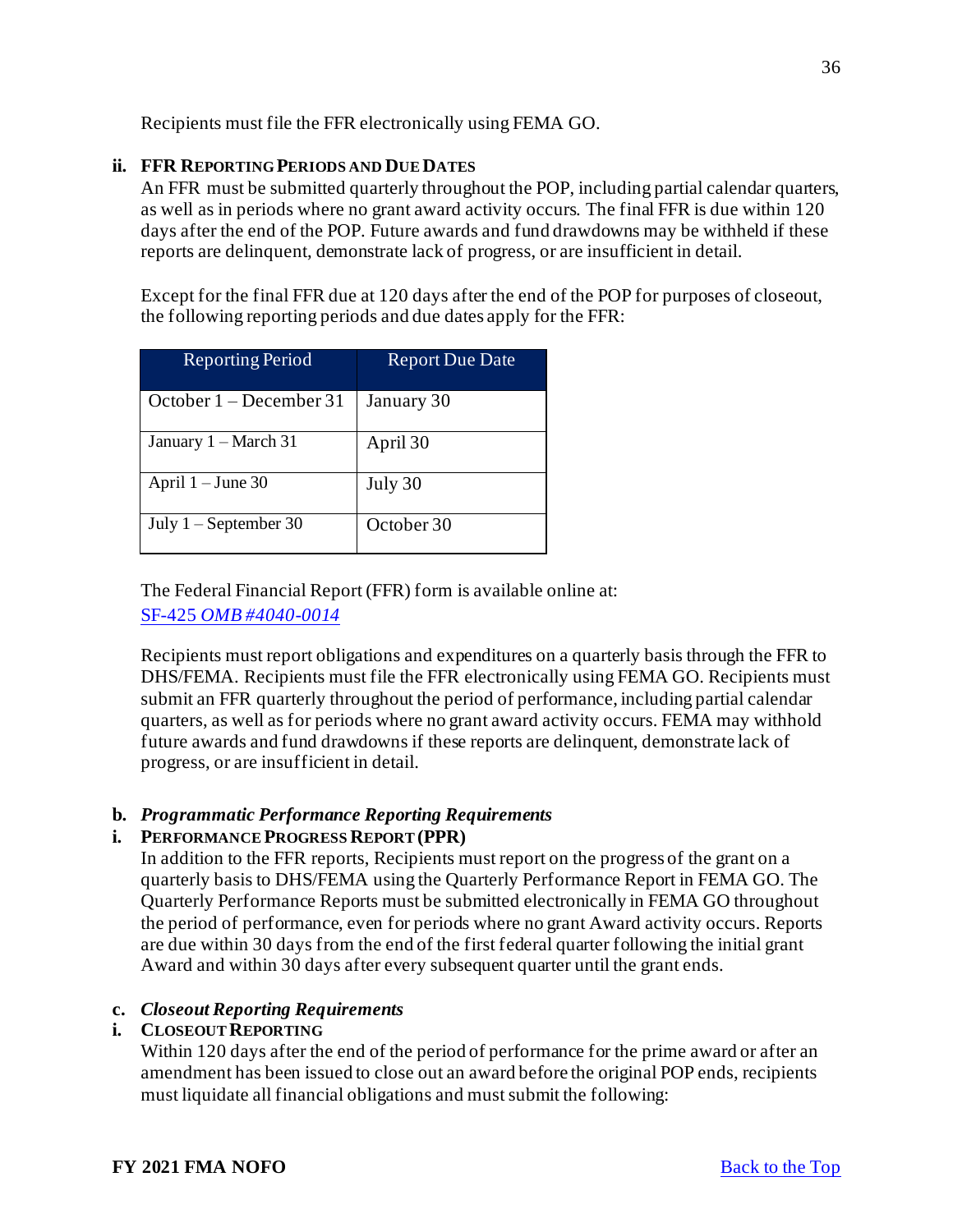Recipients must file the FFR electronically using FEMA GO.

**ii. FFR REPORTING PERIODS AND DUE DATES**

An FFR must be submitted quarterly throughout the POP, including partial calendar quarters, as well as in periods where no grant award activity occurs. The final FFR is due within 120 days after the end of the POP. Future awards and fund drawdowns may be withheld if these reports are delinquent, demonstrate lack of progress, or are insufficient in detail.

Except for the final FFR due at 120 days after the end of the POP for purposes of closeout, the following reporting periods and due dates apply for the FFR:

| Reporting Period | Report Due Date |
|---|---|
| October 1 – December 31 | January 30 |
| January 1 – March 31 | April 30 |
| April 1 – June 30 | July 30 |
| July 1 – September 30 | October 30 |

The Federal Financial Report (FFR) form is available online at:
SF-425 *OMB #4040-0014*

Recipients must report obligations and expenditures on a quarterly basis through the FFR to DHS/FEMA. Recipients must file the FFR electronically using FEMA GO. Recipients must submit an FFR quarterly throughout the period of performance, including partial calendar quarters, as well as for periods where no grant award activity occurs. FEMA may withhold future awards and fund drawdowns if these reports are delinquent, demonstrate lack of progress, or are insufficient in detail.

**b. *Programmatic Performance Reporting Requirements***

**i. PERFORMANCE PROGRESS REPORT (PPR)**

In addition to the FFR reports, Recipients must report on the progress of the grant on a quarterly basis to DHS/FEMA using the Quarterly Performance Report in FEMA GO. The Quarterly Performance Reports must be submitted electronically in FEMA GO throughout the period of performance, even for periods where no grant Award activity occurs. Reports are due within 30 days from the end of the first federal quarter following the initial grant Award and within 30 days after every subsequent quarter until the grant ends.

**c. *Closeout Reporting Requirements***

**i. CLOSEOUT REPORTING**

Within 120 days after the end of the period of performance for the prime award or after an amendment has been issued to close out an award before the original POP ends, recipients must liquidate all financial obligations and must submit the following: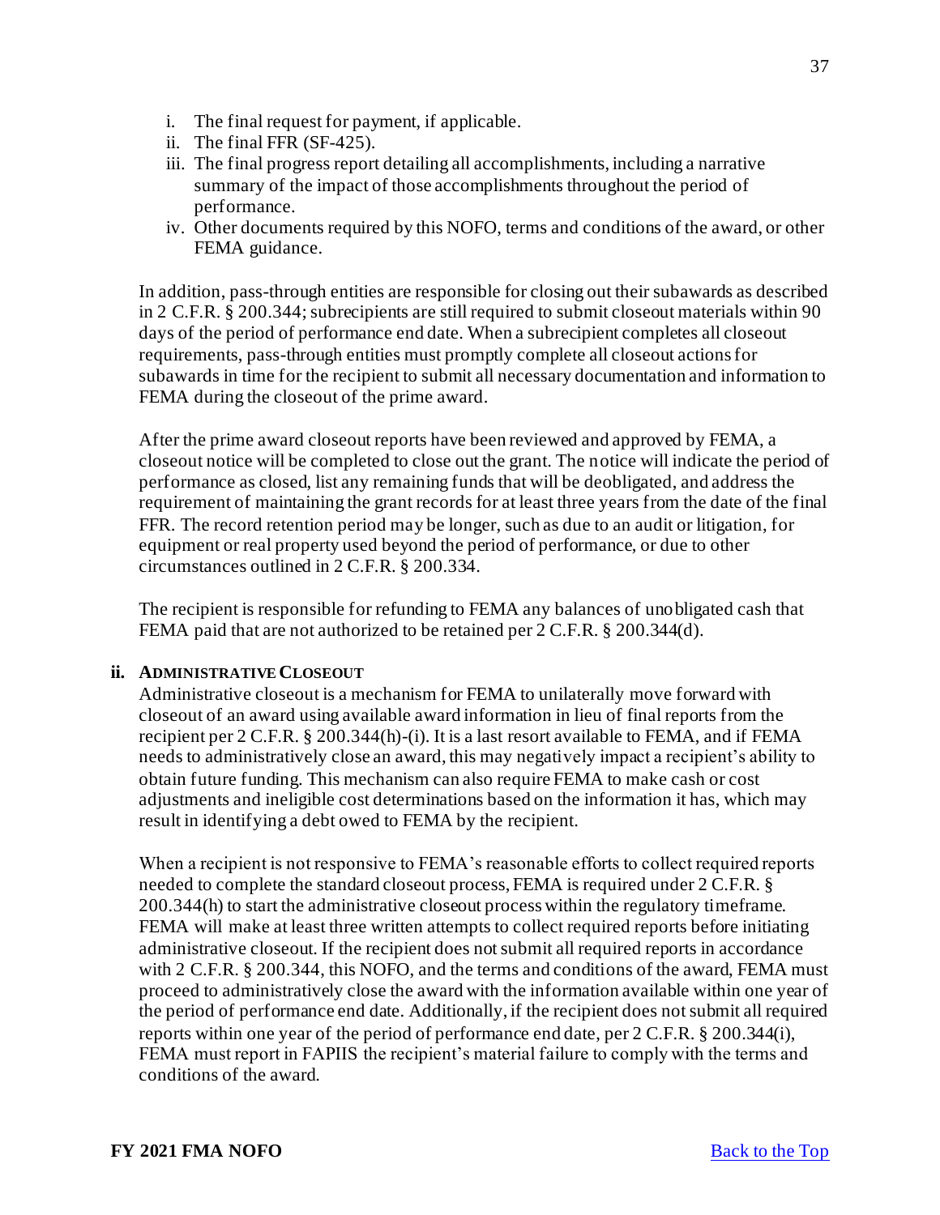i. The final request for payment, if applicable.
ii. The final FFR (SF-425).
iii. The final progress report detailing all accomplishments, including a narrative summary of the impact of those accomplishments throughout the period of performance.
iv. Other documents required by this NOFO, terms and conditions of the award, or other FEMA guidance.

In addition, pass-through entities are responsible for closing out their subawards as described in 2 C.F.R. § 200.344; subrecipients are still required to submit closeout materials within 90 days of the period of performance end date. When a subrecipient completes all closeout requirements, pass-through entities must promptly complete all closeout actions for subawards in time for the recipient to submit all necessary documentation and information to FEMA during the closeout of the prime award.

After the prime award closeout reports have been reviewed and approved by FEMA, a closeout notice will be completed to close out the grant. The notice will indicate the period of performance as closed, list any remaining funds that will be deobligated, and address the requirement of maintaining the grant records for at least three years from the date of the final FFR. The record retention period may be longer, such as due to an audit or litigation, for equipment or real property used beyond the period of performance, or due to other circumstances outlined in 2 C.F.R. § 200.334.

The recipient is responsible for refunding to FEMA any balances of unobligated cash that FEMA paid that are not authorized to be retained per 2 C.F.R. § 200.344(d).

**ii. Administrative Closeout**

Administrative closeout is a mechanism for FEMA to unilaterally move forward with closeout of an award using available award information in lieu of final reports from the recipient per 2 C.F.R. § 200.344(h)-(i). It is a last resort available to FEMA, and if FEMA needs to administratively close an award, this may negatively impact a recipient's ability to obtain future funding. This mechanism can also require FEMA to make cash or cost adjustments and ineligible cost determinations based on the information it has, which may result in identifying a debt owed to FEMA by the recipient.

When a recipient is not responsive to FEMA's reasonable efforts to collect required reports needed to complete the standard closeout process, FEMA is required under 2 C.F.R. § 200.344(h) to start the administrative closeout process within the regulatory timeframe. FEMA will make at least three written attempts to collect required reports before initiating administrative closeout. If the recipient does not submit all required reports in accordance with 2 C.F.R. § 200.344, this NOFO, and the terms and conditions of the award, FEMA must proceed to administratively close the award with the information available within one year of the period of performance end date. Additionally, if the recipient does not submit all required reports within one year of the period of performance end date, per 2 C.F.R. § 200.344(i), FEMA must report in FAPIIS the recipient's material failure to comply with the terms and conditions of the award.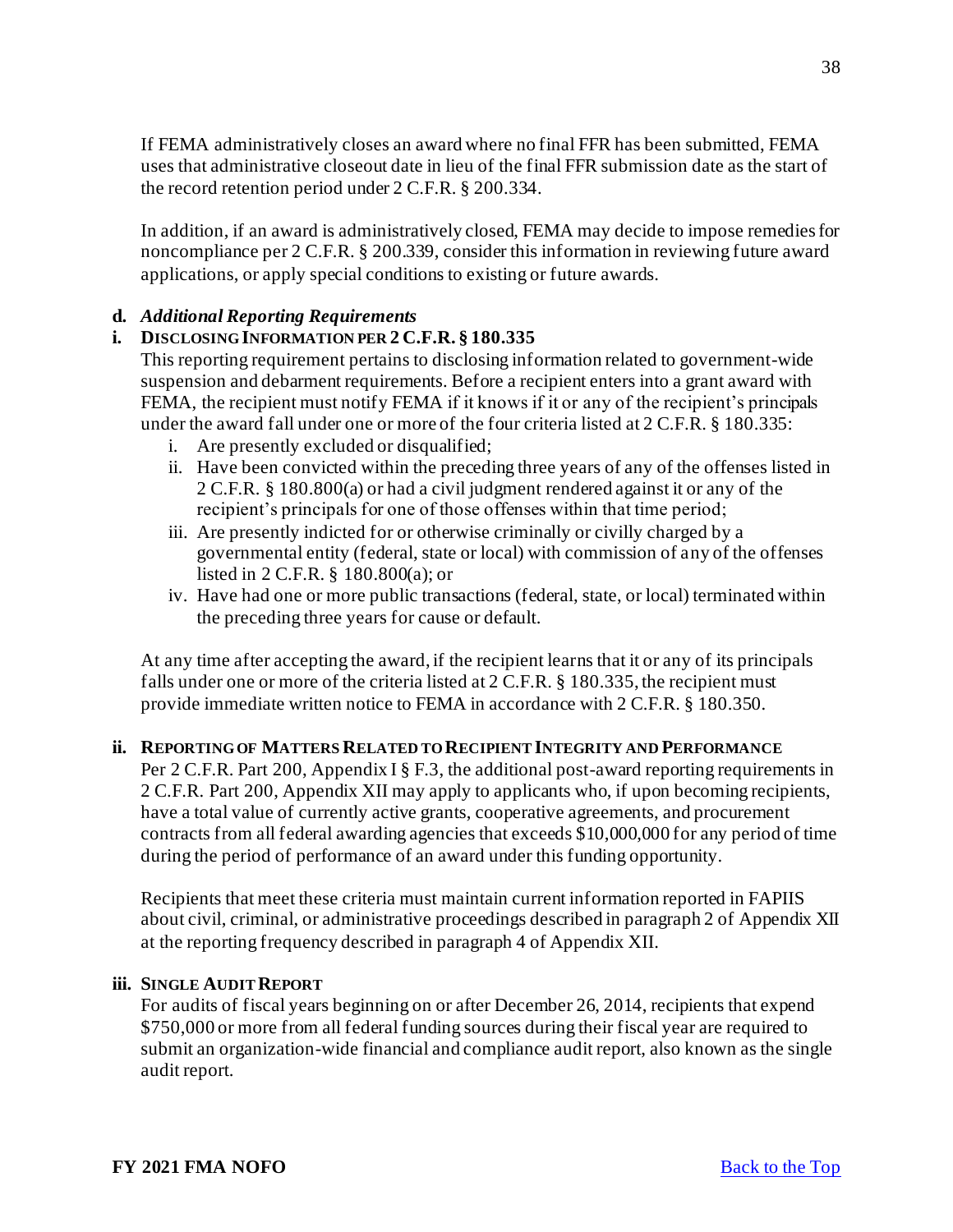If FEMA administratively closes an award where no final FFR has been submitted, FEMA uses that administrative closeout date in lieu of the final FFR submission date as the start of the record retention period under 2 C.F.R. § 200.334.

In addition, if an award is administratively closed, FEMA may decide to impose remedies for noncompliance per 2 C.F.R. § 200.339, consider this information in reviewing future award applications, or apply special conditions to existing or future awards.

**d.** ***Additional Reporting Requirements***

**i. DISCLOSING INFORMATION PER 2 C.F.R. § 180.335**

This reporting requirement pertains to disclosing information related to government-wide suspension and debarment requirements. Before a recipient enters into a grant award with FEMA, the recipient must notify FEMA if it knows if it or any of the recipient's principals under the award fall under one or more of the four criteria listed at 2 C.F.R. § 180.335:

i. Are presently excluded or disqualified;
ii. Have been convicted within the preceding three years of any of the offenses listed in 2 C.F.R. § 180.800(a) or had a civil judgment rendered against it or any of the recipient's principals for one of those offenses within that time period;
iii. Are presently indicted for or otherwise criminally or civilly charged by a governmental entity (federal, state or local) with commission of any of the offenses listed in 2 C.F.R. § 180.800(a); or
iv. Have had one or more public transactions (federal, state, or local) terminated within the preceding three years for cause or default.

At any time after accepting the award, if the recipient learns that it or any of its principals falls under one or more of the criteria listed at 2 C.F.R. § 180.335, the recipient must provide immediate written notice to FEMA in accordance with 2 C.F.R. § 180.350.

**ii. REPORTING OF MATTERS RELATED TO RECIPIENT INTEGRITY AND PERFORMANCE**

Per 2 C.F.R. Part 200, Appendix I § F.3, the additional post-award reporting requirements in 2 C.F.R. Part 200, Appendix XII may apply to applicants who, if upon becoming recipients, have a total value of currently active grants, cooperative agreements, and procurement contracts from all federal awarding agencies that exceeds $10,000,000 for any period of time during the period of performance of an award under this funding opportunity.

Recipients that meet these criteria must maintain current information reported in FAPIIS about civil, criminal, or administrative proceedings described in paragraph 2 of Appendix XII at the reporting frequency described in paragraph 4 of Appendix XII.

**iii. SINGLE AUDIT REPORT**

For audits of fiscal years beginning on or after December 26, 2014, recipients that expend $750,000 or more from all federal funding sources during their fiscal year are required to submit an organization-wide financial and compliance audit report, also known as the single audit report.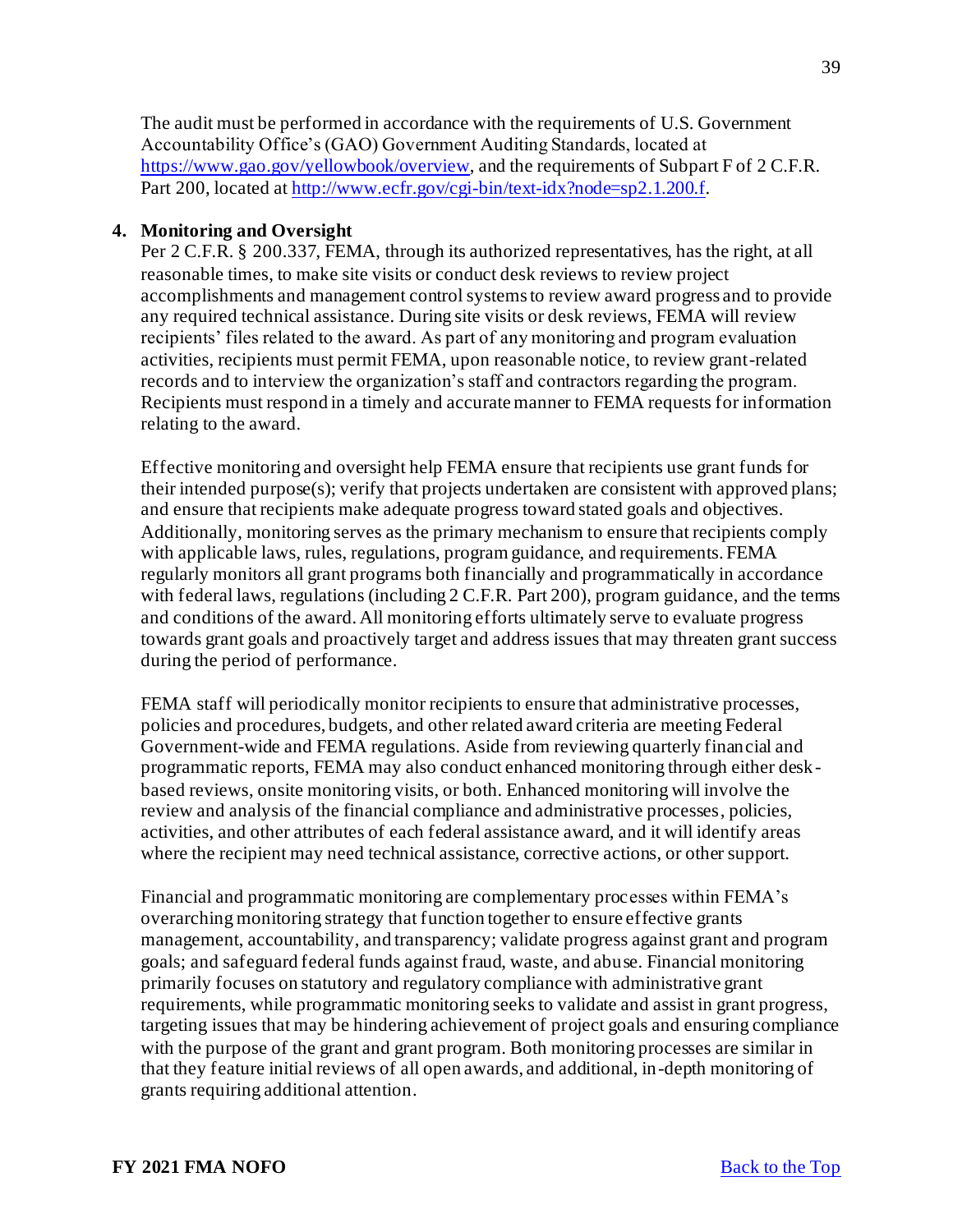The audit must be performed in accordance with the requirements of U.S. Government Accountability Office's (GAO) Government Auditing Standards, located at https://www.gao.gov/yellowbook/overview, and the requirements of Subpart F of 2 C.F.R. Part 200, located at http://www.ecfr.gov/cgi-bin/text-idx?node=sp2.1.200.f.

**4. Monitoring and Oversight**

Per 2 C.F.R. § 200.337, FEMA, through its authorized representatives, has the right, at all reasonable times, to make site visits or conduct desk reviews to review project accomplishments and management control systems to review award progress and to provide any required technical assistance. During site visits or desk reviews, FEMA will review recipients' files related to the award. As part of any monitoring and program evaluation activities, recipients must permit FEMA, upon reasonable notice, to review grant-related records and to interview the organization's staff and contractors regarding the program. Recipients must respond in a timely and accurate manner to FEMA requests for information relating to the award.

Effective monitoring and oversight help FEMA ensure that recipients use grant funds for their intended purpose(s); verify that projects undertaken are consistent with approved plans; and ensure that recipients make adequate progress toward stated goals and objectives. Additionally, monitoring serves as the primary mechanism to ensure that recipients comply with applicable laws, rules, regulations, program guidance, and requirements. FEMA regularly monitors all grant programs both financially and programmatically in accordance with federal laws, regulations (including 2 C.F.R. Part 200), program guidance, and the terms and conditions of the award. All monitoring efforts ultimately serve to evaluate progress towards grant goals and proactively target and address issues that may threaten grant success during the period of performance.

FEMA staff will periodically monitor recipients to ensure that administrative processes, policies and procedures, budgets, and other related award criteria are meeting Federal Government-wide and FEMA regulations. Aside from reviewing quarterly financial and programmatic reports, FEMA may also conduct enhanced monitoring through either desk-based reviews, onsite monitoring visits, or both. Enhanced monitoring will involve the review and analysis of the financial compliance and administrative processes, policies, activities, and other attributes of each federal assistance award, and it will identify areas where the recipient may need technical assistance, corrective actions, or other support.

Financial and programmatic monitoring are complementary processes within FEMA's overarching monitoring strategy that function together to ensure effective grants management, accountability, and transparency; validate progress against grant and program goals; and safeguard federal funds against fraud, waste, and abuse. Financial monitoring primarily focuses on statutory and regulatory compliance with administrative grant requirements, while programmatic monitoring seeks to validate and assist in grant progress, targeting issues that may be hindering achievement of project goals and ensuring compliance with the purpose of the grant and grant program. Both monitoring processes are similar in that they feature initial reviews of all open awards, and additional, in-depth monitoring of grants requiring additional attention.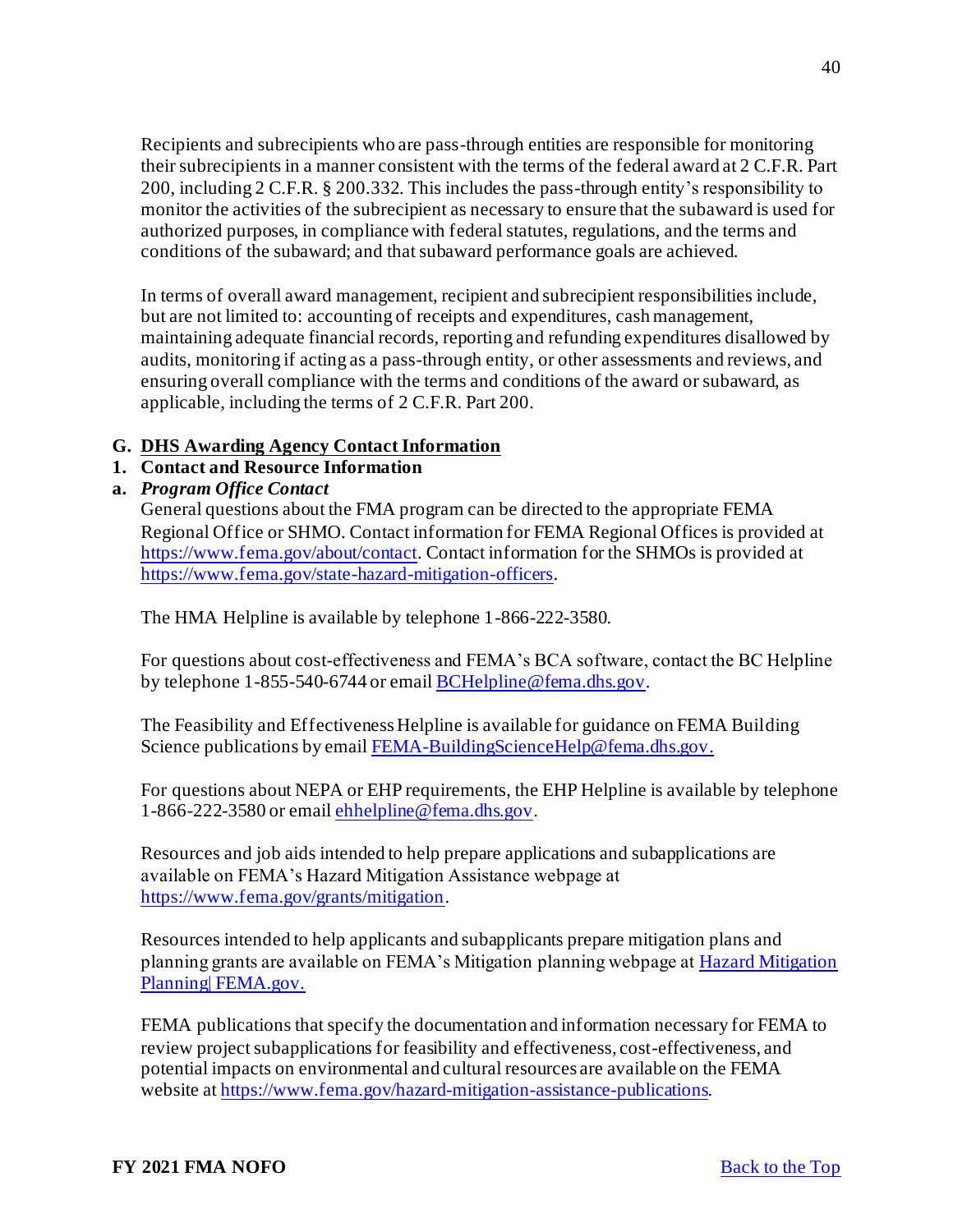Recipients and subrecipients who are pass-through entities are responsible for monitoring their subrecipients in a manner consistent with the terms of the federal award at 2 C.F.R. Part 200, including 2 C.F.R. § 200.332. This includes the pass-through entity's responsibility to monitor the activities of the subrecipient as necessary to ensure that the subaward is used for authorized purposes, in compliance with federal statutes, regulations, and the terms and conditions of the subaward; and that subaward performance goals are achieved.

In terms of overall award management, recipient and subrecipient responsibilities include, but are not limited to: accounting of receipts and expenditures, cash management, maintaining adequate financial records, reporting and refunding expenditures disallowed by audits, monitoring if acting as a pass-through entity, or other assessments and reviews, and ensuring overall compliance with the terms and conditions of the award or subaward, as applicable, including the terms of 2 C.F.R. Part 200.

## G. DHS Awarding Agency Contact Information

### 1. Contact and Resource Information

#### a. *Program Office Contact*

General questions about the FMA program can be directed to the appropriate FEMA Regional Office or SHMO. Contact information for FEMA Regional Offices is provided at https://www.fema.gov/about/contact. Contact information for the SHMOs is provided at https://www.fema.gov/state-hazard-mitigation-officers.

The HMA Helpline is available by telephone 1-866-222-3580.

For questions about cost-effectiveness and FEMA's BCA software, contact the BC Helpline by telephone 1-855-540-6744 or email BCHelpline@fema.dhs.gov.

The Feasibility and Effectiveness Helpline is available for guidance on FEMA Building Science publications by email FEMA-BuildingScienceHelp@fema.dhs.gov.

For questions about NEPA or EHP requirements, the EHP Helpline is available by telephone 1-866-222-3580 or email ehhelpline@fema.dhs.gov.

Resources and job aids intended to help prepare applications and subapplications are available on FEMA's Hazard Mitigation Assistance webpage at https://www.fema.gov/grants/mitigation.

Resources intended to help applicants and subapplicants prepare mitigation plans and planning grants are available on FEMA's Mitigation planning webpage at Hazard Mitigation Planning| FEMA.gov.

FEMA publications that specify the documentation and information necessary for FEMA to review project subapplications for feasibility and effectiveness, cost-effectiveness, and potential impacts on environmental and cultural resources are available on the FEMA website at https://www.fema.gov/hazard-mitigation-assistance-publications.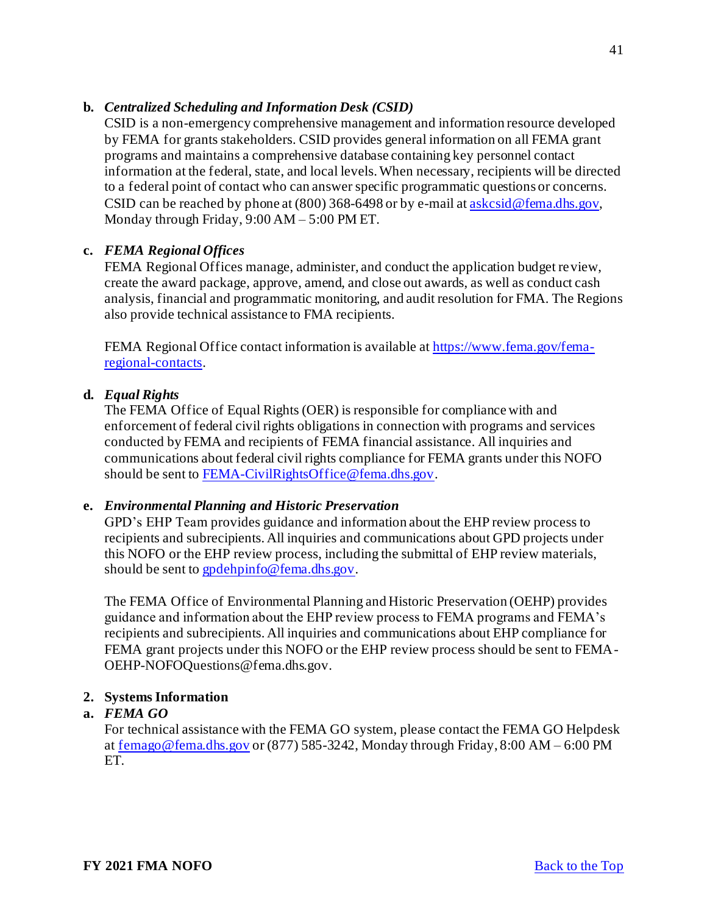**b. *Centralized Scheduling and Information Desk (CSID)***

CSID is a non-emergency comprehensive management and information resource developed by FEMA for grants stakeholders. CSID provides general information on all FEMA grant programs and maintains a comprehensive database containing key personnel contact information at the federal, state, and local levels. When necessary, recipients will be directed to a federal point of contact who can answer specific programmatic questions or concerns. CSID can be reached by phone at (800) 368-6498 or by e-mail at [askcsid@fema.dhs.gov](mailto:askcsid@fema.dhs.gov), Monday through Friday, 9:00 AM – 5:00 PM ET.

**c. *FEMA Regional Offices***

FEMA Regional Offices manage, administer, and conduct the application budget review, create the award package, approve, amend, and close out awards, as well as conduct cash analysis, financial and programmatic monitoring, and audit resolution for FMA. The Regions also provide technical assistance to FMA recipients.

FEMA Regional Office contact information is available at [https://www.fema.gov/fema-regional-contacts](https://www.fema.gov/fema-regional-contacts).

**d. *Equal Rights***

The FEMA Office of Equal Rights (OER) is responsible for compliance with and enforcement of federal civil rights obligations in connection with programs and services conducted by FEMA and recipients of FEMA financial assistance. All inquiries and communications about federal civil rights compliance for FEMA grants under this NOFO should be sent to [FEMA-CivilRightsOffice@fema.dhs.gov](mailto:FEMA-CivilRightsOffice@fema.dhs.gov).

**e. *Environmental Planning and Historic Preservation***

GPD's EHP Team provides guidance and information about the EHP review process to recipients and subrecipients. All inquiries and communications about GPD projects under this NOFO or the EHP review process, including the submittal of EHP review materials, should be sent to [gpdehpinfo@fema.dhs.gov](mailto:gpdehpinfo@fema.dhs.gov).

The FEMA Office of Environmental Planning and Historic Preservation (OEHP) provides guidance and information about the EHP review process to FEMA programs and FEMA's recipients and subrecipients. All inquiries and communications about EHP compliance for FEMA grant projects under this NOFO or the EHP review process should be sent to FEMA-OEHP-NOFOQuestions@fema.dhs.gov.

**2. Systems Information**

**a. *FEMA GO***

For technical assistance with the FEMA GO system, please contact the FEMA GO Helpdesk at [femago@fema.dhs.gov](mailto:femago@fema.dhs.gov) or (877) 585-3242, Monday through Friday, 8:00 AM – 6:00 PM ET.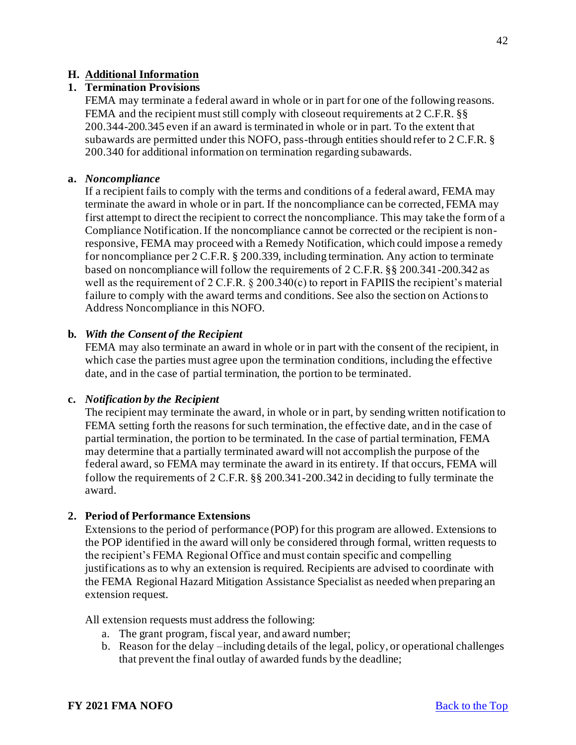## H. Additional Information

### 1. Termination Provisions

FEMA may terminate a federal award in whole or in part for one of the following reasons. FEMA and the recipient must still comply with closeout requirements at 2 C.F.R. §§ 200.344-200.345 even if an award is terminated in whole or in part. To the extent that subawards are permitted under this NOFO, pass-through entities should refer to 2 C.F.R. § 200.340 for additional information on termination regarding subawards.

**a. *Noncompliance***

If a recipient fails to comply with the terms and conditions of a federal award, FEMA may terminate the award in whole or in part. If the noncompliance can be corrected, FEMA may first attempt to direct the recipient to correct the noncompliance. This may take the form of a Compliance Notification. If the noncompliance cannot be corrected or the recipient is non-responsive, FEMA may proceed with a Remedy Notification, which could impose a remedy for noncompliance per 2 C.F.R. § 200.339, including termination. Any action to terminate based on noncompliance will follow the requirements of 2 C.F.R. §§ 200.341-200.342 as well as the requirement of 2 C.F.R. § 200.340(c) to report in FAPIIS the recipient's material failure to comply with the award terms and conditions. See also the section on Actions to Address Noncompliance in this NOFO.

**b. *With the Consent of the Recipient***

FEMA may also terminate an award in whole or in part with the consent of the recipient, in which case the parties must agree upon the termination conditions, including the effective date, and in the case of partial termination, the portion to be terminated.

**c. *Notification by the Recipient***

The recipient may terminate the award, in whole or in part, by sending written notification to FEMA setting forth the reasons for such termination, the effective date, and in the case of partial termination, the portion to be terminated. In the case of partial termination, FEMA may determine that a partially terminated award will not accomplish the purpose of the federal award, so FEMA may terminate the award in its entirety. If that occurs, FEMA will follow the requirements of 2 C.F.R. §§ 200.341-200.342 in deciding to fully terminate the award.

### 2. Period of Performance Extensions

Extensions to the period of performance (POP) for this program are allowed. Extensions to the POP identified in the award will only be considered through formal, written requests to the recipient's FEMA Regional Office and must contain specific and compelling justifications as to why an extension is required. Recipients are advised to coordinate with the FEMA Regional Hazard Mitigation Assistance Specialist as needed when preparing an extension request.

All extension requests must address the following:

a. The grant program, fiscal year, and award number;
b. Reason for the delay –including details of the legal, policy, or operational challenges that prevent the final outlay of awarded funds by the deadline;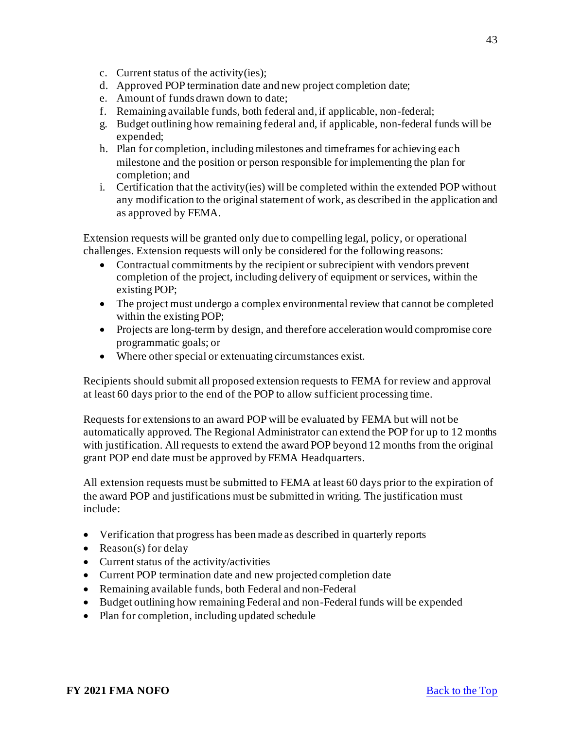c. Current status of the activity(ies);
d. Approved POP termination date and new project completion date;
e. Amount of funds drawn down to date;
f. Remaining available funds, both federal and, if applicable, non-federal;
g. Budget outlining how remaining federal and, if applicable, non-federal funds will be expended;
h. Plan for completion, including milestones and timeframes for achieving each milestone and the position or person responsible for implementing the plan for completion; and
i. Certification that the activity(ies) will be completed within the extended POP without any modification to the original statement of work, as described in the application and as approved by FEMA.

Extension requests will be granted only due to compelling legal, policy, or operational challenges. Extension requests will only be considered for the following reasons:

- Contractual commitments by the recipient or subrecipient with vendors prevent completion of the project, including delivery of equipment or services, within the existing POP;
- The project must undergo a complex environmental review that cannot be completed within the existing POP;
- Projects are long-term by design, and therefore acceleration would compromise core programmatic goals; or
- Where other special or extenuating circumstances exist.

Recipients should submit all proposed extension requests to FEMA for review and approval at least 60 days prior to the end of the POP to allow sufficient processing time.

Requests for extensions to an award POP will be evaluated by FEMA but will not be automatically approved. The Regional Administrator can extend the POP for up to 12 months with justification. All requests to extend the award POP beyond 12 months from the original grant POP end date must be approved by FEMA Headquarters.

All extension requests must be submitted to FEMA at least 60 days prior to the expiration of the award POP and justifications must be submitted in writing. The justification must include:

- Verification that progress has been made as described in quarterly reports
- Reason(s) for delay
- Current status of the activity/activities
- Current POP termination date and new projected completion date
- Remaining available funds, both Federal and non-Federal
- Budget outlining how remaining Federal and non-Federal funds will be expended
- Plan for completion, including updated schedule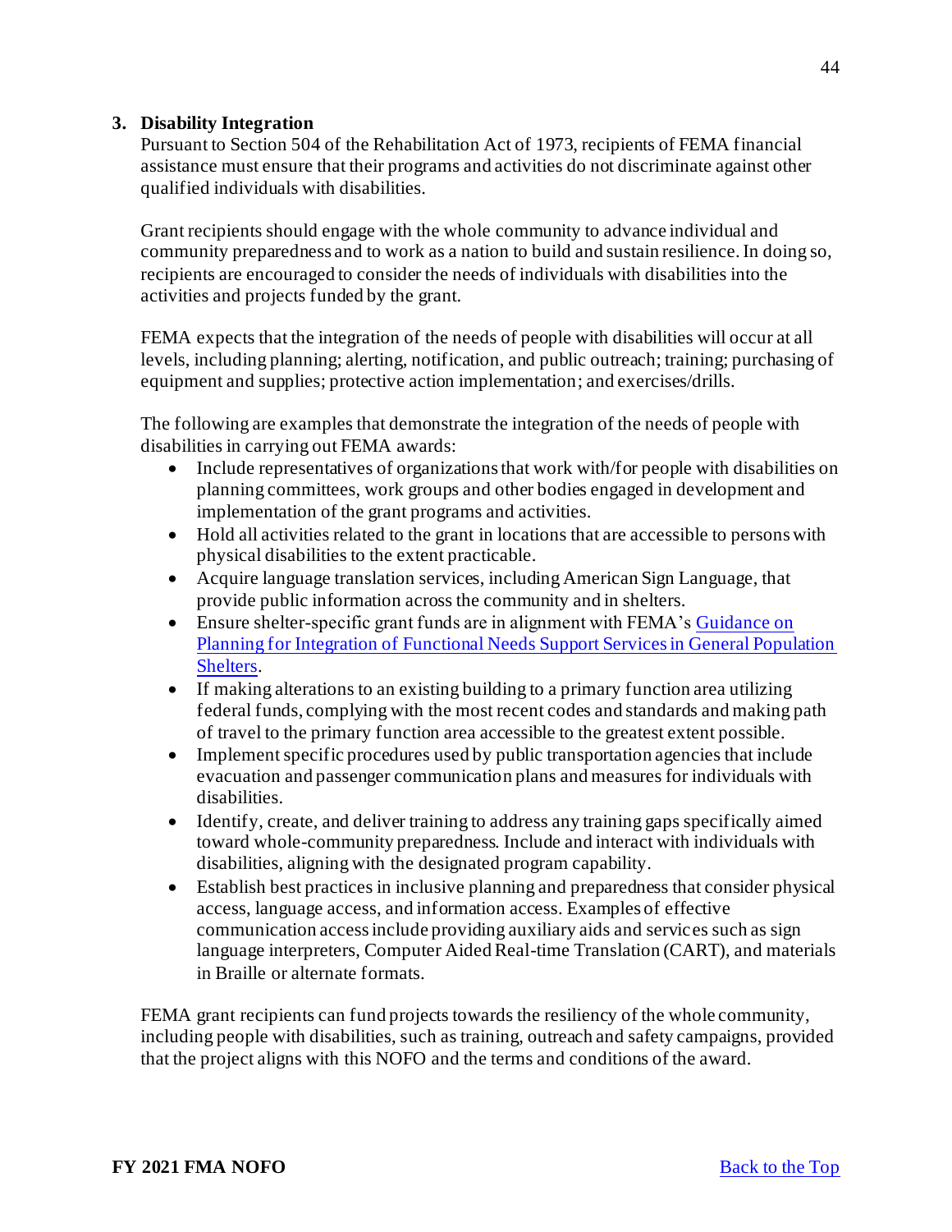### 3. Disability Integration

Pursuant to Section 504 of the Rehabilitation Act of 1973, recipients of FEMA financial assistance must ensure that their programs and activities do not discriminate against other qualified individuals with disabilities.

Grant recipients should engage with the whole community to advance individual and community preparedness and to work as a nation to build and sustain resilience. In doing so, recipients are encouraged to consider the needs of individuals with disabilities into the activities and projects funded by the grant.

FEMA expects that the integration of the needs of people with disabilities will occur at all levels, including planning; alerting, notification, and public outreach; training; purchasing of equipment and supplies; protective action implementation; and exercises/drills.

The following are examples that demonstrate the integration of the needs of people with disabilities in carrying out FEMA awards:

- Include representatives of organizations that work with/for people with disabilities on planning committees, work groups and other bodies engaged in development and implementation of the grant programs and activities.
- Hold all activities related to the grant in locations that are accessible to persons with physical disabilities to the extent practicable.
- Acquire language translation services, including American Sign Language, that provide public information across the community and in shelters.
- Ensure shelter-specific grant funds are in alignment with FEMA's [Guidance on Planning for Integration of Functional Needs Support Services in General Population Shelters](#).
- If making alterations to an existing building to a primary function area utilizing federal funds, complying with the most recent codes and standards and making path of travel to the primary function area accessible to the greatest extent possible.
- Implement specific procedures used by public transportation agencies that include evacuation and passenger communication plans and measures for individuals with disabilities.
- Identify, create, and deliver training to address any training gaps specifically aimed toward whole-community preparedness. Include and interact with individuals with disabilities, aligning with the designated program capability.
- Establish best practices in inclusive planning and preparedness that consider physical access, language access, and information access. Examples of effective communication access include providing auxiliary aids and services such as sign language interpreters, Computer Aided Real-time Translation (CART), and materials in Braille or alternate formats.

FEMA grant recipients can fund projects towards the resiliency of the whole community, including people with disabilities, such as training, outreach and safety campaigns, provided that the project aligns with this NOFO and the terms and conditions of the award.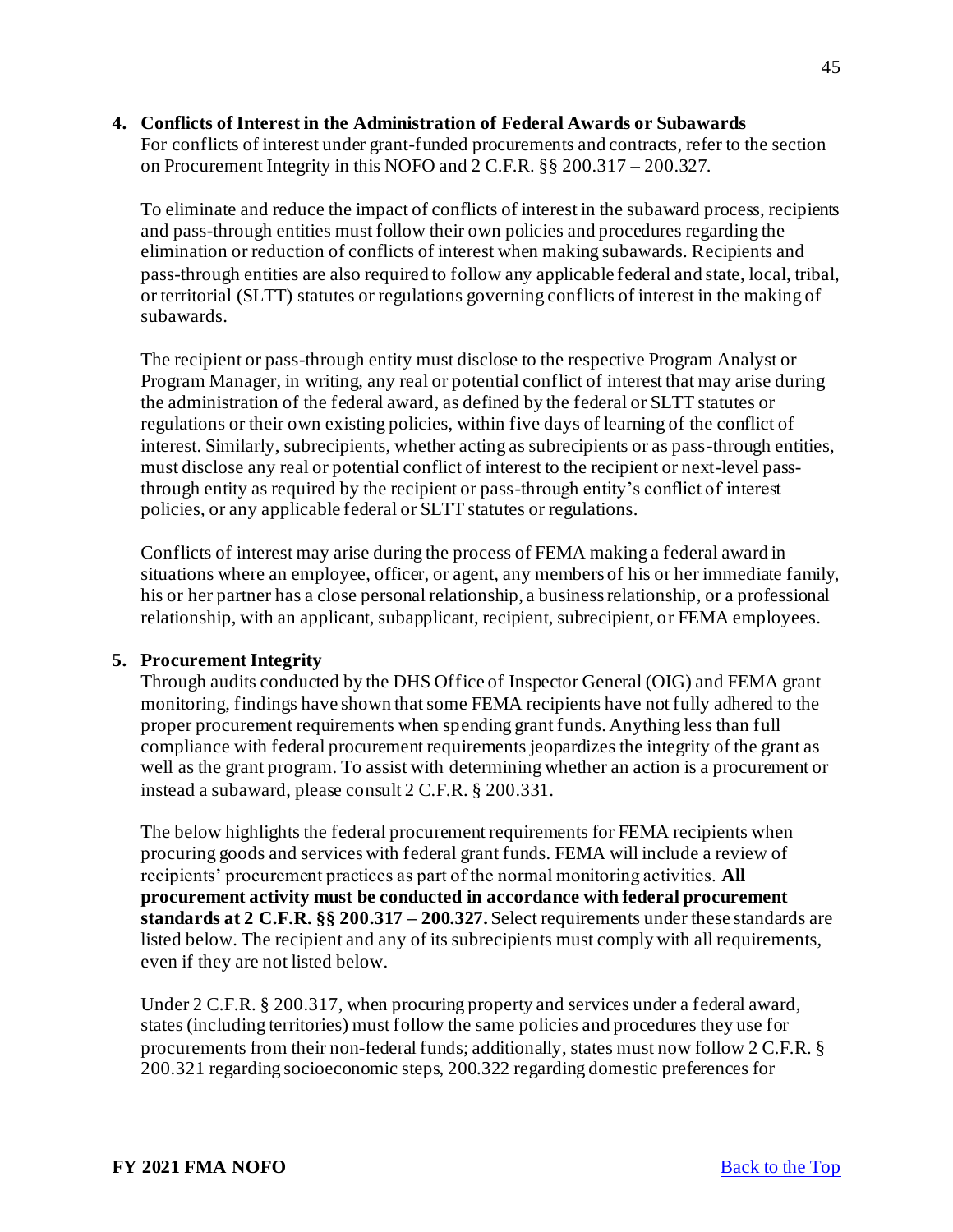**4. Conflicts of Interest in the Administration of Federal Awards or Subawards**

For conflicts of interest under grant-funded procurements and contracts, refer to the section on Procurement Integrity in this NOFO and 2 C.F.R. §§ 200.317 – 200.327.

To eliminate and reduce the impact of conflicts of interest in the subaward process, recipients and pass-through entities must follow their own policies and procedures regarding the elimination or reduction of conflicts of interest when making subawards. Recipients and pass-through entities are also required to follow any applicable federal and state, local, tribal, or territorial (SLTT) statutes or regulations governing conflicts of interest in the making of subawards.

The recipient or pass-through entity must disclose to the respective Program Analyst or Program Manager, in writing, any real or potential conflict of interest that may arise during the administration of the federal award, as defined by the federal or SLTT statutes or regulations or their own existing policies, within five days of learning of the conflict of interest. Similarly, subrecipients, whether acting as subrecipients or as pass-through entities, must disclose any real or potential conflict of interest to the recipient or next-level pass-through entity as required by the recipient or pass-through entity's conflict of interest policies, or any applicable federal or SLTT statutes or regulations.

Conflicts of interest may arise during the process of FEMA making a federal award in situations where an employee, officer, or agent, any members of his or her immediate family, his or her partner has a close personal relationship, a business relationship, or a professional relationship, with an applicant, subapplicant, recipient, subrecipient, or FEMA employees.

**5. Procurement Integrity**

Through audits conducted by the DHS Office of Inspector General (OIG) and FEMA grant monitoring, findings have shown that some FEMA recipients have not fully adhered to the proper procurement requirements when spending grant funds. Anything less than full compliance with federal procurement requirements jeopardizes the integrity of the grant as well as the grant program. To assist with determining whether an action is a procurement or instead a subaward, please consult 2 C.F.R. § 200.331.

The below highlights the federal procurement requirements for FEMA recipients when procuring goods and services with federal grant funds. FEMA will include a review of recipients' procurement practices as part of the normal monitoring activities. **All procurement activity must be conducted in accordance with federal procurement standards at 2 C.F.R. §§ 200.317 – 200.327.** Select requirements under these standards are listed below. The recipient and any of its subrecipients must comply with all requirements, even if they are not listed below.

Under 2 C.F.R. § 200.317, when procuring property and services under a federal award, states (including territories) must follow the same policies and procedures they use for procurements from their non-federal funds; additionally, states must now follow 2 C.F.R. § 200.321 regarding socioeconomic steps, 200.322 regarding domestic preferences for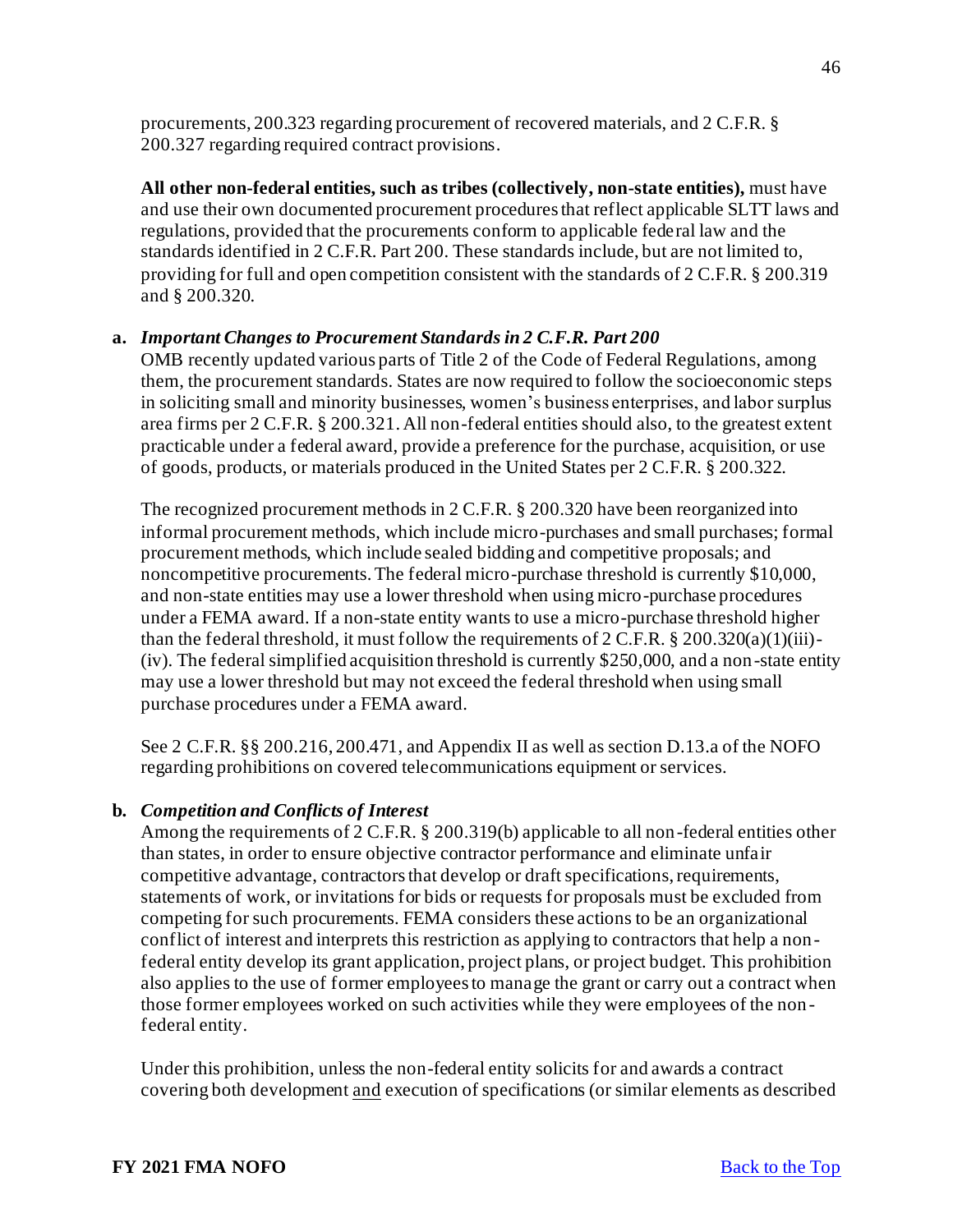procurements, 200.323 regarding procurement of recovered materials, and 2 C.F.R. § 200.327 regarding required contract provisions.

**All other non-federal entities, such as tribes (collectively, non-state entities),** must have and use their own documented procurement procedures that reflect applicable SLTT laws and regulations, provided that the procurements conform to applicable federal law and the standards identified in 2 C.F.R. Part 200. These standards include, but are not limited to, providing for full and open competition consistent with the standards of 2 C.F.R. § 200.319 and § 200.320.

**a.** ***Important Changes to Procurement Standards in 2 C.F.R. Part 200***

OMB recently updated various parts of Title 2 of the Code of Federal Regulations, among them, the procurement standards. States are now required to follow the socioeconomic steps in soliciting small and minority businesses, women's business enterprises, and labor surplus area firms per 2 C.F.R. § 200.321. All non-federal entities should also, to the greatest extent practicable under a federal award, provide a preference for the purchase, acquisition, or use of goods, products, or materials produced in the United States per 2 C.F.R. § 200.322.

The recognized procurement methods in 2 C.F.R. § 200.320 have been reorganized into informal procurement methods, which include micro-purchases and small purchases; formal procurement methods, which include sealed bidding and competitive proposals; and noncompetitive procurements. The federal micro-purchase threshold is currently $10,000, and non-state entities may use a lower threshold when using micro-purchase procedures under a FEMA award. If a non-state entity wants to use a micro-purchase threshold higher than the federal threshold, it must follow the requirements of 2 C.F.R. § 200.320(a)(1)(iii)-(iv). The federal simplified acquisition threshold is currently $250,000, and a non-state entity may use a lower threshold but may not exceed the federal threshold when using small purchase procedures under a FEMA award.

See 2 C.F.R. §§ 200.216, 200.471, and Appendix II as well as section D.13.a of the NOFO regarding prohibitions on covered telecommunications equipment or services.

**b.** ***Competition and Conflicts of Interest***

Among the requirements of 2 C.F.R. § 200.319(b) applicable to all non-federal entities other than states, in order to ensure objective contractor performance and eliminate unfair competitive advantage, contractors that develop or draft specifications, requirements, statements of work, or invitations for bids or requests for proposals must be excluded from competing for such procurements. FEMA considers these actions to be an organizational conflict of interest and interprets this restriction as applying to contractors that help a non-federal entity develop its grant application, project plans, or project budget. This prohibition also applies to the use of former employees to manage the grant or carry out a contract when those former employees worked on such activities while they were employees of the non-federal entity.

Under this prohibition, unless the non-federal entity solicits for and awards a contract covering both development <u>and</u> execution of specifications (or similar elements as described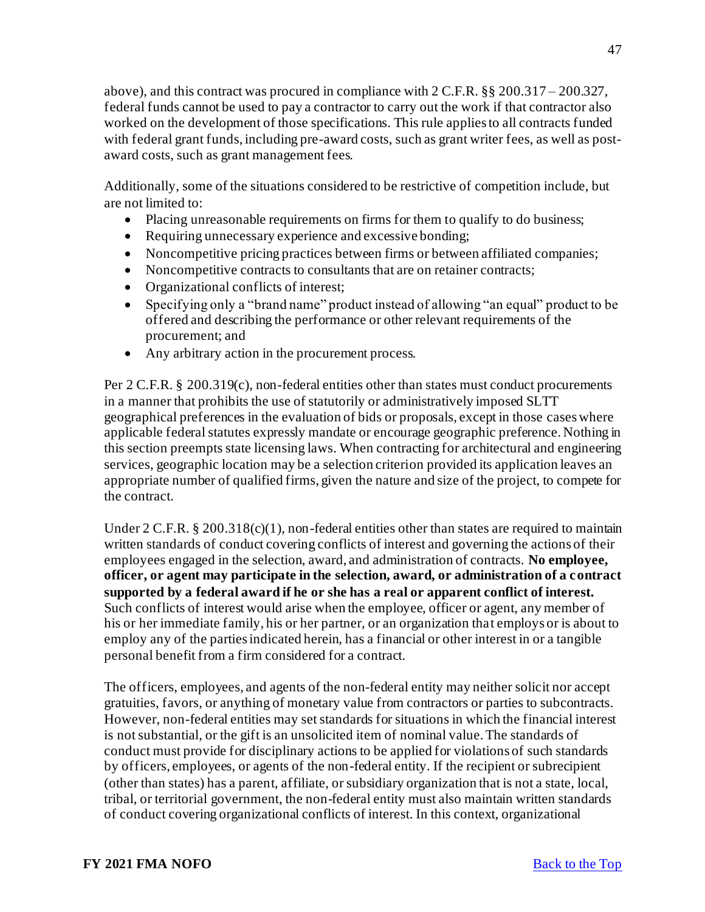above), and this contract was procured in compliance with 2 C.F.R. §§ 200.317 – 200.327, federal funds cannot be used to pay a contractor to carry out the work if that contractor also worked on the development of those specifications. This rule applies to all contracts funded with federal grant funds, including pre-award costs, such as grant writer fees, as well as post-award costs, such as grant management fees.

Additionally, some of the situations considered to be restrictive of competition include, but are not limited to:

- Placing unreasonable requirements on firms for them to qualify to do business;
- Requiring unnecessary experience and excessive bonding;
- Noncompetitive pricing practices between firms or between affiliated companies;
- Noncompetitive contracts to consultants that are on retainer contracts;
- Organizational conflicts of interest;
- Specifying only a "brand name" product instead of allowing "an equal" product to be offered and describing the performance or other relevant requirements of the procurement; and
- Any arbitrary action in the procurement process.

Per 2 C.F.R. § 200.319(c), non-federal entities other than states must conduct procurements in a manner that prohibits the use of statutorily or administratively imposed SLTT geographical preferences in the evaluation of bids or proposals, except in those cases where applicable federal statutes expressly mandate or encourage geographic preference. Nothing in this section preempts state licensing laws. When contracting for architectural and engineering services, geographic location may be a selection criterion provided its application leaves an appropriate number of qualified firms, given the nature and size of the project, to compete for the contract.

Under 2 C.F.R. § 200.318(c)(1), non-federal entities other than states are required to maintain written standards of conduct covering conflicts of interest and governing the actions of their employees engaged in the selection, award, and administration of contracts. **No employee, officer, or agent may participate in the selection, award, or administration of a contract supported by a federal award if he or she has a real or apparent conflict of interest.** Such conflicts of interest would arise when the employee, officer or agent, any member of his or her immediate family, his or her partner, or an organization that employs or is about to employ any of the parties indicated herein, has a financial or other interest in or a tangible personal benefit from a firm considered for a contract.

The officers, employees, and agents of the non-federal entity may neither solicit nor accept gratuities, favors, or anything of monetary value from contractors or parties to subcontracts. However, non-federal entities may set standards for situations in which the financial interest is not substantial, or the gift is an unsolicited item of nominal value. The standards of conduct must provide for disciplinary actions to be applied for violations of such standards by officers, employees, or agents of the non-federal entity. If the recipient or subrecipient (other than states) has a parent, affiliate, or subsidiary organization that is not a state, local, tribal, or territorial government, the non-federal entity must also maintain written standards of conduct covering organizational conflicts of interest. In this context, organizational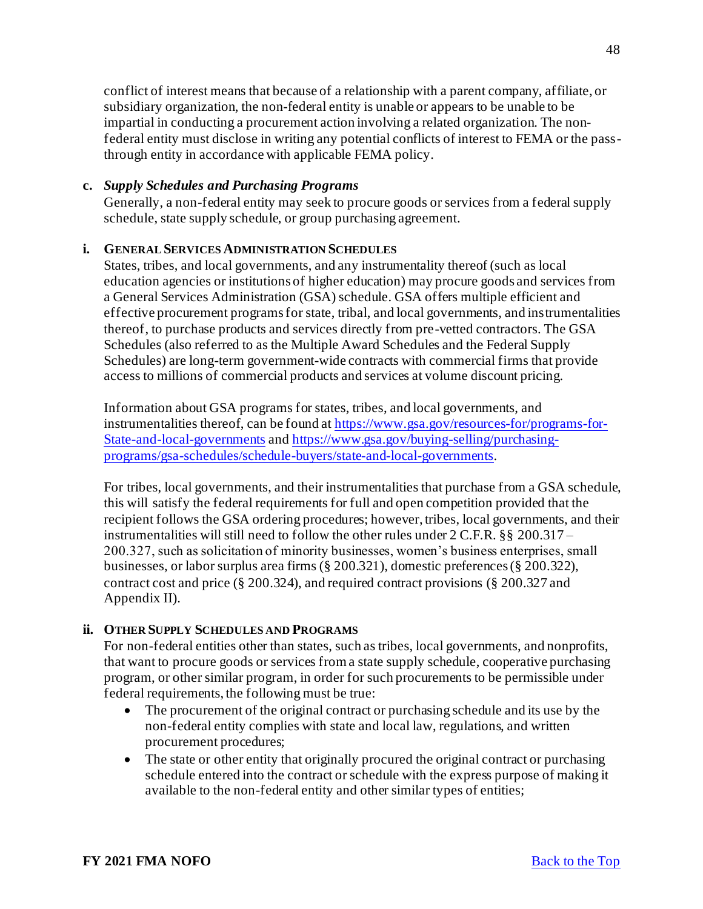conflict of interest means that because of a relationship with a parent company, affiliate, or subsidiary organization, the non-federal entity is unable or appears to be unable to be impartial in conducting a procurement action involving a related organization. The non-federal entity must disclose in writing any potential conflicts of interest to FEMA or the pass-through entity in accordance with applicable FEMA policy.

**c. *Supply Schedules and Purchasing Programs***

Generally, a non-federal entity may seek to procure goods or services from a federal supply schedule, state supply schedule, or group purchasing agreement.

**i. GENERAL SERVICES ADMINISTRATION SCHEDULES**

States, tribes, and local governments, and any instrumentality thereof (such as local education agencies or institutions of higher education) may procure goods and services from a General Services Administration (GSA) schedule. GSA offers multiple efficient and effective procurement programs for state, tribal, and local governments, and instrumentalities thereof, to purchase products and services directly from pre-vetted contractors. The GSA Schedules (also referred to as the Multiple Award Schedules and the Federal Supply Schedules) are long-term government-wide contracts with commercial firms that provide access to millions of commercial products and services at volume discount pricing.

Information about GSA programs for states, tribes, and local governments, and instrumentalities thereof, can be found at [https://www.gsa.gov/resources-for/programs-for-State-and-local-governments](https://www.gsa.gov/resources-for/programs-for-State-and-local-governments) and [https://www.gsa.gov/buying-selling/purchasing-programs/gsa-schedules/schedule-buyers/state-and-local-governments](https://www.gsa.gov/buying-selling/purchasing-programs/gsa-schedules/schedule-buyers/state-and-local-governments).

For tribes, local governments, and their instrumentalities that purchase from a GSA schedule, this will satisfy the federal requirements for full and open competition provided that the recipient follows the GSA ordering procedures; however, tribes, local governments, and their instrumentalities will still need to follow the other rules under 2 C.F.R. §§ 200.317 – 200.327, such as solicitation of minority businesses, women's business enterprises, small businesses, or labor surplus area firms (§ 200.321), domestic preferences (§ 200.322), contract cost and price (§ 200.324), and required contract provisions (§ 200.327 and Appendix II).

**ii. OTHER SUPPLY SCHEDULES AND PROGRAMS**

For non-federal entities other than states, such as tribes, local governments, and nonprofits, that want to procure goods or services from a state supply schedule, cooperative purchasing program, or other similar program, in order for such procurements to be permissible under federal requirements, the following must be true:

- The procurement of the original contract or purchasing schedule and its use by the non-federal entity complies with state and local law, regulations, and written procurement procedures;
- The state or other entity that originally procured the original contract or purchasing schedule entered into the contract or schedule with the express purpose of making it available to the non-federal entity and other similar types of entities;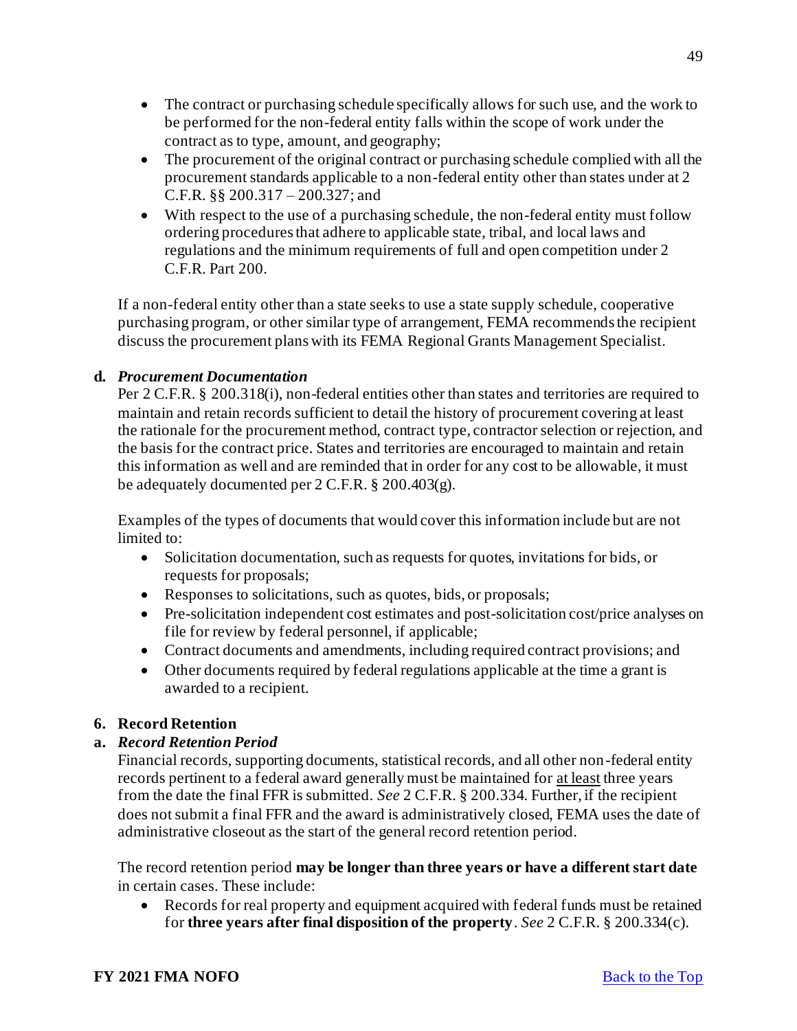- The contract or purchasing schedule specifically allows for such use, and the work to be performed for the non-federal entity falls within the scope of work under the contract as to type, amount, and geography;
- The procurement of the original contract or purchasing schedule complied with all the procurement standards applicable to a non-federal entity other than states under at 2 C.F.R. §§ 200.317 – 200.327; and
- With respect to the use of a purchasing schedule, the non-federal entity must follow ordering procedures that adhere to applicable state, tribal, and local laws and regulations and the minimum requirements of full and open competition under 2 C.F.R. Part 200.

If a non-federal entity other than a state seeks to use a state supply schedule, cooperative purchasing program, or other similar type of arrangement, FEMA recommends the recipient discuss the procurement plans with its FEMA Regional Grants Management Specialist.

**d. *Procurement Documentation***

Per 2 C.F.R. § 200.318(i), non-federal entities other than states and territories are required to maintain and retain records sufficient to detail the history of procurement covering at least the rationale for the procurement method, contract type, contractor selection or rejection, and the basis for the contract price. States and territories are encouraged to maintain and retain this information as well and are reminded that in order for any cost to be allowable, it must be adequately documented per 2 C.F.R. § 200.403(g).

Examples of the types of documents that would cover this information include but are not limited to:

- Solicitation documentation, such as requests for quotes, invitations for bids, or requests for proposals;
- Responses to solicitations, such as quotes, bids, or proposals;
- Pre-solicitation independent cost estimates and post-solicitation cost/price analyses on file for review by federal personnel, if applicable;
- Contract documents and amendments, including required contract provisions; and
- Other documents required by federal regulations applicable at the time a grant is awarded to a recipient.

**6. Record Retention**

**a. *Record Retention Period***

Financial records, supporting documents, statistical records, and all other non-federal entity records pertinent to a federal award generally must be maintained for <u>at least</u> three years from the date the final FFR is submitted. *See* 2 C.F.R. § 200.334. Further, if the recipient does not submit a final FFR and the award is administratively closed, FEMA uses the date of administrative closeout as the start of the general record retention period.

The record retention period **may be longer than three years or have a different start date** in certain cases. These include:

- Records for real property and equipment acquired with federal funds must be retained for **three years after final disposition of the property**. *See* 2 C.F.R. § 200.334(c).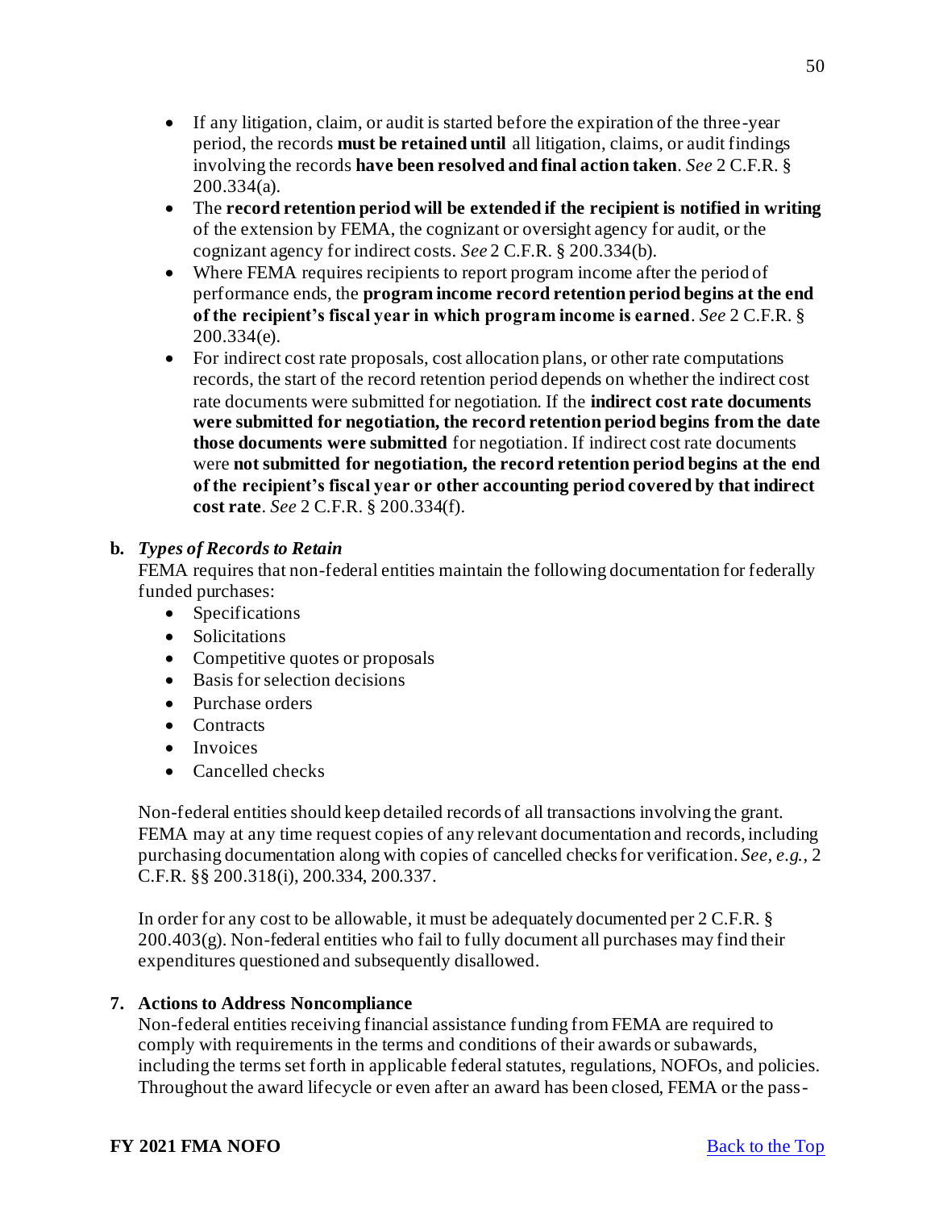- If any litigation, claim, or audit is started before the expiration of the three-year period, the records **must be retained until** all litigation, claims, or audit findings involving the records **have been resolved and final action taken**. *See* 2 C.F.R. § 200.334(a).
- The **record retention period will be extended if the recipient is notified in writing** of the extension by FEMA, the cognizant or oversight agency for audit, or the cognizant agency for indirect costs. *See* 2 C.F.R. § 200.334(b).
- Where FEMA requires recipients to report program income after the period of performance ends, the **program income record retention period begins at the end of the recipient's fiscal year in which program income is earned**. *See* 2 C.F.R. § 200.334(e).
- For indirect cost rate proposals, cost allocation plans, or other rate computations records, the start of the record retention period depends on whether the indirect cost rate documents were submitted for negotiation. If the **indirect cost rate documents were submitted for negotiation, the record retention period begins from the date those documents were submitted** for negotiation. If indirect cost rate documents were **not submitted for negotiation, the record retention period begins at the end of the recipient's fiscal year or other accounting period covered by that indirect cost rate**. *See* 2 C.F.R. § 200.334(f).

**b.** ***Types of Records to Retain***

FEMA requires that non-federal entities maintain the following documentation for federally funded purchases:

- Specifications
- Solicitations
- Competitive quotes or proposals
- Basis for selection decisions
- Purchase orders
- Contracts
- Invoices
- Cancelled checks

Non-federal entities should keep detailed records of all transactions involving the grant. FEMA may at any time request copies of any relevant documentation and records, including purchasing documentation along with copies of cancelled checks for verification. *See, e.g.*, 2 C.F.R. §§ 200.318(i), 200.334, 200.337.

In order for any cost to be allowable, it must be adequately documented per 2 C.F.R. § 200.403(g). Non-federal entities who fail to fully document all purchases may find their expenditures questioned and subsequently disallowed.

**7. Actions to Address Noncompliance**

Non-federal entities receiving financial assistance funding from FEMA are required to comply with requirements in the terms and conditions of their awards or subawards, including the terms set forth in applicable federal statutes, regulations, NOFOs, and policies. Throughout the award lifecycle or even after an award has been closed, FEMA or the pass-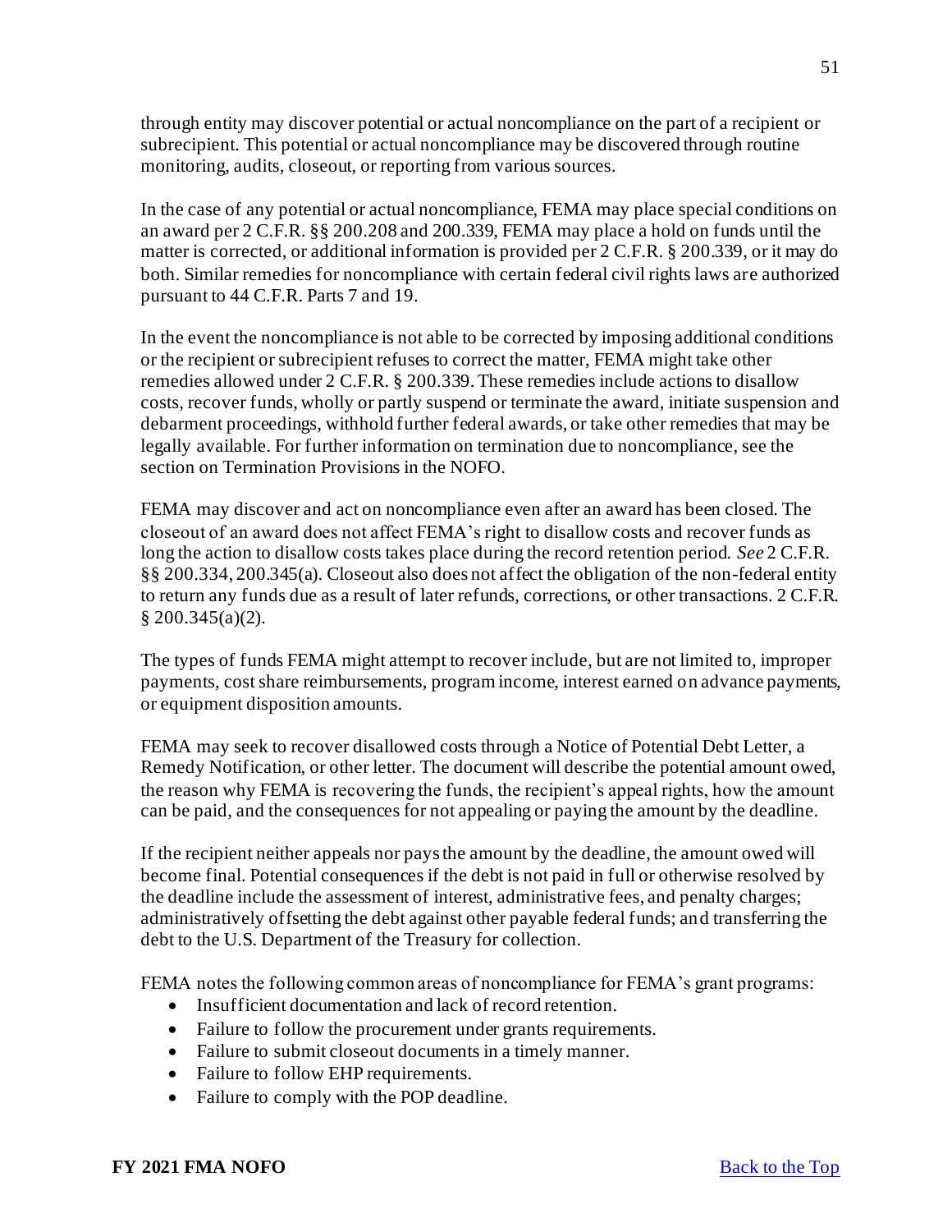through entity may discover potential or actual noncompliance on the part of a recipient or subrecipient. This potential or actual noncompliance may be discovered through routine monitoring, audits, closeout, or reporting from various sources.

In the case of any potential or actual noncompliance, FEMA may place special conditions on an award per 2 C.F.R. §§ 200.208 and 200.339, FEMA may place a hold on funds until the matter is corrected, or additional information is provided per 2 C.F.R. § 200.339, or it may do both. Similar remedies for noncompliance with certain federal civil rights laws are authorized pursuant to 44 C.F.R. Parts 7 and 19.

In the event the noncompliance is not able to be corrected by imposing additional conditions or the recipient or subrecipient refuses to correct the matter, FEMA might take other remedies allowed under 2 C.F.R. § 200.339. These remedies include actions to disallow costs, recover funds, wholly or partly suspend or terminate the award, initiate suspension and debarment proceedings, withhold further federal awards, or take other remedies that may be legally available. For further information on termination due to noncompliance, see the section on Termination Provisions in the NOFO.

FEMA may discover and act on noncompliance even after an award has been closed. The closeout of an award does not affect FEMA's right to disallow costs and recover funds as long the action to disallow costs takes place during the record retention period. *See* 2 C.F.R. §§ 200.334, 200.345(a). Closeout also does not affect the obligation of the non-federal entity to return any funds due as a result of later refunds, corrections, or other transactions. 2 C.F.R. § 200.345(a)(2).

The types of funds FEMA might attempt to recover include, but are not limited to, improper payments, cost share reimbursements, program income, interest earned on advance payments, or equipment disposition amounts.

FEMA may seek to recover disallowed costs through a Notice of Potential Debt Letter, a Remedy Notification, or other letter. The document will describe the potential amount owed, the reason why FEMA is recovering the funds, the recipient's appeal rights, how the amount can be paid, and the consequences for not appealing or paying the amount by the deadline.

If the recipient neither appeals nor pays the amount by the deadline, the amount owed will become final. Potential consequences if the debt is not paid in full or otherwise resolved by the deadline include the assessment of interest, administrative fees, and penalty charges; administratively offsetting the debt against other payable federal funds; and transferring the debt to the U.S. Department of the Treasury for collection.

FEMA notes the following common areas of noncompliance for FEMA's grant programs:

- Insufficient documentation and lack of record retention.
- Failure to follow the procurement under grants requirements.
- Failure to submit closeout documents in a timely manner.
- Failure to follow EHP requirements.
- Failure to comply with the POP deadline.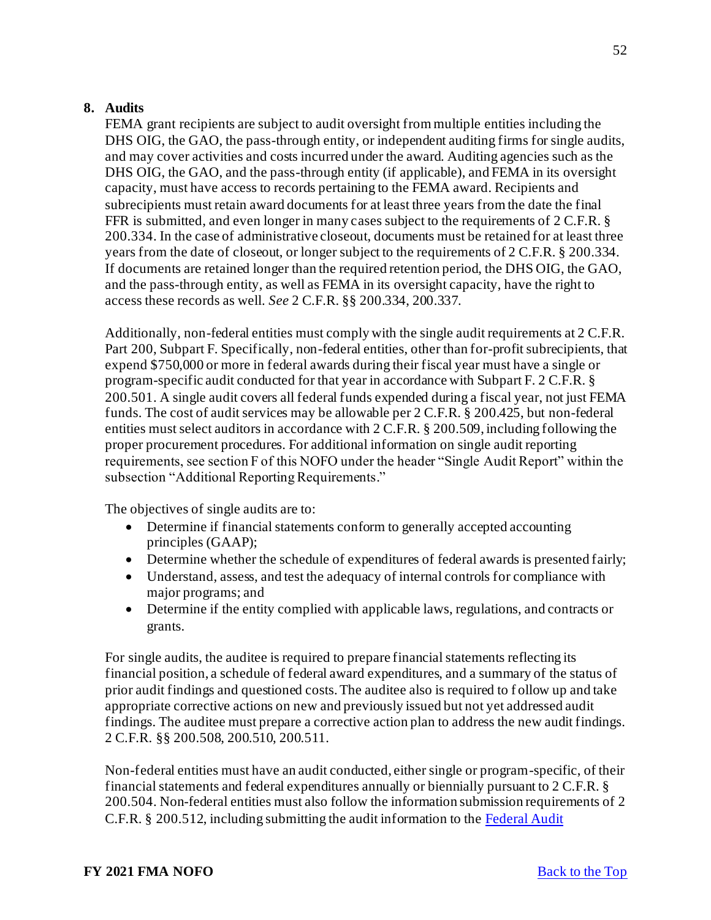**8. Audits**

FEMA grant recipients are subject to audit oversight from multiple entities including the DHS OIG, the GAO, the pass-through entity, or independent auditing firms for single audits, and may cover activities and costs incurred under the award. Auditing agencies such as the DHS OIG, the GAO, and the pass-through entity (if applicable), and FEMA in its oversight capacity, must have access to records pertaining to the FEMA award. Recipients and subrecipients must retain award documents for at least three years from the date the final FFR is submitted, and even longer in many cases subject to the requirements of 2 C.F.R. § 200.334. In the case of administrative closeout, documents must be retained for at least three years from the date of closeout, or longer subject to the requirements of 2 C.F.R. § 200.334. If documents are retained longer than the required retention period, the DHS OIG, the GAO, and the pass-through entity, as well as FEMA in its oversight capacity, have the right to access these records as well. *See* 2 C.F.R. §§ 200.334, 200.337.

Additionally, non-federal entities must comply with the single audit requirements at 2 C.F.R. Part 200, Subpart F. Specifically, non-federal entities, other than for-profit subrecipients, that expend $750,000 or more in federal awards during their fiscal year must have a single or program-specific audit conducted for that year in accordance with Subpart F. 2 C.F.R. § 200.501. A single audit covers all federal funds expended during a fiscal year, not just FEMA funds. The cost of audit services may be allowable per 2 C.F.R. § 200.425, but non-federal entities must select auditors in accordance with 2 C.F.R. § 200.509, including following the proper procurement procedures. For additional information on single audit reporting requirements, see section F of this NOFO under the header "Single Audit Report" within the subsection "Additional Reporting Requirements."

The objectives of single audits are to:

- Determine if financial statements conform to generally accepted accounting principles (GAAP);
- Determine whether the schedule of expenditures of federal awards is presented fairly;
- Understand, assess, and test the adequacy of internal controls for compliance with major programs; and
- Determine if the entity complied with applicable laws, regulations, and contracts or grants.

For single audits, the auditee is required to prepare financial statements reflecting its financial position, a schedule of federal award expenditures, and a summary of the status of prior audit findings and questioned costs. The auditee also is required to follow up and take appropriate corrective actions on new and previously issued but not yet addressed audit findings. The auditee must prepare a corrective action plan to address the new audit findings. 2 C.F.R. §§ 200.508, 200.510, 200.511.

Non-federal entities must have an audit conducted, either single or program-specific, of their financial statements and federal expenditures annually or biennially pursuant to 2 C.F.R. § 200.504. Non-federal entities must also follow the information submission requirements of 2 C.F.R. § 200.512, including submitting the audit information to the Federal Audit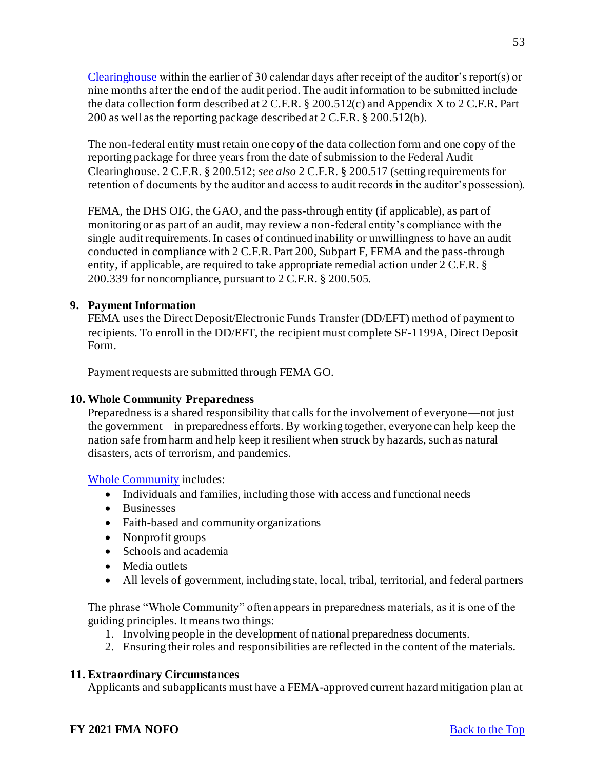Clearinghouse within the earlier of 30 calendar days after receipt of the auditor's report(s) or nine months after the end of the audit period. The audit information to be submitted include the data collection form described at 2 C.F.R. § 200.512(c) and Appendix X to 2 C.F.R. Part 200 as well as the reporting package described at 2 C.F.R. § 200.512(b).

The non-federal entity must retain one copy of the data collection form and one copy of the reporting package for three years from the date of submission to the Federal Audit Clearinghouse. 2 C.F.R. § 200.512; *see also* 2 C.F.R. § 200.517 (setting requirements for retention of documents by the auditor and access to audit records in the auditor's possession).

FEMA, the DHS OIG, the GAO, and the pass-through entity (if applicable), as part of monitoring or as part of an audit, may review a non-federal entity's compliance with the single audit requirements. In cases of continued inability or unwillingness to have an audit conducted in compliance with 2 C.F.R. Part 200, Subpart F, FEMA and the pass-through entity, if applicable, are required to take appropriate remedial action under 2 C.F.R. § 200.339 for noncompliance, pursuant to 2 C.F.R. § 200.505.

**9. Payment Information**

FEMA uses the Direct Deposit/Electronic Funds Transfer (DD/EFT) method of payment to recipients. To enroll in the DD/EFT, the recipient must complete SF-1199A, Direct Deposit Form.

Payment requests are submitted through FEMA GO.

**10. Whole Community Preparedness**

Preparedness is a shared responsibility that calls for the involvement of everyone—not just the government—in preparedness efforts. By working together, everyone can help keep the nation safe from harm and help keep it resilient when struck by hazards, such as natural disasters, acts of terrorism, and pandemics.

Whole Community includes:

- Individuals and families, including those with access and functional needs
- Businesses
- Faith-based and community organizations
- Nonprofit groups
- Schools and academia
- Media outlets
- All levels of government, including state, local, tribal, territorial, and federal partners

The phrase "Whole Community" often appears in preparedness materials, as it is one of the guiding principles. It means two things:

1. Involving people in the development of national preparedness documents.
2. Ensuring their roles and responsibilities are reflected in the content of the materials.

**11. Extraordinary Circumstances**

Applicants and subapplicants must have a FEMA-approved current hazard mitigation plan at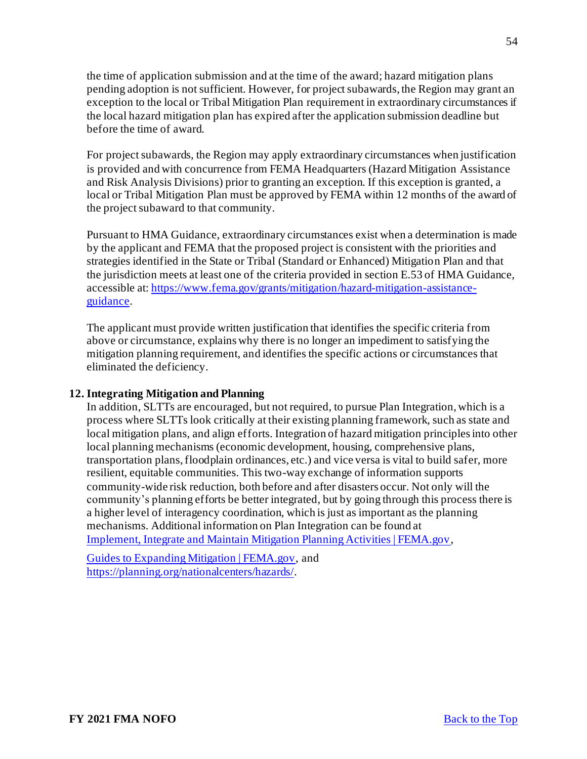the time of application submission and at the time of the award; hazard mitigation plans pending adoption is not sufficient. However, for project subawards, the Region may grant an exception to the local or Tribal Mitigation Plan requirement in extraordinary circumstances if the local hazard mitigation plan has expired after the application submission deadline but before the time of award.

For project subawards, the Region may apply extraordinary circumstances when justification is provided and with concurrence from FEMA Headquarters (Hazard Mitigation Assistance and Risk Analysis Divisions) prior to granting an exception. If this exception is granted, a local or Tribal Mitigation Plan must be approved by FEMA within 12 months of the award of the project subaward to that community.

Pursuant to HMA Guidance, extraordinary circumstances exist when a determination is made by the applicant and FEMA that the proposed project is consistent with the priorities and strategies identified in the State or Tribal (Standard or Enhanced) Mitigation Plan and that the jurisdiction meets at least one of the criteria provided in section E.53 of HMA Guidance, accessible at: [https://www.fema.gov/grants/mitigation/hazard-mitigation-assistance-guidance](https://www.fema.gov/grants/mitigation/hazard-mitigation-assistance-guidance).

The applicant must provide written justification that identifies the specific criteria from above or circumstance, explains why there is no longer an impediment to satisfying the mitigation planning requirement, and identifies the specific actions or circumstances that eliminated the deficiency.

**12. Integrating Mitigation and Planning**

In addition, SLTTs are encouraged, but not required, to pursue Plan Integration, which is a process where SLTTs look critically at their existing planning framework, such as state and local mitigation plans, and align efforts. Integration of hazard mitigation principles into other local planning mechanisms (economic development, housing, comprehensive plans, transportation plans, floodplain ordinances, etc.) and vice versa is vital to build safer, more resilient, equitable communities. This two-way exchange of information supports community-wide risk reduction, both before and after disasters occur. Not only will the community's planning efforts be better integrated, but by going through this process there is a higher level of interagency coordination, which is just as important as the planning mechanisms. Additional information on Plan Integration can be found at Implement, Integrate and Maintain Mitigation Planning Activities | FEMA.gov,

Guides to Expanding Mitigation | FEMA.gov, and [https://planning.org/nationalcenters/hazards/](https://planning.org/nationalcenters/hazards/).